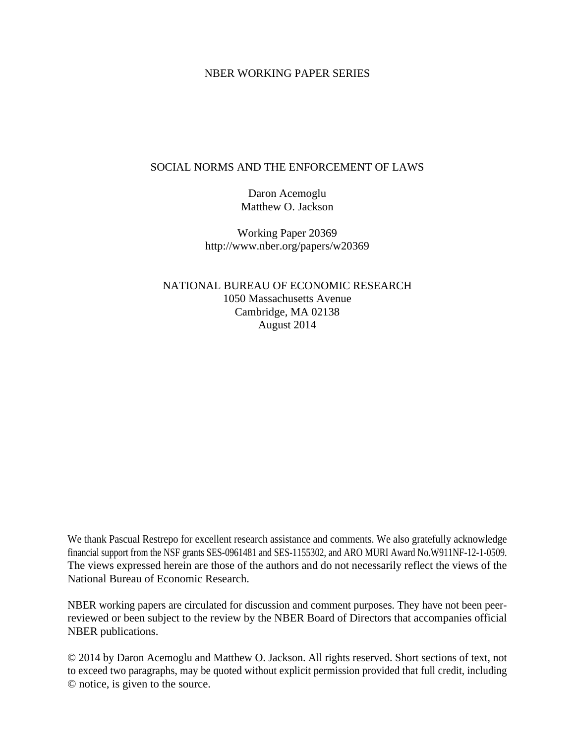NBER WORKING PAPER SERIES

# SOCIAL NORMS AND THE ENFORCEMENT OF LAWS

Daron Acemoglu
Matthew O. Jackson

Working Paper 20369
http://www.nber.org/papers/w20369

NATIONAL BUREAU OF ECONOMIC RESEARCH
1050 Massachusetts Avenue
Cambridge, MA 02138
August 2014

We thank Pascual Restrepo for excellent research assistance and comments. We also gratefully acknowledge financial support from the NSF grants SES-0961481 and SES-1155302, and ARO MURI Award No.W911NF-12-1-0509. The views expressed herein are those of the authors and do not necessarily reflect the views of the National Bureau of Economic Research.

NBER working papers are circulated for discussion and comment purposes. They have not been peer-reviewed or been subject to the review by the NBER Board of Directors that accompanies official NBER publications.

© 2014 by Daron Acemoglu and Matthew O. Jackson. All rights reserved. Short sections of text, not to exceed two paragraphs, may be quoted without explicit permission provided that full credit, including © notice, is given to the source.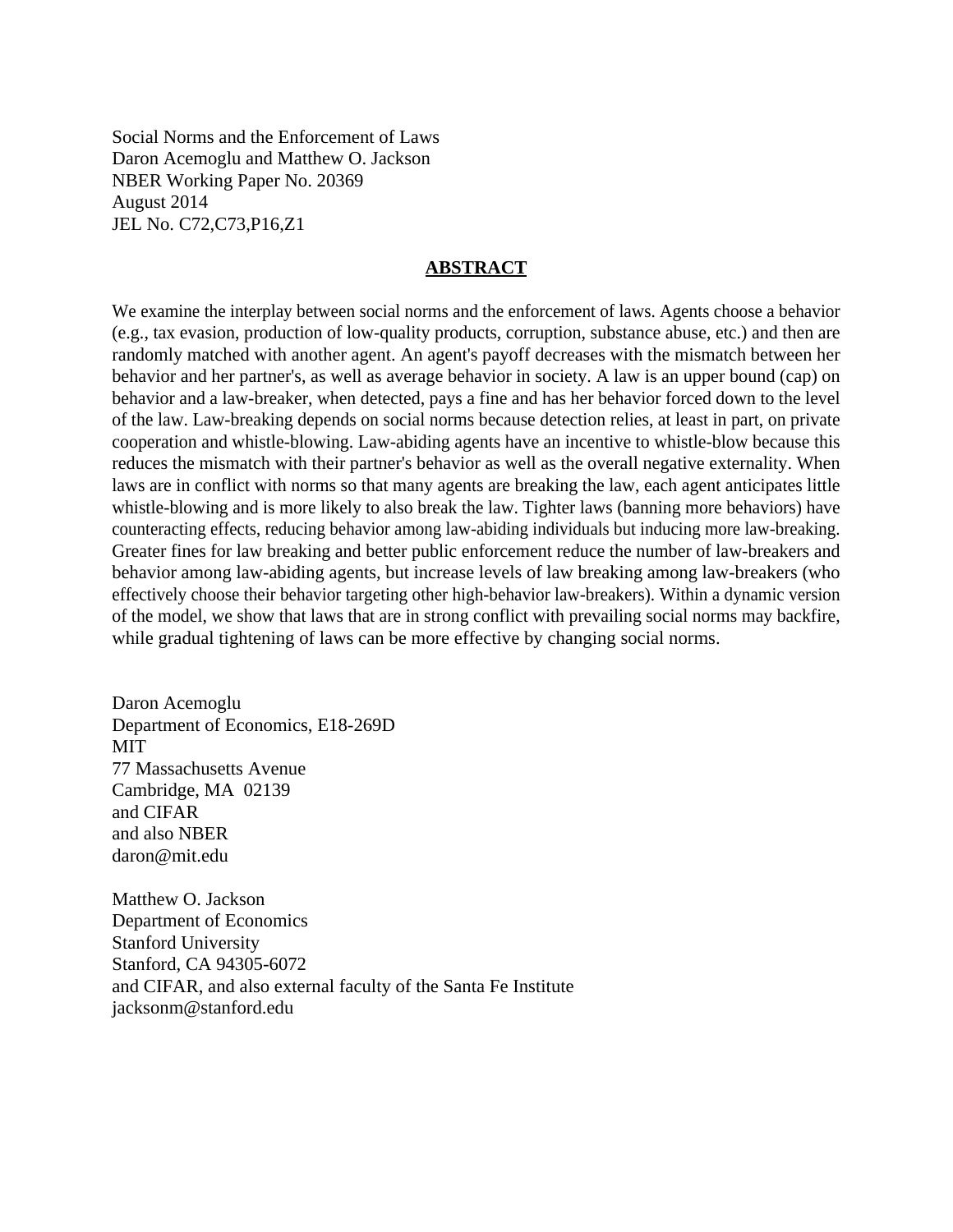Social Norms and the Enforcement of Laws
Daron Acemoglu and Matthew O. Jackson
NBER Working Paper No. 20369
August 2014
JEL No. C72,C73,P16,Z1

## ABSTRACT

We examine the interplay between social norms and the enforcement of laws. Agents choose a behavior (e.g., tax evasion, production of low-quality products, corruption, substance abuse, etc.) and then are randomly matched with another agent. An agent's payoff decreases with the mismatch between her behavior and her partner's, as well as average behavior in society. A law is an upper bound (cap) on behavior and a law-breaker, when detected, pays a fine and has her behavior forced down to the level of the law. Law-breaking depends on social norms because detection relies, at least in part, on private cooperation and whistle-blowing. Law-abiding agents have an incentive to whistle-blow because this reduces the mismatch with their partner's behavior as well as the overall negative externality. When laws are in conflict with norms so that many agents are breaking the law, each agent anticipates little whistle-blowing and is more likely to also break the law. Tighter laws (banning more behaviors) have counteracting effects, reducing behavior among law-abiding individuals but inducing more law-breaking. Greater fines for law breaking and better public enforcement reduce the number of law-breakers and behavior among law-abiding agents, but increase levels of law breaking among law-breakers (who effectively choose their behavior targeting other high-behavior law-breakers). Within a dynamic version of the model, we show that laws that are in strong conflict with prevailing social norms may backfire, while gradual tightening of laws can be more effective by changing social norms.

Daron Acemoglu
Department of Economics, E18-269D
MIT
77 Massachusetts Avenue
Cambridge, MA 02139
and CIFAR
and also NBER
daron@mit.edu

Matthew O. Jackson
Department of Economics
Stanford University
Stanford, CA 94305-6072
and CIFAR, and also external faculty of the Santa Fe Institute
jacksonm@stanford.edu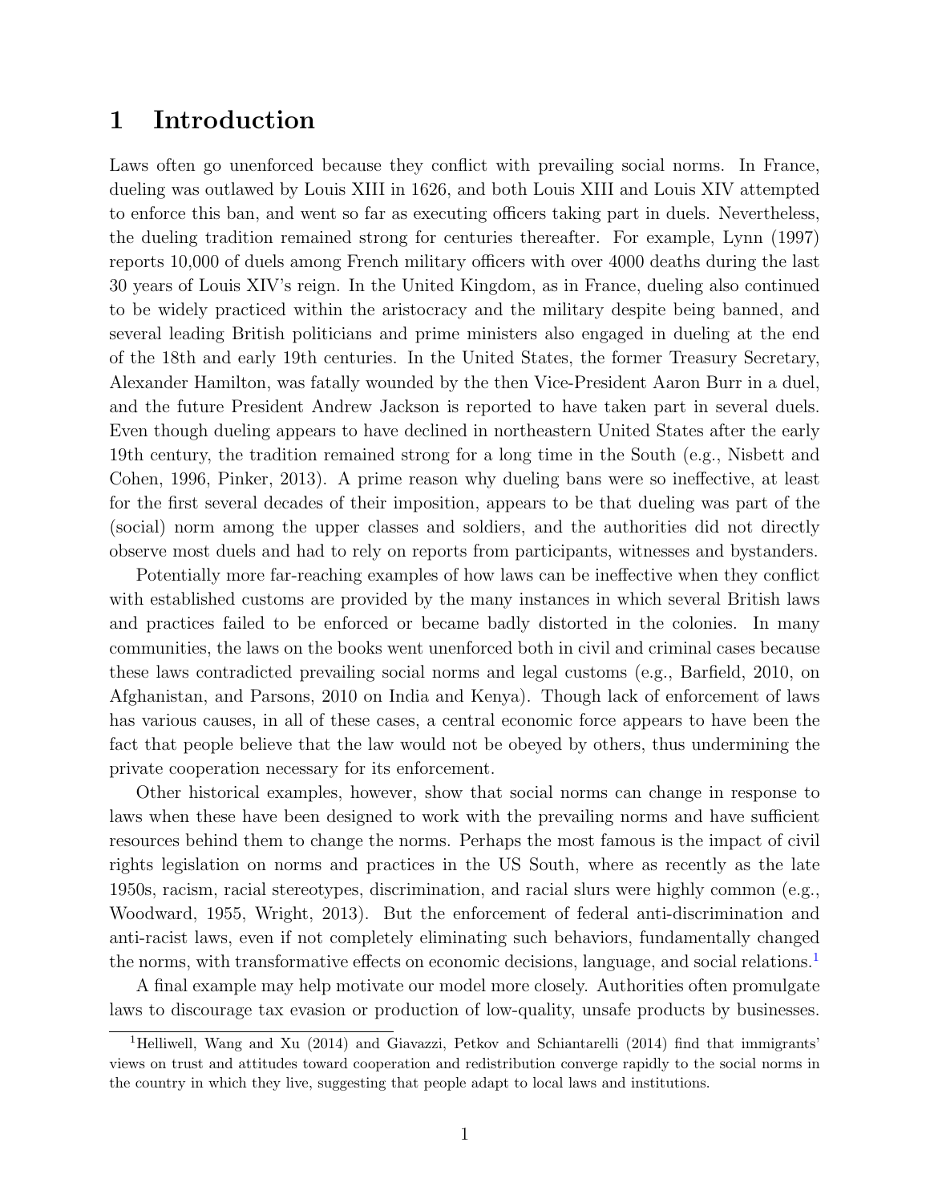# 1 Introduction

Laws often go unenforced because they conflict with prevailing social norms. In France, dueling was outlawed by Louis XIII in 1626, and both Louis XIII and Louis XIV attempted to enforce this ban, and went so far as executing officers taking part in duels. Nevertheless, the dueling tradition remained strong for centuries thereafter. For example, Lynn (1997) reports 10,000 of duels among French military officers with over 4000 deaths during the last 30 years of Louis XIV's reign. In the United Kingdom, as in France, dueling also continued to be widely practiced within the aristocracy and the military despite being banned, and several leading British politicians and prime ministers also engaged in dueling at the end of the 18th and early 19th centuries. In the United States, the former Treasury Secretary, Alexander Hamilton, was fatally wounded by the then Vice-President Aaron Burr in a duel, and the future President Andrew Jackson is reported to have taken part in several duels. Even though dueling appears to have declined in northeastern United States after the early 19th century, the tradition remained strong for a long time in the South (e.g., Nisbett and Cohen, 1996, Pinker, 2013). A prime reason why dueling bans were so ineffective, at least for the first several decades of their imposition, appears to be that dueling was part of the (social) norm among the upper classes and soldiers, and the authorities did not directly observe most duels and had to rely on reports from participants, witnesses and bystanders.

Potentially more far-reaching examples of how laws can be ineffective when they conflict with established customs are provided by the many instances in which several British laws and practices failed to be enforced or became badly distorted in the colonies. In many communities, the laws on the books went unenforced both in civil and criminal cases because these laws contradicted prevailing social norms and legal customs (e.g., Barfield, 2010, on Afghanistan, and Parsons, 2010 on India and Kenya). Though lack of enforcement of laws has various causes, in all of these cases, a central economic force appears to have been the fact that people believe that the law would not be obeyed by others, thus undermining the private cooperation necessary for its enforcement.

Other historical examples, however, show that social norms can change in response to laws when these have been designed to work with the prevailing norms and have sufficient resources behind them to change the norms. Perhaps the most famous is the impact of civil rights legislation on norms and practices in the US South, where as recently as the late 1950s, racism, racial stereotypes, discrimination, and racial slurs were highly common (e.g., Woodward, 1955, Wright, 2013). But the enforcement of federal anti-discrimination and anti-racist laws, even if not completely eliminating such behaviors, fundamentally changed the norms, with transformative effects on economic decisions, language, and social relations.[1]

A final example may help motivate our model more closely. Authorities often promulgate laws to discourage tax evasion or production of low-quality, unsafe products by businesses.

[1] Helliwell, Wang and Xu (2014) and Giavazzi, Petkov and Schiantarelli (2014) find that immigrants' views on trust and attitudes toward cooperation and redistribution converge rapidly to the social norms in the country in which they live, suggesting that people adapt to local laws and institutions.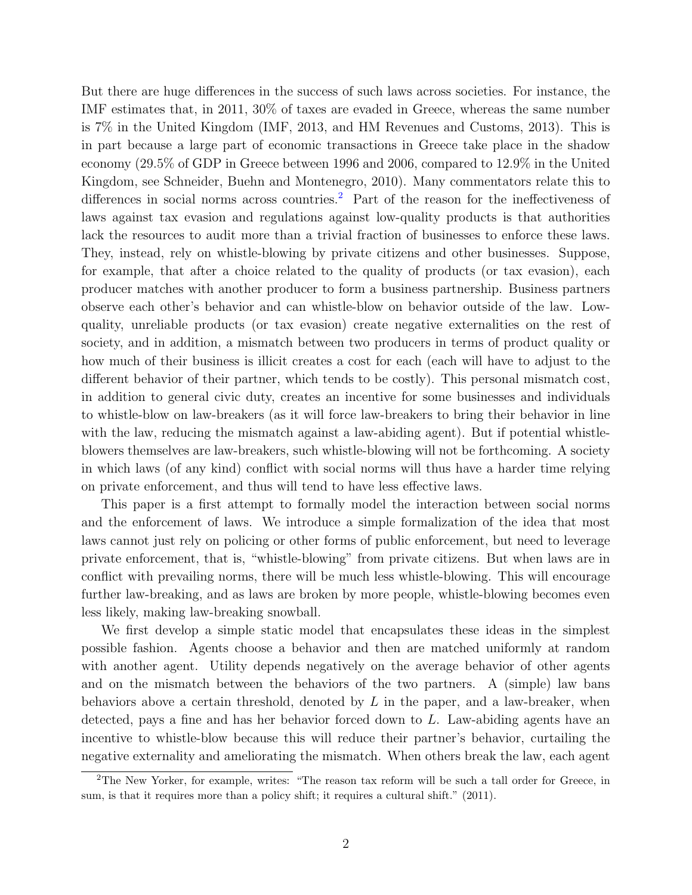But there are huge differences in the success of such laws across societies. For instance, the IMF estimates that, in 2011, 30% of taxes are evaded in Greece, whereas the same number is 7% in the United Kingdom (IMF, 2013, and HM Revenues and Customs, 2013). This is in part because a large part of economic transactions in Greece take place in the shadow economy (29.5% of GDP in Greece between 1996 and 2006, compared to 12.9% in the United Kingdom, see Schneider, Buehn and Montenegro, 2010). Many commentators relate this to differences in social norms across countries.[2] Part of the reason for the ineffectiveness of laws against tax evasion and regulations against low-quality products is that authorities lack the resources to audit more than a trivial fraction of businesses to enforce these laws. They, instead, rely on whistle-blowing by private citizens and other businesses. Suppose, for example, that after a choice related to the quality of products (or tax evasion), each producer matches with another producer to form a business partnership. Business partners observe each other's behavior and can whistle-blow on behavior outside of the law. Low-quality, unreliable products (or tax evasion) create negative externalities on the rest of society, and in addition, a mismatch between two producers in terms of product quality or how much of their business is illicit creates a cost for each (each will have to adjust to the different behavior of their partner, which tends to be costly). This personal mismatch cost, in addition to general civic duty, creates an incentive for some businesses and individuals to whistle-blow on law-breakers (as it will force law-breakers to bring their behavior in line with the law, reducing the mismatch against a law-abiding agent). But if potential whistle-blowers themselves are law-breakers, such whistle-blowing will not be forthcoming. A society in which laws (of any kind) conflict with social norms will thus have a harder time relying on private enforcement, and thus will tend to have less effective laws.

This paper is a first attempt to formally model the interaction between social norms and the enforcement of laws. We introduce a simple formalization of the idea that most laws cannot just rely on policing or other forms of public enforcement, but need to leverage private enforcement, that is, "whistle-blowing" from private citizens. But when laws are in conflict with prevailing norms, there will be much less whistle-blowing. This will encourage further law-breaking, and as laws are broken by more people, whistle-blowing becomes even less likely, making law-breaking snowball.

We first develop a simple static model that encapsulates these ideas in the simplest possible fashion. Agents choose a behavior and then are matched uniformly at random with another agent. Utility depends negatively on the average behavior of other agents and on the mismatch between the behaviors of the two partners. A (simple) law bans behaviors above a certain threshold, denoted by $L$ in the paper, and a law-breaker, when detected, pays a fine and has her behavior forced down to $L$. Law-abiding agents have an incentive to whistle-blow because this will reduce their partner's behavior, curtailing the negative externality and ameliorating the mismatch. When others break the law, each agent

[2] The New Yorker, for example, writes: "The reason tax reform will be such a tall order for Greece, in sum, is that it requires more than a policy shift; it requires a cultural shift." (2011).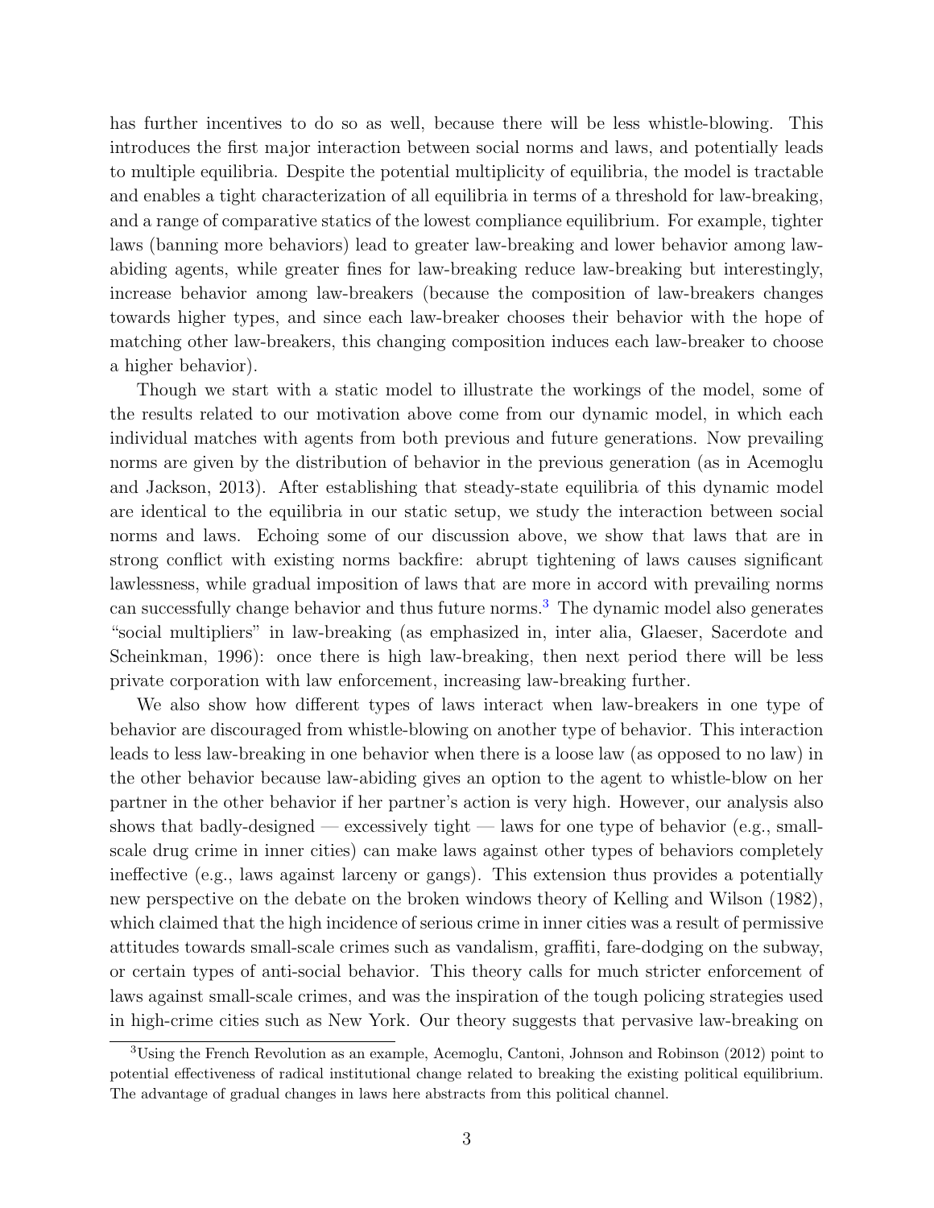has further incentives to do so as well, because there will be less whistle-blowing. This introduces the first major interaction between social norms and laws, and potentially leads to multiple equilibria. Despite the potential multiplicity of equilibria, the model is tractable and enables a tight characterization of all equilibria in terms of a threshold for law-breaking, and a range of comparative statics of the lowest compliance equilibrium. For example, tighter laws (banning more behaviors) lead to greater law-breaking and lower behavior among law-abiding agents, while greater fines for law-breaking reduce law-breaking but interestingly, increase behavior among law-breakers (because the composition of law-breakers changes towards higher types, and since each law-breaker chooses their behavior with the hope of matching other law-breakers, this changing composition induces each law-breaker to choose a higher behavior).

Though we start with a static model to illustrate the workings of the model, some of the results related to our motivation above come from our dynamic model, in which each individual matches with agents from both previous and future generations. Now prevailing norms are given by the distribution of behavior in the previous generation (as in Acemoglu and Jackson, 2013). After establishing that steady-state equilibria of this dynamic model are identical to the equilibria in our static setup, we study the interaction between social norms and laws. Echoing some of our discussion above, we show that laws that are in strong conflict with existing norms backfire: abrupt tightening of laws causes significant lawlessness, while gradual imposition of laws that are more in accord with prevailing norms can successfully change behavior and thus future norms.[3] The dynamic model also generates "social multipliers" in law-breaking (as emphasized in, inter alia, Glaeser, Sacerdote and Scheinkman, 1996): once there is high law-breaking, then next period there will be less private corporation with law enforcement, increasing law-breaking further.

We also show how different types of laws interact when law-breakers in one type of behavior are discouraged from whistle-blowing on another type of behavior. This interaction leads to less law-breaking in one behavior when there is a loose law (as opposed to no law) in the other behavior because law-abiding gives an option to the agent to whistle-blow on her partner in the other behavior if her partner's action is very high. However, our analysis also shows that badly-designed — excessively tight — laws for one type of behavior (e.g., small-scale drug crime in inner cities) can make laws against other types of behaviors completely ineffective (e.g., laws against larceny or gangs). This extension thus provides a potentially new perspective on the debate on the broken windows theory of Kelling and Wilson (1982), which claimed that the high incidence of serious crime in inner cities was a result of permissive attitudes towards small-scale crimes such as vandalism, graffiti, fare-dodging on the subway, or certain types of anti-social behavior. This theory calls for much stricter enforcement of laws against small-scale crimes, and was the inspiration of the tough policing strategies used in high-crime cities such as New York. Our theory suggests that pervasive law-breaking on

[3] Using the French Revolution as an example, Acemoglu, Cantoni, Johnson and Robinson (2012) point to potential effectiveness of radical institutional change related to breaking the existing political equilibrium. The advantage of gradual changes in laws here abstracts from this political channel.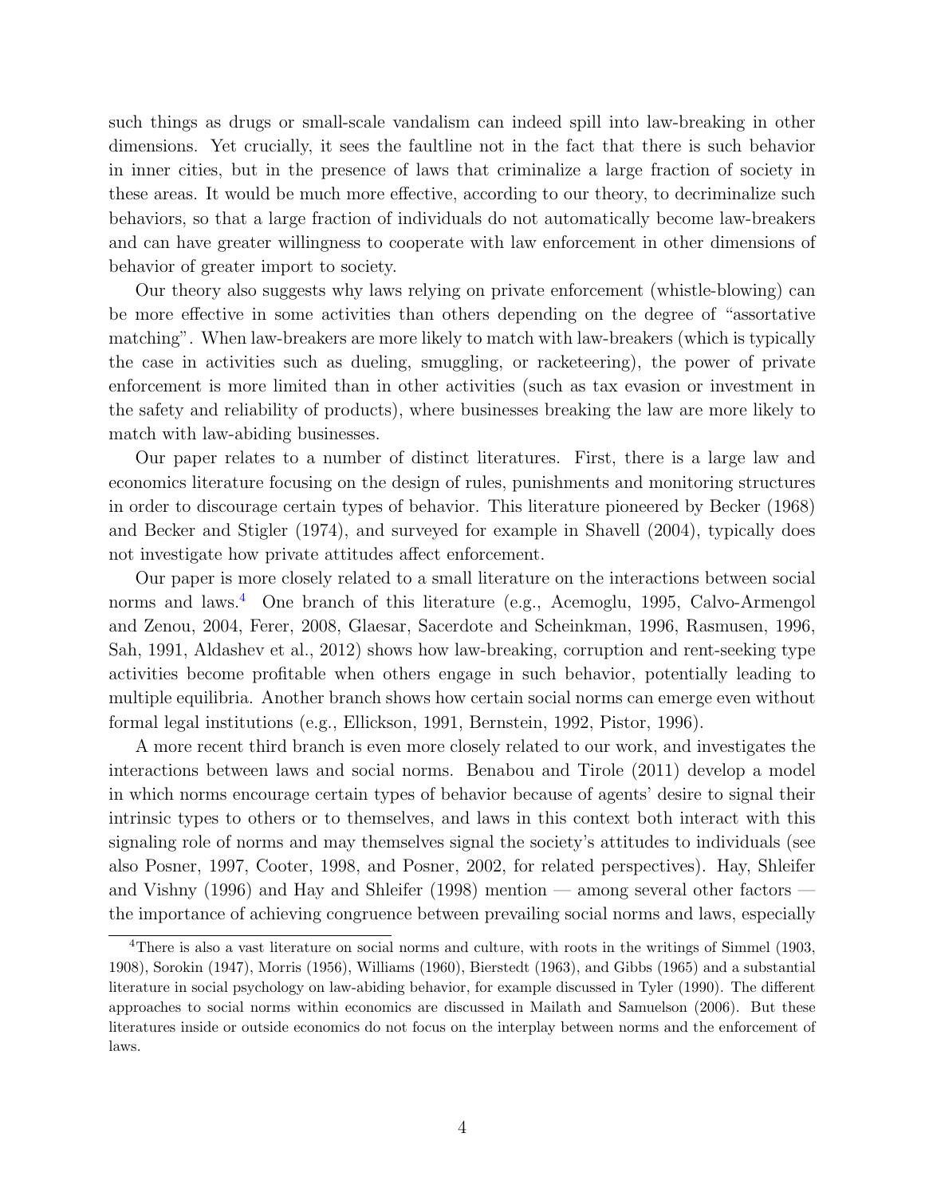such things as drugs or small-scale vandalism can indeed spill into law-breaking in other dimensions. Yet crucially, it sees the faultline not in the fact that there is such behavior in inner cities, but in the presence of laws that criminalize a large fraction of society in these areas. It would be much more effective, according to our theory, to decriminalize such behaviors, so that a large fraction of individuals do not automatically become law-breakers and can have greater willingness to cooperate with law enforcement in other dimensions of behavior of greater import to society.

Our theory also suggests why laws relying on private enforcement (whistle-blowing) can be more effective in some activities than others depending on the degree of "assortative matching". When law-breakers are more likely to match with law-breakers (which is typically the case in activities such as dueling, smuggling, or racketeering), the power of private enforcement is more limited than in other activities (such as tax evasion or investment in the safety and reliability of products), where businesses breaking the law are more likely to match with law-abiding businesses.

Our paper relates to a number of distinct literatures. First, there is a large law and economics literature focusing on the design of rules, punishments and monitoring structures in order to discourage certain types of behavior. This literature pioneered by Becker (1968) and Becker and Stigler (1974), and surveyed for example in Shavell (2004), typically does not investigate how private attitudes affect enforcement.

Our paper is more closely related to a small literature on the interactions between social norms and laws.[4] One branch of this literature (e.g., Acemoglu, 1995, Calvo-Armengol and Zenou, 2004, Ferer, 2008, Glaesar, Sacerdote and Scheinkman, 1996, Rasmusen, 1996, Sah, 1991, Aldashev et al., 2012) shows how law-breaking, corruption and rent-seeking type activities become profitable when others engage in such behavior, potentially leading to multiple equilibria. Another branch shows how certain social norms can emerge even without formal legal institutions (e.g., Ellickson, 1991, Bernstein, 1992, Pistor, 1996).

A more recent third branch is even more closely related to our work, and investigates the interactions between laws and social norms. Benabou and Tirole (2011) develop a model in which norms encourage certain types of behavior because of agents' desire to signal their intrinsic types to others or to themselves, and laws in this context both interact with this signaling role of norms and may themselves signal the society's attitudes to individuals (see also Posner, 1997, Cooter, 1998, and Posner, 2002, for related perspectives). Hay, Shleifer and Vishny (1996) and Hay and Shleifer (1998) mention — among several other factors — the importance of achieving congruence between prevailing social norms and laws, especially

[4] There is also a vast literature on social norms and culture, with roots in the writings of Simmel (1903, 1908), Sorokin (1947), Morris (1956), Williams (1960), Bierstedt (1963), and Gibbs (1965) and a substantial literature in social psychology on law-abiding behavior, for example discussed in Tyler (1990). The different approaches to social norms within economics are discussed in Mailath and Samuelson (2006). But these literatures inside or outside economics do not focus on the interplay between norms and the enforcement of laws.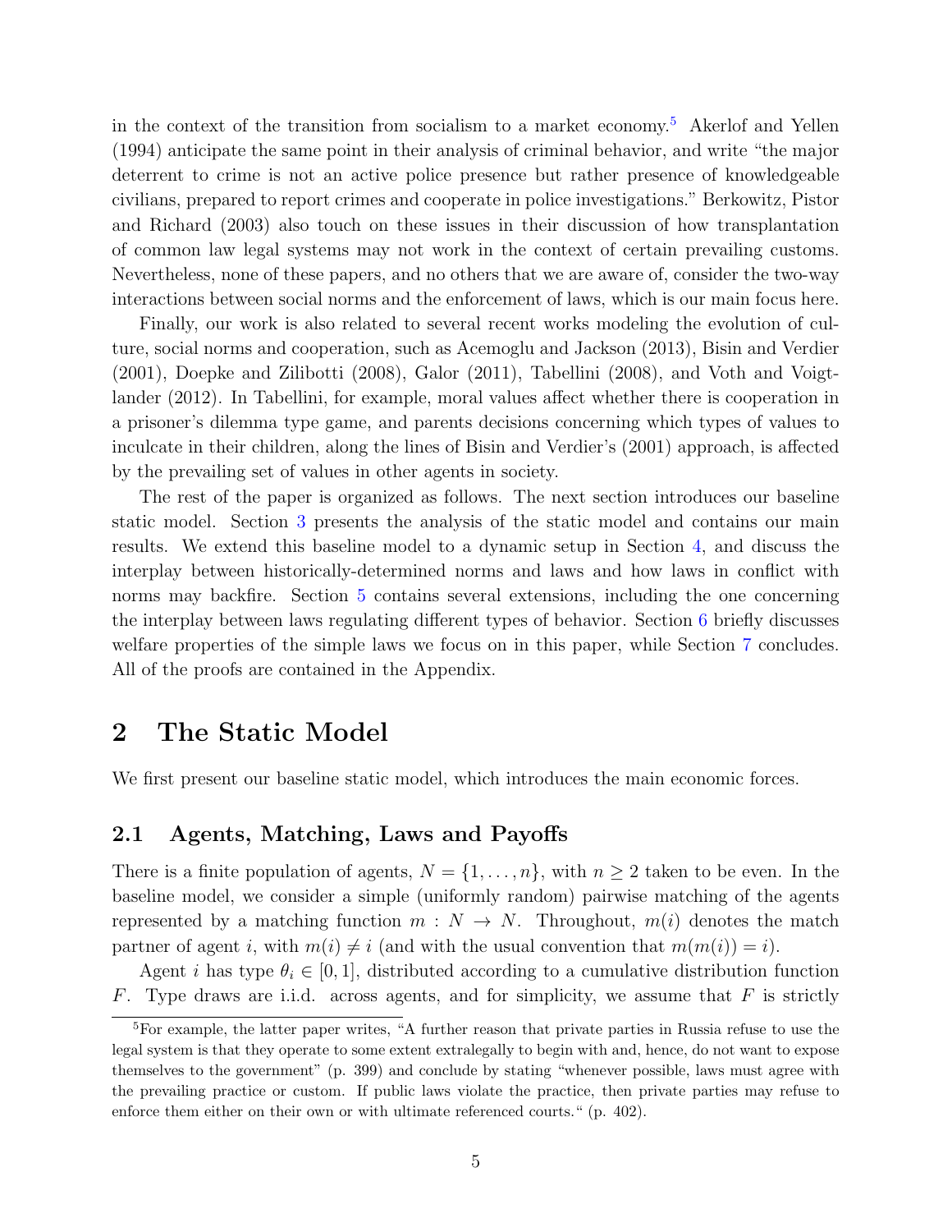in the context of the transition from socialism to a market economy.[5] Akerlof and Yellen (1994) anticipate the same point in their analysis of criminal behavior, and write "the major deterrent to crime is not an active police presence but rather presence of knowledgeable civilians, prepared to report crimes and cooperate in police investigations." Berkowitz, Pistor and Richard (2003) also touch on these issues in their discussion of how transplantation of common law legal systems may not work in the context of certain prevailing customs. Nevertheless, none of these papers, and no others that we are aware of, consider the two-way interactions between social norms and the enforcement of laws, which is our main focus here.

Finally, our work is also related to several recent works modeling the evolution of culture, social norms and cooperation, such as Acemoglu and Jackson (2013), Bisin and Verdier (2001), Doepke and Zilibotti (2008), Galor (2011), Tabellini (2008), and Voth and Voigtlander (2012). In Tabellini, for example, moral values affect whether there is cooperation in a prisoner's dilemma type game, and parents decisions concerning which types of values to inculcate in their children, along the lines of Bisin and Verdier's (2001) approach, is affected by the prevailing set of values in other agents in society.

The rest of the paper is organized as follows. The next section introduces our baseline static model. Section 3 presents the analysis of the static model and contains our main results. We extend this baseline model to a dynamic setup in Section 4, and discuss the interplay between historically-determined norms and laws and how laws in conflict with norms may backfire. Section 5 contains several extensions, including the one concerning the interplay between laws regulating different types of behavior. Section 6 briefly discusses welfare properties of the simple laws we focus on in this paper, while Section 7 concludes. All of the proofs are contained in the Appendix.

# 2 The Static Model

We first present our baseline static model, which introduces the main economic forces.

## 2.1 Agents, Matching, Laws and Payoffs

There is a finite population of agents, $N = \{1, \ldots, n\}$, with $n \geq 2$ taken to be even. In the baseline model, we consider a simple (uniformly random) pairwise matching of the agents represented by a matching function $m : N \rightarrow N$. Throughout, $m(i)$ denotes the match partner of agent $i$, with $m(i) \neq i$ (and with the usual convention that $m(m(i)) = i$).

Agent $i$ has type $\theta_i \in [0, 1]$, distributed according to a cumulative distribution function $F$. Type draws are i.i.d. across agents, and for simplicity, we assume that $F$ is strictly

[5] For example, the latter paper writes, "A further reason that private parties in Russia refuse to use the legal system is that they operate to some extent extralegally to begin with and, hence, do not want to expose themselves to the government" (p. 399) and conclude by stating "whenever possible, laws must agree with the prevailing practice or custom. If public laws violate the practice, then private parties may refuse to enforce them either on their own or with ultimate referenced courts." (p. 402).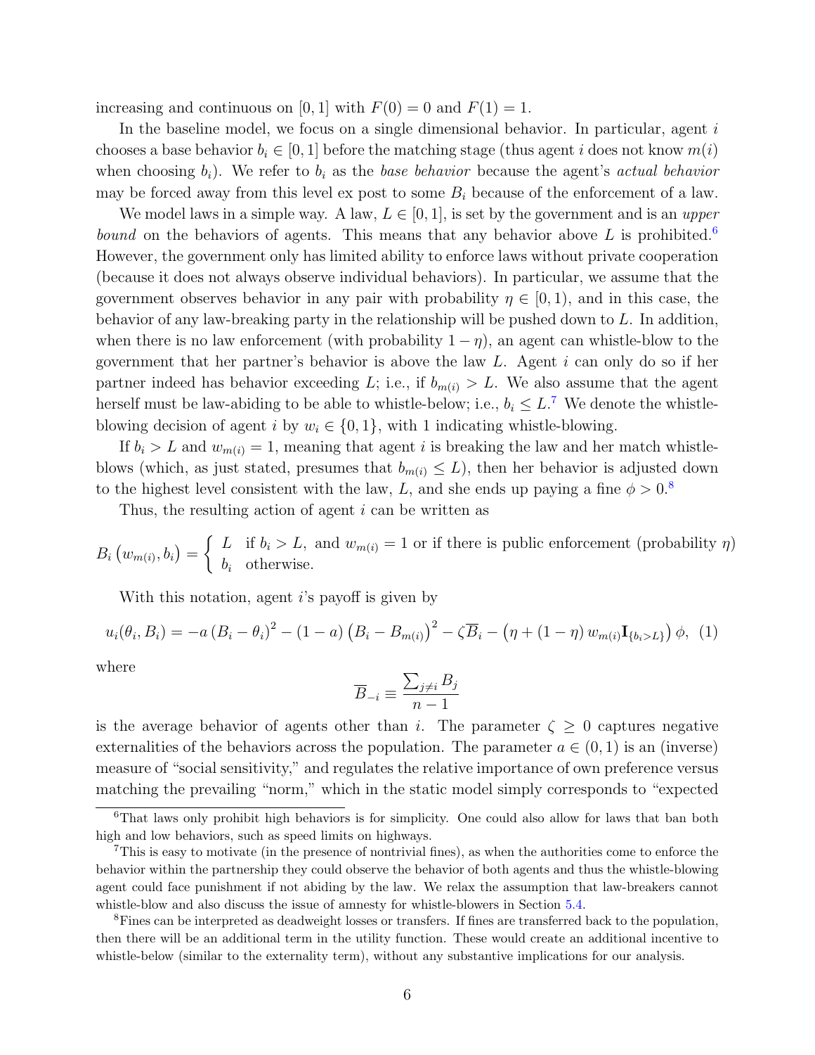increasing and continuous on $[0, 1]$ with $F(0) = 0$ and $F(1) = 1$.

In the baseline model, we focus on a single dimensional behavior. In particular, agent $i$ chooses a base behavior $b_i \in [0, 1]$ before the matching stage (thus agent $i$ does not know $m(i)$ when choosing $b_i$). We refer to $b_i$ as the *base behavior* because the agent's *actual behavior* may be forced away from this level ex post to some $B_i$ because of the enforcement of a law.

We model laws in a simple way. A law, $L \in [0, 1]$, is set by the government and is an *upper bound* on the behaviors of agents. This means that any behavior above $L$ is prohibited.[6] However, the government only has limited ability to enforce laws without private cooperation (because it does not always observe individual behaviors). In particular, we assume that the government observes behavior in any pair with probability $\eta \in [0, 1)$, and in this case, the behavior of any law-breaking party in the relationship will be pushed down to $L$. In addition, when there is no law enforcement (with probability $1 - \eta$), an agent can whistle-blow to the government that her partner's behavior is above the law $L$. Agent $i$ can only do so if her partner indeed has behavior exceeding $L$; i.e., if $b_{m(i)} > L$. We also assume that the agent herself must be law-abiding to be able to whistle-below; i.e., $b_i \leq L$.[7] We denote the whistle-blowing decision of agent $i$ by $w_i \in \{0, 1\}$, with 1 indicating whistle-blowing.

If $b_i > L$ and $w_{m(i)} = 1$, meaning that agent $i$ is breaking the law and her match whistle-blows (which, as just stated, presumes that $b_{m(i)} \leq L$), then her behavior is adjusted down to the highest level consistent with the law, $L$, and she ends up paying a fine $\phi > 0$.[8]

Thus, the resulting action of agent $i$ can be written as

$$B_i\left(w_{m(i)}, b_i\right) = \begin{cases} L & \text{if } b_i > L, \text{ and } w_{m(i)} = 1 \text{ or if there is public enforcement (probability } \eta) \\ b_i & \text{otherwise.} \end{cases}$$

With this notation, agent $i$'s payoff is given by

$$u_i(\theta_i, B_i) = -a\left(B_i - \theta_i\right)^2 - (1-a)\left(B_i - B_{m(i)}\right)^2 - \zeta \overline{B}_i - \left(\eta + (1-\eta)\, w_{m(i)} \mathbf{I}_{\{b_i > L\}}\right)\phi, \quad (1)$$

where

$$\overline{B}_{-i} \equiv \frac{\sum_{j \neq i} B_j}{n-1}$$

is the average behavior of agents other than $i$. The parameter $\zeta \geq 0$ captures negative externalities of the behaviors across the population. The parameter $a \in (0, 1)$ is an (inverse) measure of "social sensitivity," and regulates the relative importance of own preference versus matching the prevailing "norm," which in the static model simply corresponds to "expected

[6] That laws only prohibit high behaviors is for simplicity. One could also allow for laws that ban both high and low behaviors, such as speed limits on highways.

[7] This is easy to motivate (in the presence of nontrivial fines), as when the authorities come to enforce the behavior within the partnership they could observe the behavior of both agents and thus the whistle-blowing agent could face punishment if not abiding by the law. We relax the assumption that law-breakers cannot whistle-blow and also discuss the issue of amnesty for whistle-blowers in Section 5.4.

[8] Fines can be interpreted as deadweight losses or transfers. If fines are transferred back to the population, then there will be an additional term in the utility function. These would create an additional incentive to whistle-below (similar to the externality term), without any substantive implications for our analysis.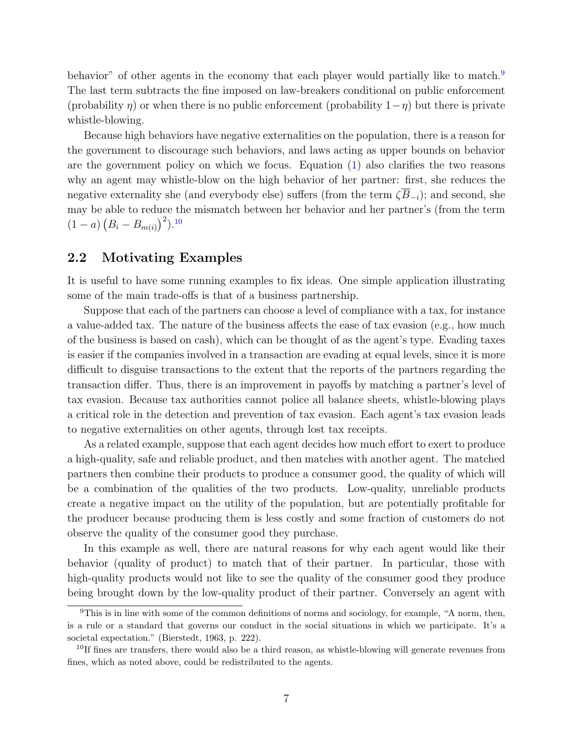behavior" of other agents in the economy that each player would partially like to match.[9] The last term subtracts the fine imposed on law-breakers conditional on public enforcement (probability $\eta$) or when there is no public enforcement (probability $1-\eta$) but there is private whistle-blowing.

Because high behaviors have negative externalities on the population, there is a reason for the government to discourage such behaviors, and laws acting as upper bounds on behavior are the government policy on which we focus. Equation (1) also clarifies the two reasons why an agent may whistle-blow on the high behavior of her partner: first, she reduces the negative externality she (and everybody else) suffers (from the term $\zeta\overline{B}_{-i}$); and second, she may be able to reduce the mismatch between her behavior and her partner's (from the term $(1-a)\left(B_i - B_{m(i)}\right)^2$).[10]

## 2.2 Motivating Examples

It is useful to have some running examples to fix ideas. One simple application illustrating some of the main trade-offs is that of a business partnership.

Suppose that each of the partners can choose a level of compliance with a tax, for instance a value-added tax. The nature of the business affects the ease of tax evasion (e.g., how much of the business is based on cash), which can be thought of as the agent's type. Evading taxes is easier if the companies involved in a transaction are evading at equal levels, since it is more difficult to disguise transactions to the extent that the reports of the partners regarding the transaction differ. Thus, there is an improvement in payoffs by matching a partner's level of tax evasion. Because tax authorities cannot police all balance sheets, whistle-blowing plays a critical role in the detection and prevention of tax evasion. Each agent's tax evasion leads to negative externalities on other agents, through lost tax receipts.

As a related example, suppose that each agent decides how much effort to exert to produce a high-quality, safe and reliable product, and then matches with another agent. The matched partners then combine their products to produce a consumer good, the quality of which will be a combination of the qualities of the two products. Low-quality, unreliable products create a negative impact on the utility of the population, but are potentially profitable for the producer because producing them is less costly and some fraction of customers do not observe the quality of the consumer good they purchase.

In this example as well, there are natural reasons for why each agent would like their behavior (quality of product) to match that of their partner. In particular, those with high-quality products would not like to see the quality of the consumer good they produce being brought down by the low-quality product of their partner. Conversely an agent with

[9] This is in line with some of the common definitions of norms and sociology, for example, "A norm, then, is a rule or a standard that governs our conduct in the social situations in which we participate. It's a societal expectation." (Bierstedt, 1963, p. 222).

[10] If fines are transfers, there would also be a third reason, as whistle-blowing will generate revenues from fines, which as noted above, could be redistributed to the agents.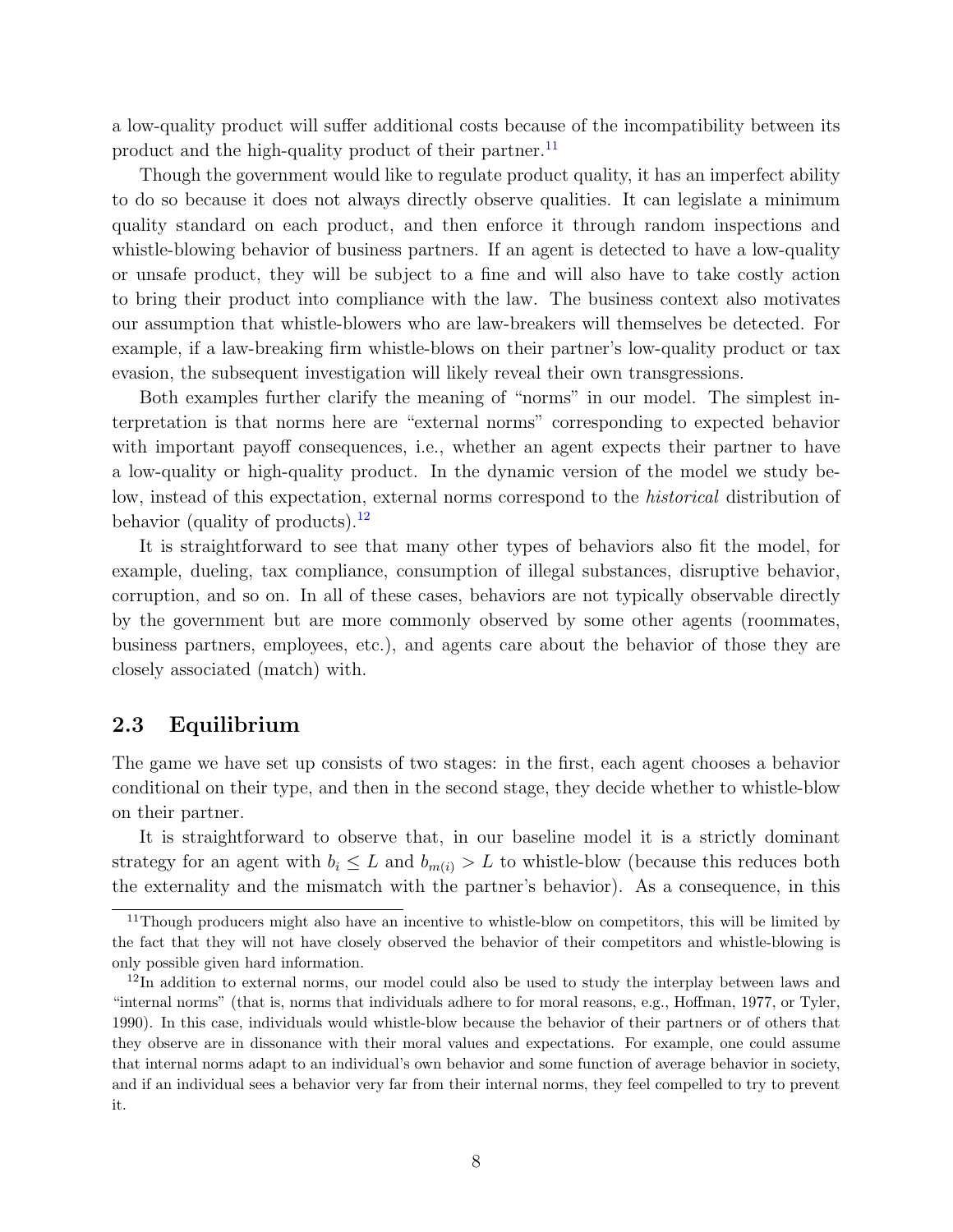a low-quality product will suffer additional costs because of the incompatibility between its product and the high-quality product of their partner.[11]

Though the government would like to regulate product quality, it has an imperfect ability to do so because it does not always directly observe qualities. It can legislate a minimum quality standard on each product, and then enforce it through random inspections and whistle-blowing behavior of business partners. If an agent is detected to have a low-quality or unsafe product, they will be subject to a fine and will also have to take costly action to bring their product into compliance with the law. The business context also motivates our assumption that whistle-blowers who are law-breakers will themselves be detected. For example, if a law-breaking firm whistle-blows on their partner's low-quality product or tax evasion, the subsequent investigation will likely reveal their own transgressions.

Both examples further clarify the meaning of "norms" in our model. The simplest interpretation is that norms here are "external norms" corresponding to expected behavior with important payoff consequences, i.e., whether an agent expects their partner to have a low-quality or high-quality product. In the dynamic version of the model we study below, instead of this expectation, external norms correspond to the *historical* distribution of behavior (quality of products).[12]

It is straightforward to see that many other types of behaviors also fit the model, for example, dueling, tax compliance, consumption of illegal substances, disruptive behavior, corruption, and so on. In all of these cases, behaviors are not typically observable directly by the government but are more commonly observed by some other agents (roommates, business partners, employees, etc.), and agents care about the behavior of those they are closely associated (match) with.

## 2.3 Equilibrium

The game we have set up consists of two stages: in the first, each agent chooses a behavior conditional on their type, and then in the second stage, they decide whether to whistle-blow on their partner.

It is straightforward to observe that, in our baseline model it is a strictly dominant strategy for an agent with $b_i \leq L$ and $b_{m(i)} > L$ to whistle-blow (because this reduces both the externality and the mismatch with the partner's behavior). As a consequence, in this

[11] Though producers might also have an incentive to whistle-blow on competitors, this will be limited by the fact that they will not have closely observed the behavior of their competitors and whistle-blowing is only possible given hard information.

[12] In addition to external norms, our model could also be used to study the interplay between laws and "internal norms" (that is, norms that individuals adhere to for moral reasons, e.g., Hoffman, 1977, or Tyler, 1990). In this case, individuals would whistle-blow because the behavior of their partners or of others that they observe are in dissonance with their moral values and expectations. For example, one could assume that internal norms adapt to an individual's own behavior and some function of average behavior in society, and if an individual sees a behavior very far from their internal norms, they feel compelled to try to prevent it.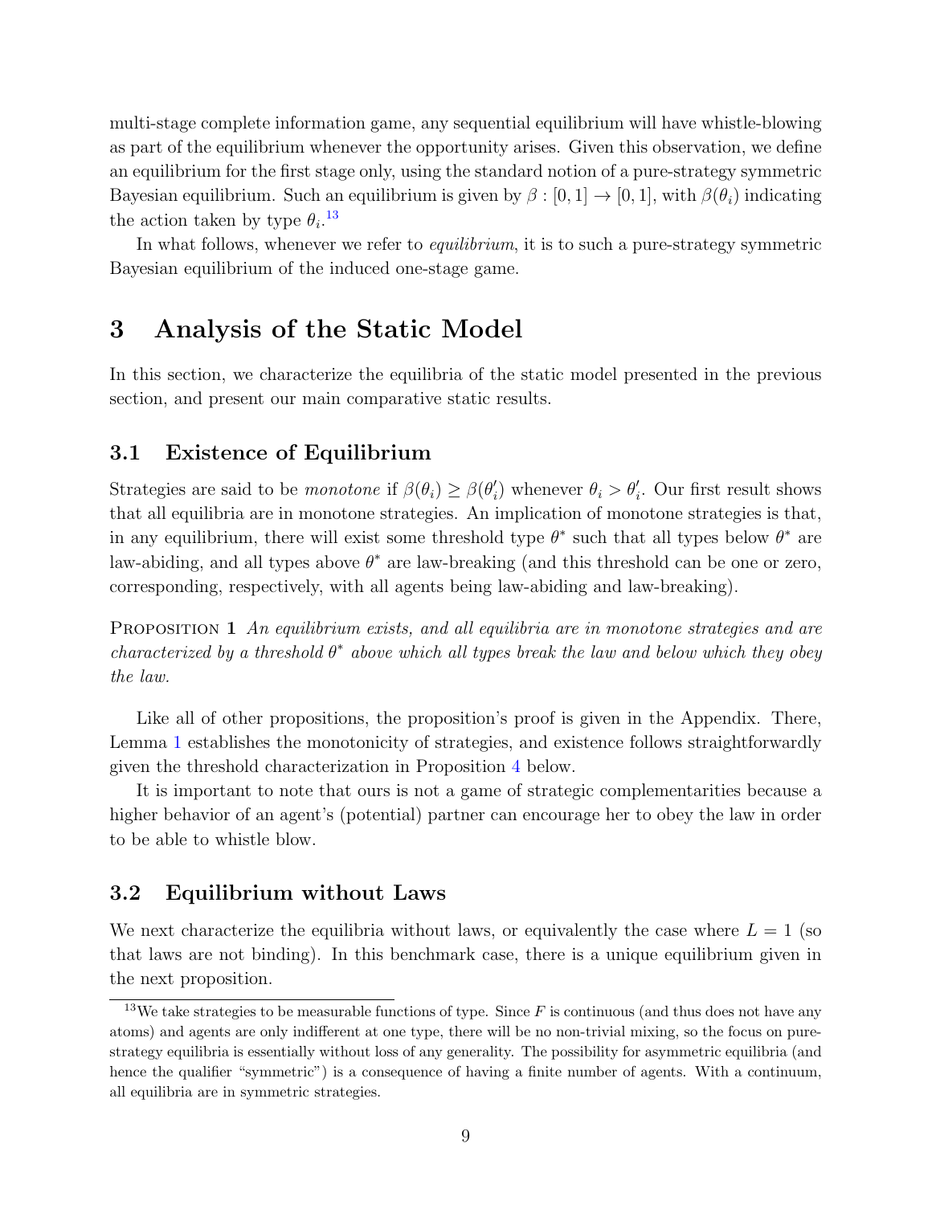multi-stage complete information game, any sequential equilibrium will have whistle-blowing as part of the equilibrium whenever the opportunity arises. Given this observation, we define an equilibrium for the first stage only, using the standard notion of a pure-strategy symmetric Bayesian equilibrium. Such an equilibrium is given by $\beta : [0, 1] \to [0, 1]$, with $\beta(\theta_i)$ indicating the action taken by type $\theta_i$.[13]

In what follows, whenever we refer to *equilibrium*, it is to such a pure-strategy symmetric Bayesian equilibrium of the induced one-stage game.

# 3 Analysis of the Static Model

In this section, we characterize the equilibria of the static model presented in the previous section, and present our main comparative static results.

## 3.1 Existence of Equilibrium

Strategies are said to be *monotone* if $\beta(\theta_i) \geq \beta(\theta_i')$ whenever $\theta_i > \theta_i'$. Our first result shows that all equilibria are in monotone strategies. An implication of monotone strategies is that, in any equilibrium, there will exist some threshold type $\theta^*$ such that all types below $\theta^*$ are law-abiding, and all types above $\theta^*$ are law-breaking (and this threshold can be one or zero, corresponding, respectively, with all agents being law-abiding and law-breaking).

Proposition 1 *An equilibrium exists, and all equilibria are in monotone strategies and are characterized by a threshold $\theta^*$ above which all types break the law and below which they obey the law.*

Like all of other propositions, the proposition's proof is given in the Appendix. There, Lemma 1 establishes the monotonicity of strategies, and existence follows straightforwardly given the threshold characterization in Proposition 4 below.

It is important to note that ours is not a game of strategic complementarities because a higher behavior of an agent's (potential) partner can encourage her to obey the law in order to be able to whistle blow.

## 3.2 Equilibrium without Laws

We next characterize the equilibria without laws, or equivalently the case where $L = 1$ (so that laws are not binding). In this benchmark case, there is a unique equilibrium given in the next proposition.

[13] We take strategies to be measurable functions of type. Since $F$ is continuous (and thus does not have any atoms) and agents are only indifferent at one type, there will be no non-trivial mixing, so the focus on pure-strategy equilibria is essentially without loss of any generality. The possibility for asymmetric equilibria (and hence the qualifier "symmetric") is a consequence of having a finite number of agents. With a continuum, all equilibria are in symmetric strategies.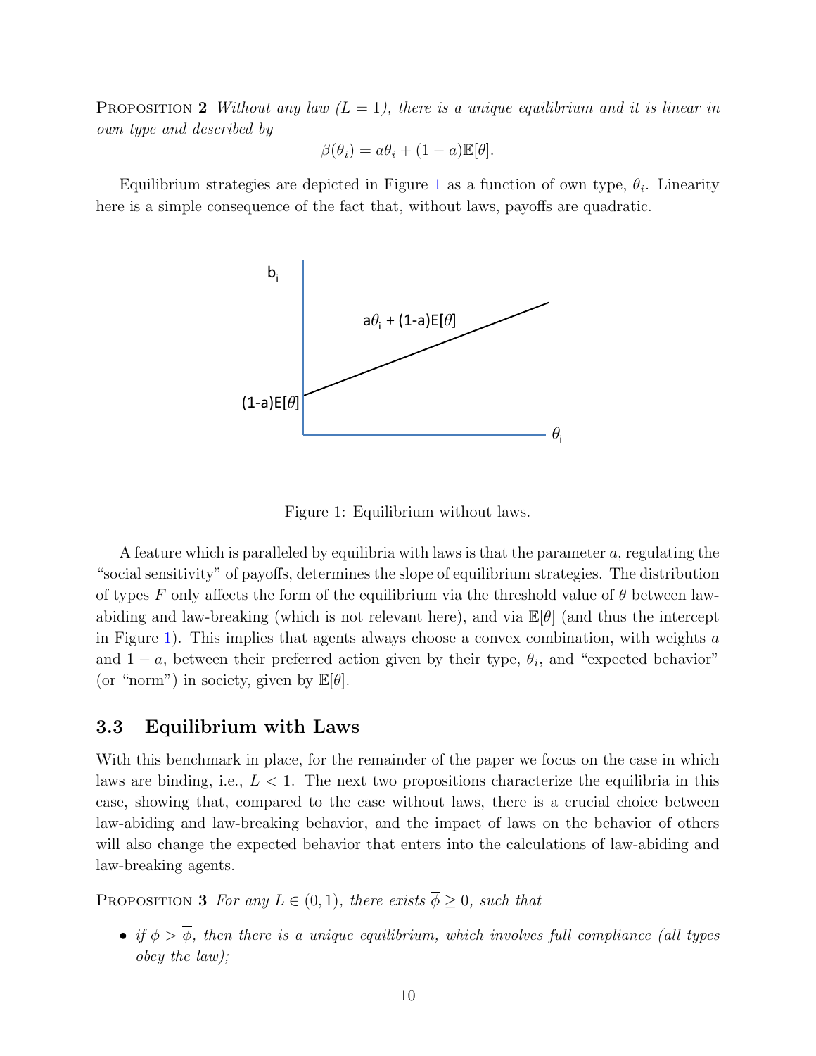**Proposition 2** *Without any law ($L = 1$), there is a unique equilibrium and it is linear in own type and described by*

$$\beta(\theta_i) = a\theta_i + (1-a)\mathbb{E}[\theta].$$

Equilibrium strategies are depicted in Figure 1 as a function of own type, $\theta_i$. Linearity here is a simple consequence of the fact that, without laws, payoffs are quadratic.

Figure 1: Equilibrium without laws.

A feature which is paralleled by equilibria with laws is that the parameter $a$, regulating the "social sensitivity" of payoffs, determines the slope of equilibrium strategies. The distribution of types $F$ only affects the form of the equilibrium via the threshold value of $\theta$ between law-abiding and law-breaking (which is not relevant here), and via $\mathbb{E}[\theta]$ (and thus the intercept in Figure 1). This implies that agents always choose a convex combination, with weights $a$ and $1-a$, between their preferred action given by their type, $\theta_i$, and "expected behavior" (or "norm") in society, given by $\mathbb{E}[\theta]$.

### 3.3 Equilibrium with Laws

With this benchmark in place, for the remainder of the paper we focus on the case in which laws are binding, i.e., $L < 1$. The next two propositions characterize the equilibria in this case, showing that, compared to the case without laws, there is a crucial choice between law-abiding and law-breaking behavior, and the impact of laws on the behavior of others will also change the expected behavior that enters into the calculations of law-abiding and law-breaking agents.

**Proposition 3** *For any $L \in (0, 1)$, there exists $\overline{\phi} \geq 0$, such that*

- *if $\phi > \overline{\phi}$, then there is a unique equilibrium, which involves full compliance (all types obey the law);*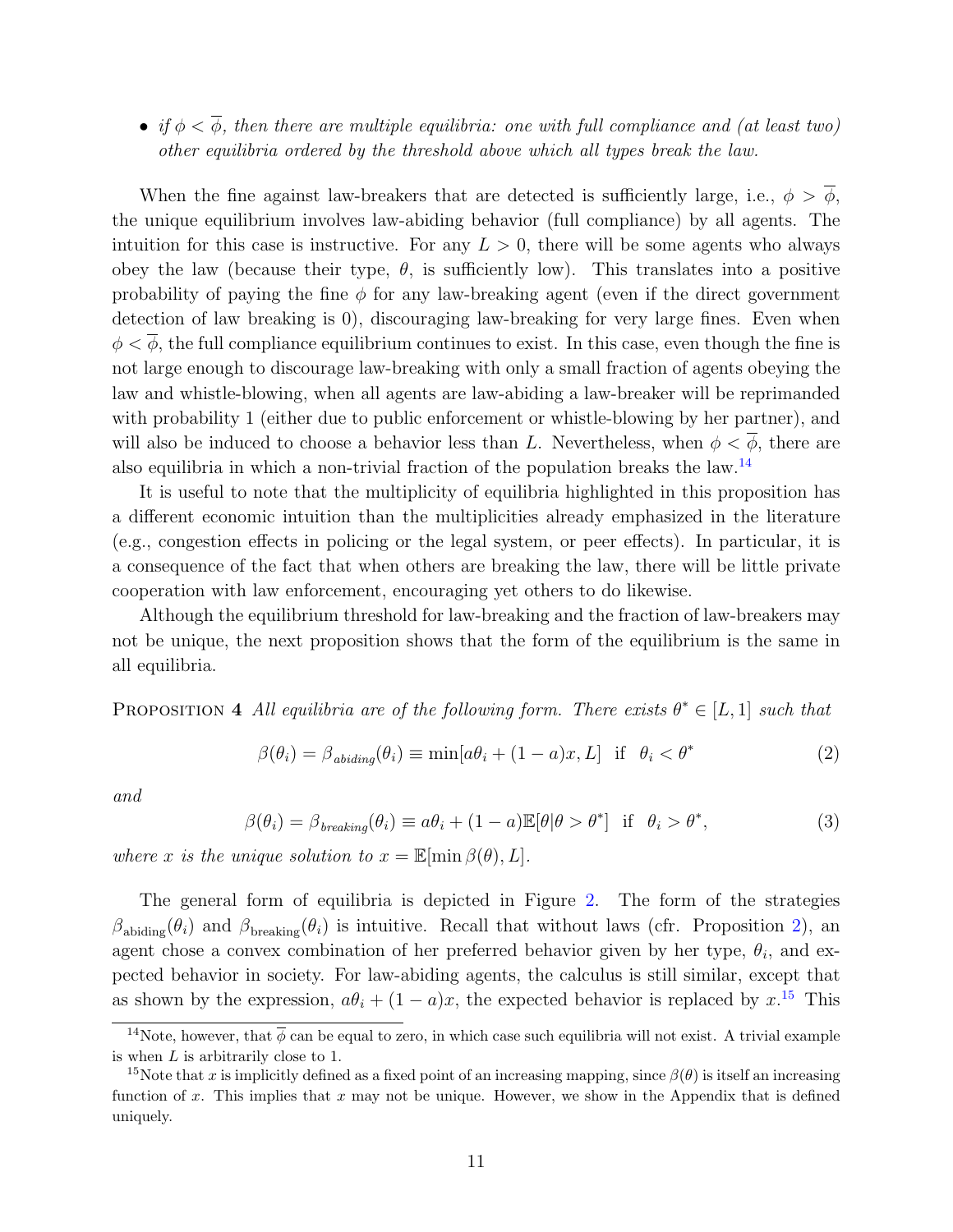- *if $\phi < \overline{\phi}$, then there are multiple equilibria: one with full compliance and (at least two) other equilibria ordered by the threshold above which all types break the law.*

When the fine against law-breakers that are detected is sufficiently large, i.e., $\phi > \overline{\phi}$, the unique equilibrium involves law-abiding behavior (full compliance) by all agents. The intuition for this case is instructive. For any $L > 0$, there will be some agents who always obey the law (because their type, $\theta$, is sufficiently low). This translates into a positive probability of paying the fine $\phi$ for any law-breaking agent (even if the direct government detection of law breaking is 0), discouraging law-breaking for very large fines. Even when $\phi < \overline{\phi}$, the full compliance equilibrium continues to exist. In this case, even though the fine is not large enough to discourage law-breaking with only a small fraction of agents obeying the law and whistle-blowing, when all agents are law-abiding a law-breaker will be reprimanded with probability 1 (either due to public enforcement or whistle-blowing by her partner), and will also be induced to choose a behavior less than $L$. Nevertheless, when $\phi < \overline{\phi}$, there are also equilibria in which a non-trivial fraction of the population breaks the law.[14]

It is useful to note that the multiplicity of equilibria highlighted in this proposition has a different economic intuition than the multiplicities already emphasized in the literature (e.g., congestion effects in policing or the legal system, or peer effects). In particular, it is a consequence of the fact that when others are breaking the law, there will be little private cooperation with law enforcement, encouraging yet others to do likewise.

Although the equilibrium threshold for law-breaking and the fraction of law-breakers may not be unique, the next proposition shows that the form of the equilibrium is the same in all equilibria.

**Proposition 4** *All equilibria are of the following form. There exists $\theta^* \in [L, 1]$ such that*

$$\beta(\theta_i) = \beta_{abiding}(\theta_i) \equiv \min[a\theta_i + (1-a)x, L] \quad \text{if} \quad \theta_i < \theta^* \tag{2}$$

*and*

$$\beta(\theta_i) = \beta_{breaking}(\theta_i) \equiv a\theta_i + (1-a)\mathbb{E}[\theta|\theta > \theta^*] \quad \text{if} \quad \theta_i > \theta^*, \tag{3}$$

*where $x$ is the unique solution to $x = \mathbb{E}[\min \beta(\theta), L]$.*

The general form of equilibria is depicted in Figure 2. The form of the strategies $\beta_{\text{abiding}}(\theta_i)$ and $\beta_{\text{breaking}}(\theta_i)$ is intuitive. Recall that without laws (cfr. Proposition 2), an agent chose a convex combination of her preferred behavior given by her type, $\theta_i$, and expected behavior in society. For law-abiding agents, the calculus is still similar, except that as shown by the expression, $a\theta_i + (1-a)x$, the expected behavior is replaced by $x$.[15] This

---

[14] Note, however, that $\overline{\phi}$ can be equal to zero, in which case such equilibria will not exist. A trivial example is when $L$ is arbitrarily close to 1.

[15] Note that $x$ is implicitly defined as a fixed point of an increasing mapping, since $\beta(\theta)$ is itself an increasing function of $x$. This implies that $x$ may not be unique. However, we show in the Appendix that is defined uniquely.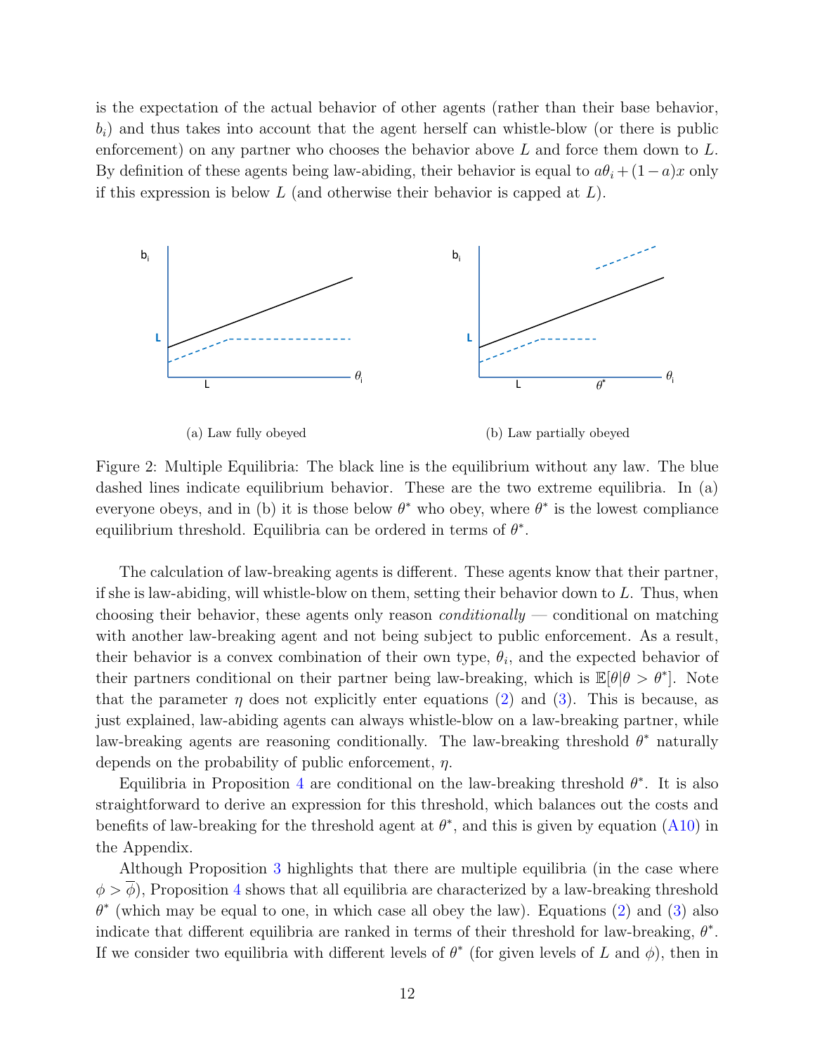is the expectation of the actual behavior of other agents (rather than their base behavior, $b_i$) and thus takes into account that the agent herself can whistle-blow (or there is public enforcement) on any partner who chooses the behavior above $L$ and force them down to $L$. By definition of these agents being law-abiding, their behavior is equal to $a\theta_i + (1-a)x$ only if this expression is below $L$ (and otherwise their behavior is capped at $L$).

(a) Law fully obeyed

(b) Law partially obeyed

Figure 2: Multiple Equilibria: The black line is the equilibrium without any law. The blue dashed lines indicate equilibrium behavior. These are the two extreme equilibria. In (a) everyone obeys, and in (b) it is those below $\theta^*$ who obey, where $\theta^*$ is the lowest compliance equilibrium threshold. Equilibria can be ordered in terms of $\theta^*$.

The calculation of law-breaking agents is different. These agents know that their partner, if she is law-abiding, will whistle-blow on them, setting their behavior down to $L$. Thus, when choosing their behavior, these agents only reason *conditionally* — conditional on matching with another law-breaking agent and not being subject to public enforcement. As a result, their behavior is a convex combination of their own type, $\theta_i$, and the expected behavior of their partners conditional on their partner being law-breaking, which is $\mathbb{E}[\theta|\theta > \theta^*]$. Note that the parameter $\eta$ does not explicitly enter equations (2) and (3). This is because, as just explained, law-abiding agents can always whistle-blow on a law-breaking partner, while law-breaking agents are reasoning conditionally. The law-breaking threshold $\theta^*$ naturally depends on the probability of public enforcement, $\eta$.

Equilibria in Proposition 4 are conditional on the law-breaking threshold $\theta^*$. It is also straightforward to derive an expression for this threshold, which balances out the costs and benefits of law-breaking for the threshold agent at $\theta^*$, and this is given by equation (A10) in the Appendix.

Although Proposition 3 highlights that there are multiple equilibria (in the case where $\phi > \overline{\phi}$), Proposition 4 shows that all equilibria are characterized by a law-breaking threshold $\theta^*$ (which may be equal to one, in which case all obey the law). Equations (2) and (3) also indicate that different equilibria are ranked in terms of their threshold for law-breaking, $\theta^*$. If we consider two equilibria with different levels of $\theta^*$ (for given levels of $L$ and $\phi$), then in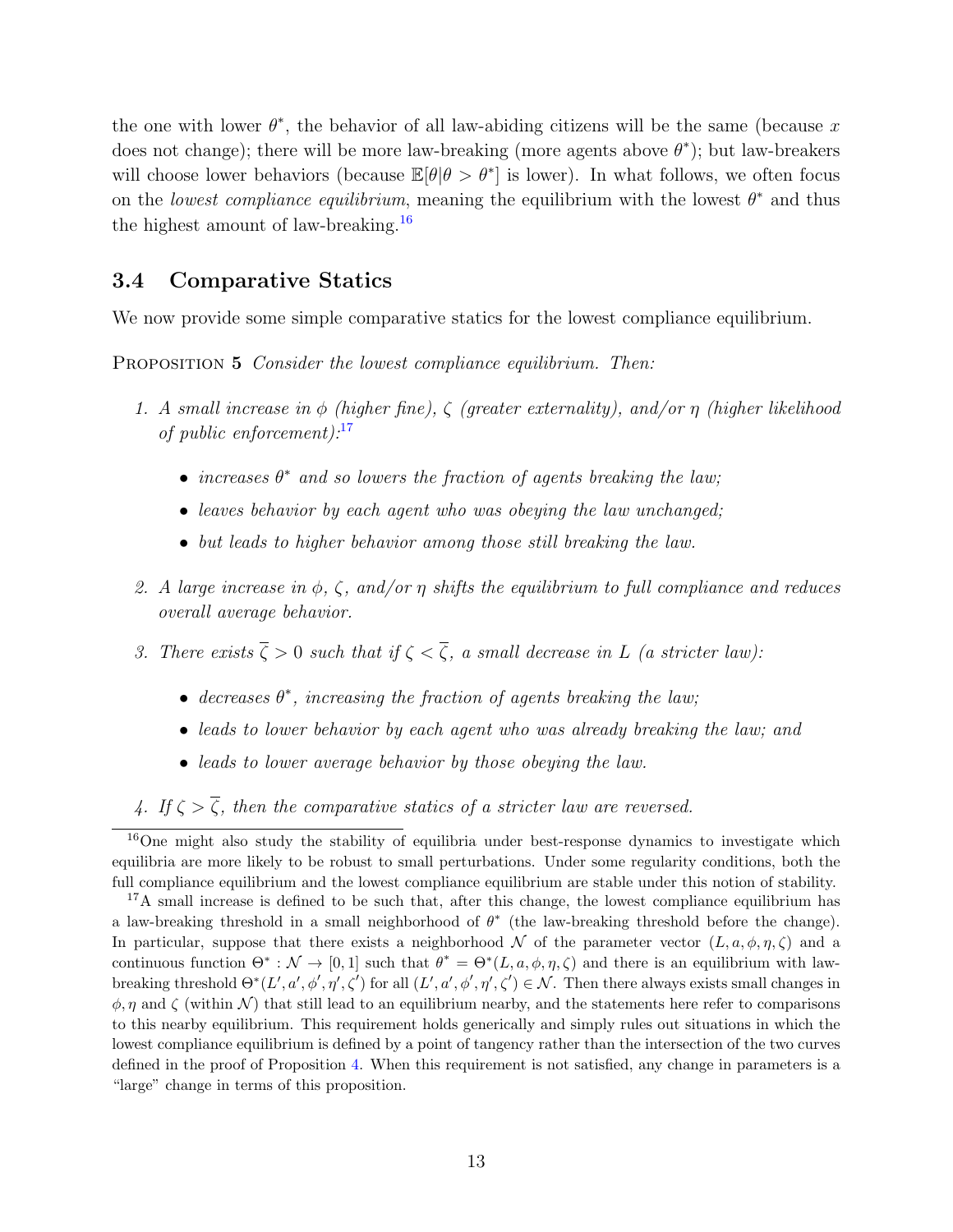the one with lower $\theta^*$, the behavior of all law-abiding citizens will be the same (because $x$ does not change); there will be more law-breaking (more agents above $\theta^*$); but law-breakers will choose lower behaviors (because $\mathbb{E}[\theta|\theta > \theta^*]$ is lower). In what follows, we often focus on the *lowest compliance equilibrium*, meaning the equilibrium with the lowest $\theta^*$ and thus the highest amount of law-breaking.[16]

## 3.4 Comparative Statics

We now provide some simple comparative statics for the lowest compliance equilibrium.

PROPOSITION 5 *Consider the lowest compliance equilibrium. Then:*

1. *A small increase in $\phi$ (higher fine), $\zeta$ (greater externality), and/or $\eta$ (higher likelihood of public enforcement):*[17]
   - *increases $\theta^*$ and so lowers the fraction of agents breaking the law;*
   - *leaves behavior by each agent who was obeying the law unchanged;*
   - *but leads to higher behavior among those still breaking the law.*
2. *A large increase in $\phi$, $\zeta$, and/or $\eta$ shifts the equilibrium to full compliance and reduces overall average behavior.*
3. *There exists $\overline{\zeta} > 0$ such that if $\zeta < \overline{\zeta}$, a small decrease in $L$ (a stricter law):*
   - *decreases $\theta^*$, increasing the fraction of agents breaking the law;*
   - *leads to lower behavior by each agent who was already breaking the law; and*
   - *leads to lower average behavior by those obeying the law.*
4. *If $\zeta > \overline{\zeta}$, then the comparative statics of a stricter law are reversed.*

[16] One might also study the stability of equilibria under best-response dynamics to investigate which equilibria are more likely to be robust to small perturbations. Under some regularity conditions, both the full compliance equilibrium and the lowest compliance equilibrium are stable under this notion of stability.

[17] A small increase is defined to be such that, after this change, the lowest compliance equilibrium has a law-breaking threshold in a small neighborhood of $\theta^*$ (the law-breaking threshold before the change). In particular, suppose that there exists a neighborhood $\mathcal{N}$ of the parameter vector $(L, a, \phi, \eta, \zeta)$ and a continuous function $\Theta^* : \mathcal{N} \to [0, 1]$ such that $\theta^* = \Theta^*(L, a, \phi, \eta, \zeta)$ and there is an equilibrium with law-breaking threshold $\Theta^*(L', a', \phi', \eta', \zeta')$ for all $(L', a', \phi', \eta', \zeta') \in \mathcal{N}$. Then there always exists small changes in $\phi, \eta$ and $\zeta$ (within $\mathcal{N}$) that still lead to an equilibrium nearby, and the statements here refer to comparisons to this nearby equilibrium. This requirement holds generically and simply rules out situations in which the lowest compliance equilibrium is defined by a point of tangency rather than the intersection of the two curves defined in the proof of Proposition 4. When this requirement is not satisfied, any change in parameters is a "large" change in terms of this proposition.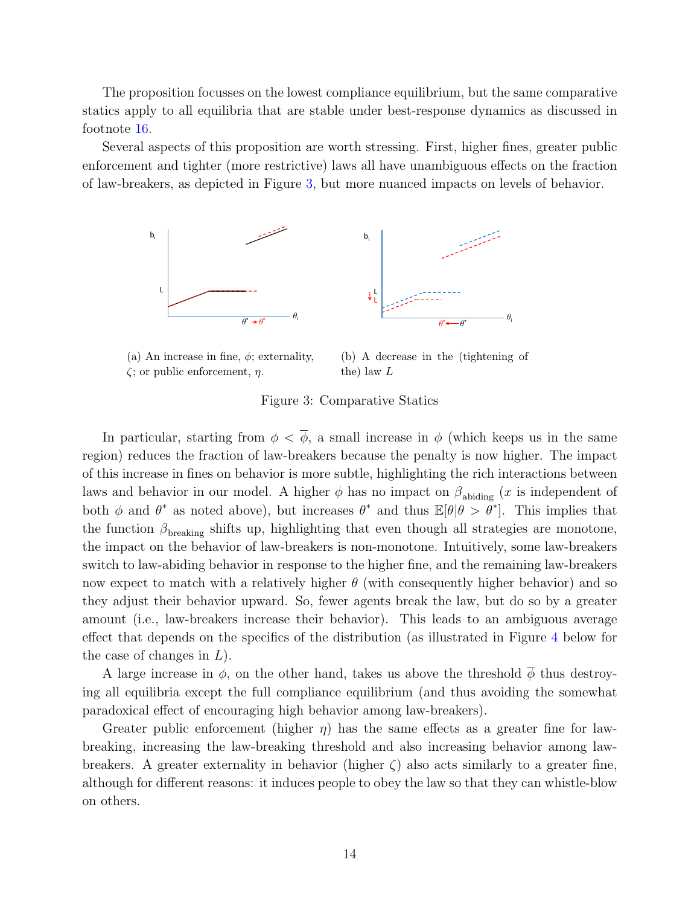The proposition focusses on the lowest compliance equilibrium, but the same comparative statics apply to all equilibria that are stable under best-response dynamics as discussed in footnote 16.

Several aspects of this proposition are worth stressing. First, higher fines, greater public enforcement and tighter (more restrictive) laws all have unambiguous effects on the fraction of law-breakers, as depicted in Figure 3, but more nuanced impacts on levels of behavior.

(a) An increase in fine, $\phi$; externality, $\zeta$; or public enforcement, $\eta$.

(b) A decrease in the (tightening of the) law $L$

Figure 3: Comparative Statics

In particular, starting from $\phi < \overline{\phi}$, a small increase in $\phi$ (which keeps us in the same region) reduces the fraction of law-breakers because the penalty is now higher. The impact of this increase in fines on behavior is more subtle, highlighting the rich interactions between laws and behavior in our model. A higher $\phi$ has no impact on $\beta_{\text{abiding}}$ ($x$ is independent of both $\phi$ and $\theta^*$ as noted above), but increases $\theta^*$ and thus $\mathbb{E}[\theta|\theta > \theta^*]$. This implies that the function $\beta_{\text{breaking}}$ shifts up, highlighting that even though all strategies are monotone, the impact on the behavior of law-breakers is non-monotone. Intuitively, some law-breakers switch to law-abiding behavior in response to the higher fine, and the remaining law-breakers now expect to match with a relatively higher $\theta$ (with consequently higher behavior) and so they adjust their behavior upward. So, fewer agents break the law, but do so by a greater amount (i.e., law-breakers increase their behavior). This leads to an ambiguous average effect that depends on the specifics of the distribution (as illustrated in Figure 4 below for the case of changes in $L$).

A large increase in $\phi$, on the other hand, takes us above the threshold $\overline{\phi}$ thus destroying all equilibria except the full compliance equilibrium (and thus avoiding the somewhat paradoxical effect of encouraging high behavior among law-breakers).

Greater public enforcement (higher $\eta$) has the same effects as a greater fine for law-breaking, increasing the law-breaking threshold and also increasing behavior among law-breakers. A greater externality in behavior (higher $\zeta$) also acts similarly to a greater fine, although for different reasons: it induces people to obey the law so that they can whistle-blow on others.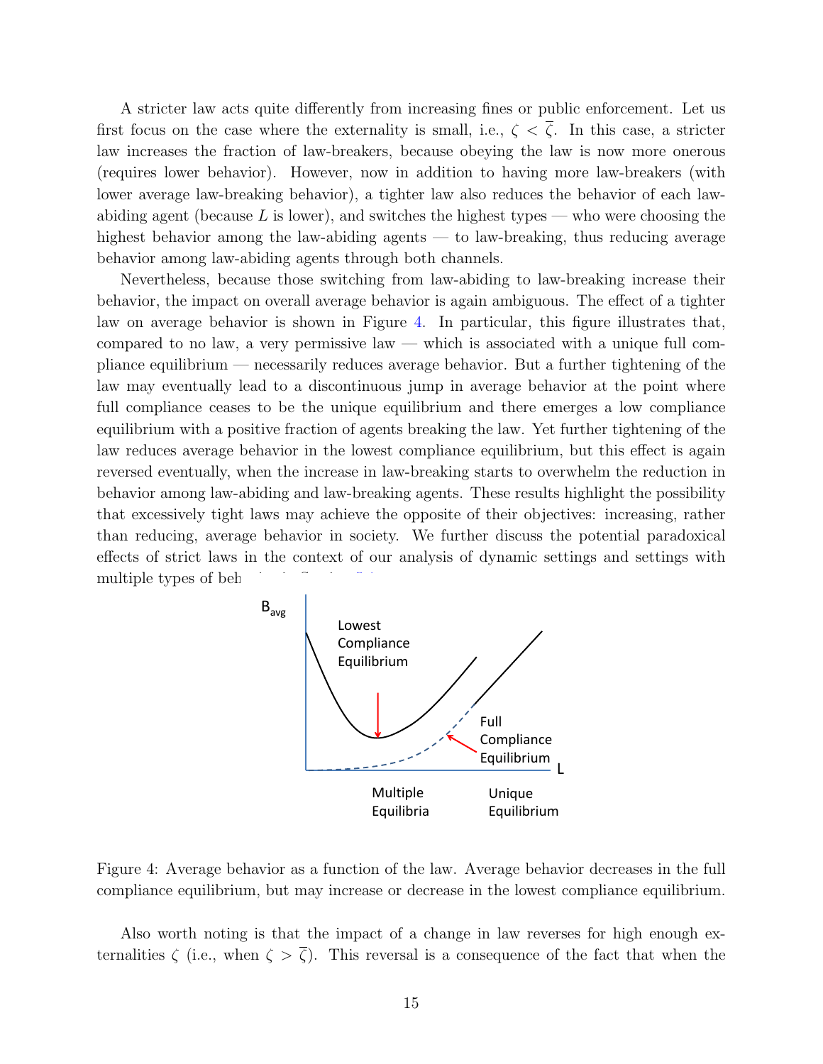A stricter law acts quite differently from increasing fines or public enforcement. Let us first focus on the case where the externality is small, i.e., $\zeta < \overline{\zeta}$. In this case, a stricter law increases the fraction of law-breakers, because obeying the law is now more onerous (requires lower behavior). However, now in addition to having more law-breakers (with lower average law-breaking behavior), a tighter law also reduces the behavior of each law-abiding agent (because $L$ is lower), and switches the highest types — who were choosing the highest behavior among the law-abiding agents — to law-breaking, thus reducing average behavior among law-abiding agents through both channels.

Nevertheless, because those switching from law-abiding to law-breaking increase their behavior, the impact on overall average behavior is again ambiguous. The effect of a tighter law on average behavior is shown in Figure 4. In particular, this figure illustrates that, compared to no law, a very permissive law — which is associated with a unique full compliance equilibrium — necessarily reduces average behavior. But a further tightening of the law may eventually lead to a discontinuous jump in average behavior at the point where full compliance ceases to be the unique equilibrium and there emerges a low compliance equilibrium with a positive fraction of agents breaking the law. Yet further tightening of the law reduces average behavior in the lowest compliance equilibrium, but this effect is again reversed eventually, when the increase in law-breaking starts to overwhelm the reduction in behavior among law-abiding and law-breaking agents. These results highlight the possibility that excessively tight laws may achieve the opposite of their objectives: increasing, rather than reducing, average behavior in society. We further discuss the potential paradoxical effects of strict laws in the context of our analysis of dynamic settings and settings with multiple types of behavior in Section 5.4.

Figure 4: Average behavior as a function of the law. Average behavior decreases in the full compliance equilibrium, but may increase or decrease in the lowest compliance equilibrium.

Also worth noting is that the impact of a change in law reverses for high enough externalities $\zeta$ (i.e., when $\zeta > \overline{\zeta}$). This reversal is a consequence of the fact that when the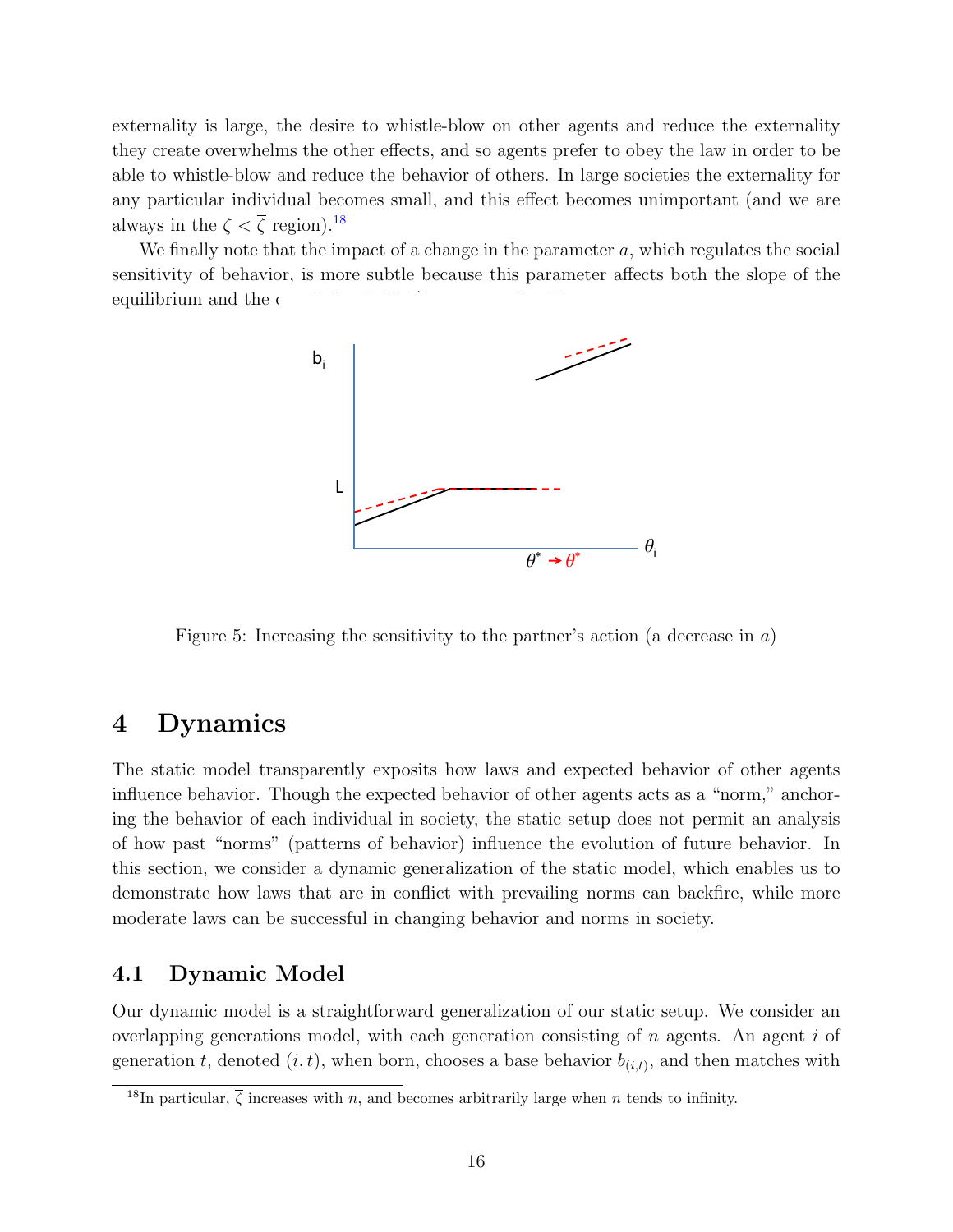externality is large, the desire to whistle-blow on other agents and reduce the externality they create overwhelms the other effects, and so agents prefer to obey the law in order to be able to whistle-blow and reduce the behavior of others. In large societies the externality for any particular individual becomes small, and this effect becomes unimportant (and we are always in the $\zeta < \overline{\zeta}$ region).[18]

We finally note that the impact of a change in the parameter $a$, which regulates the social sensitivity of behavior, is more subtle because this parameter affects both the slope of the equilibrium and the c

Figure 5: Increasing the sensitivity to the partner's action (a decrease in $a$)

## 4 Dynamics

The static model transparently exposits how laws and expected behavior of other agents influence behavior. Though the expected behavior of other agents acts as a "norm," anchoring the behavior of each individual in society, the static setup does not permit an analysis of how past "norms" (patterns of behavior) influence the evolution of future behavior. In this section, we consider a dynamic generalization of the static model, which enables us to demonstrate how laws that are in conflict with prevailing norms can backfire, while more moderate laws can be successful in changing behavior and norms in society.

### 4.1 Dynamic Model

Our dynamic model is a straightforward generalization of our static setup. We consider an overlapping generations model, with each generation consisting of $n$ agents. An agent $i$ of generation $t$, denoted $(i, t)$, when born, chooses a base behavior $b_{(i,t)}$, and then matches with

[18] In particular, $\overline{\zeta}$ increases with $n$, and becomes arbitrarily large when $n$ tends to infinity.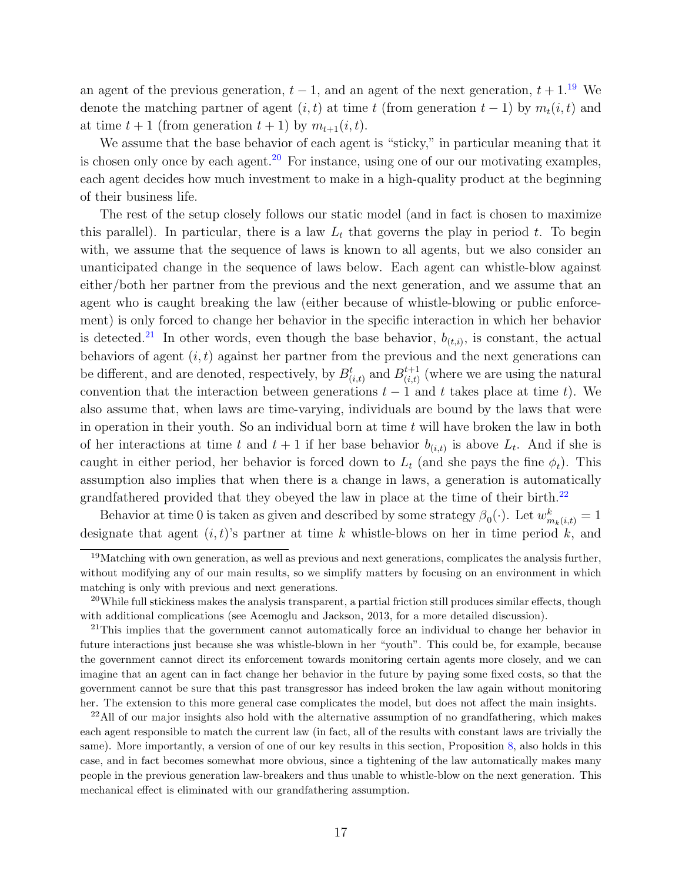an agent of the previous generation, $t-1$, and an agent of the next generation, $t+1$.[19] We denote the matching partner of agent $(i,t)$ at time $t$ (from generation $t-1$) by $m_t(i,t)$ and at time $t+1$ (from generation $t+1$) by $m_{t+1}(i,t)$.

We assume that the base behavior of each agent is "sticky," in particular meaning that it is chosen only once by each agent.[20] For instance, using one of our our motivating examples, each agent decides how much investment to make in a high-quality product at the beginning of their business life.

The rest of the setup closely follows our static model (and in fact is chosen to maximize this parallel). In particular, there is a law $L_t$ that governs the play in period $t$. To begin with, we assume that the sequence of laws is known to all agents, but we also consider an unanticipated change in the sequence of laws below. Each agent can whistle-blow against either/both her partner from the previous and the next generation, and we assume that an agent who is caught breaking the law (either because of whistle-blowing or public enforcement) is only forced to change her behavior in the specific interaction in which her behavior is detected.[21] In other words, even though the base behavior, $b_{(t,i)}$, is constant, the actual behaviors of agent $(i,t)$ against her partner from the previous and the next generations can be different, and are denoted, respectively, by $B^t_{(i,t)}$ and $B^{t+1}_{(i,t)}$ (where we are using the natural convention that the interaction between generations $t-1$ and $t$ takes place at time $t$). We also assume that, when laws are time-varying, individuals are bound by the laws that were in operation in their youth. So an individual born at time $t$ will have broken the law in both of her interactions at time $t$ and $t+1$ if her base behavior $b_{(i,t)}$ is above $L_t$. And if she is caught in either period, her behavior is forced down to $L_t$ (and she pays the fine $\phi_t$). This assumption also implies that when there is a change in laws, a generation is automatically grandfathered provided that they obeyed the law in place at the time of their birth.[22]

Behavior at time 0 is taken as given and described by some strategy $\beta_0(\cdot)$. Let $w^k_{m_k(i,t)} = 1$ designate that agent $(i,t)$'s partner at time $k$ whistle-blows on her in time period $k$, and

[19] Matching with own generation, as well as previous and next generations, complicates the analysis further, without modifying any of our main results, so we simplify matters by focusing on an environment in which matching is only with previous and next generations.

[20] While full stickiness makes the analysis transparent, a partial friction still produces similar effects, though with additional complications (see Acemoglu and Jackson, 2013, for a more detailed discussion).

[21] This implies that the government cannot automatically force an individual to change her behavior in future interactions just because she was whistle-blown in her "youth". This could be, for example, because the government cannot direct its enforcement towards monitoring certain agents more closely, and we can imagine that an agent can in fact change her behavior in the future by paying some fixed costs, so that the government cannot be sure that this past transgressor has indeed broken the law again without monitoring her. The extension to this more general case complicates the model, but does not affect the main insights.

[22] All of our major insights also hold with the alternative assumption of no grandfathering, which makes each agent responsible to match the current law (in fact, all of the results with constant laws are trivially the same). More importantly, a version of one of our key results in this section, Proposition 8, also holds in this case, and in fact becomes somewhat more obvious, since a tightening of the law automatically makes many people in the previous generation law-breakers and thus unable to whistle-blow on the next generation. This mechanical effect is eliminated with our grandfathering assumption.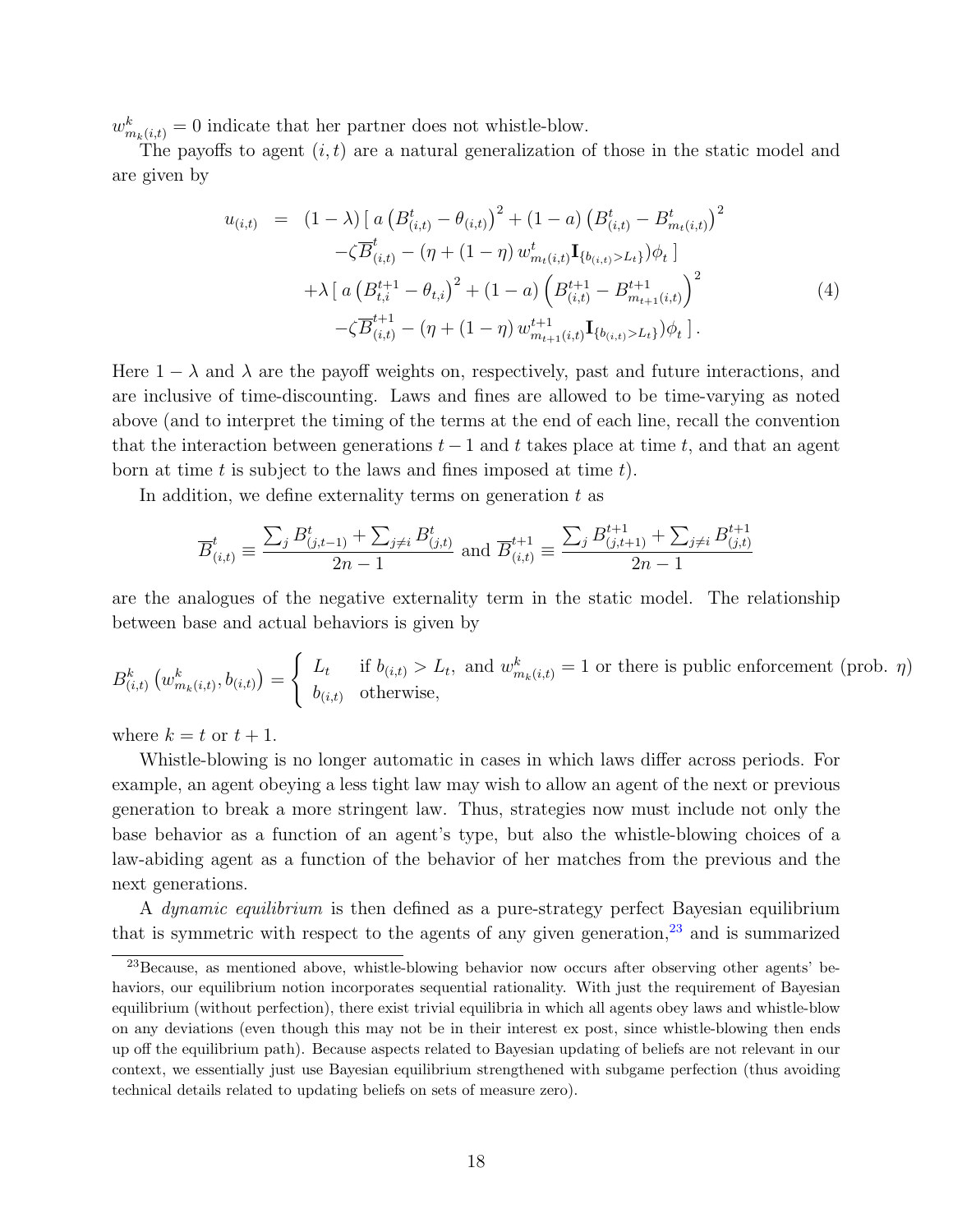$w^k_{m_k(i,t)} = 0$ indicate that her partner does not whistle-blow.

The payoffs to agent $(i,t)$ are a natural generalization of those in the static model and are given by

$$
\begin{aligned}
u_{(i,t)} \;=\; & (1-\lambda)\,[\; a\left(B^t_{(i,t)} - \theta_{(i,t)}\right)^2 + (1-a)\left(B^t_{(i,t)} - B^t_{m_t(i,t)}\right)^2 \\
& \quad -\zeta \overline{B}^t_{(i,t)} - (\eta + (1-\eta)\, w^t_{m_t(i,t)} \mathbf{I}_{\{b_{(i,t)} > L_t\}})\phi_t \;] \\
& + \lambda\,[\; a\left(B^{t+1}_{t,i} - \theta_{t,i}\right)^2 + (1-a)\left(B^{t+1}_{(i,t)} - B^{t+1}_{m_{t+1}(i,t)}\right)^2 \\
& \quad -\zeta \overline{B}^{t+1}_{(i,t)} - (\eta + (1-\eta)\, w^{t+1}_{m_{t+1}(i,t)} \mathbf{I}_{\{b_{(i,t)} > L_t\}})\phi_t \;].
\end{aligned}
\tag{4}
$$

Here $1-\lambda$ and $\lambda$ are the payoff weights on, respectively, past and future interactions, and are inclusive of time-discounting. Laws and fines are allowed to be time-varying as noted above (and to interpret the timing of the terms at the end of each line, recall the convention that the interaction between generations $t-1$ and $t$ takes place at time $t$, and that an agent born at time $t$ is subject to the laws and fines imposed at time $t$).

In addition, we define externality terms on generation $t$ as

$$
\overline{B}^t_{(i,t)} \equiv \frac{\sum_j B^t_{(j,t-1)} + \sum_{j \neq i} B^t_{(j,t)}}{2n-1} \text{ and } \overline{B}^{t+1}_{(i,t)} \equiv \frac{\sum_j B^{t+1}_{(j,t+1)} + \sum_{j \neq i} B^{t+1}_{(j,t)}}{2n-1}
$$

are the analogues of the negative externality term in the static model. The relationship between base and actual behaviors is given by

$$
B^k_{(i,t)}\left(w^k_{m_k(i,t)}, b_{(i,t)}\right) = \begin{cases} L_t & \text{if } b_{(i,t)} > L_t, \text{ and } w^k_{m_k(i,t)} = 1 \text{ or there is public enforcement (prob. } \eta) \\ b_{(i,t)} & \text{otherwise,} \end{cases}
$$

where $k = t$ or $t+1$.

Whistle-blowing is no longer automatic in cases in which laws differ across periods. For example, an agent obeying a less tight law may wish to allow an agent of the next or previous generation to break a more stringent law. Thus, strategies now must include not only the base behavior as a function of an agent's type, but also the whistle-blowing choices of a law-abiding agent as a function of the behavior of her matches from the previous and the next generations.

A *dynamic equilibrium* is then defined as a pure-strategy perfect Bayesian equilibrium that is symmetric with respect to the agents of any given generation,[23] and is summarized

[23] Because, as mentioned above, whistle-blowing behavior now occurs after observing other agents' behaviors, our equilibrium notion incorporates sequential rationality. With just the requirement of Bayesian equilibrium (without perfection), there exist trivial equilibria in which all agents obey laws and whistle-blow on any deviations (even though this may not be in their interest ex post, since whistle-blowing then ends up off the equilibrium path). Because aspects related to Bayesian updating of beliefs are not relevant in our context, we essentially just use Bayesian equilibrium strengthened with subgame perfection (thus avoiding technical details related to updating beliefs on sets of measure zero).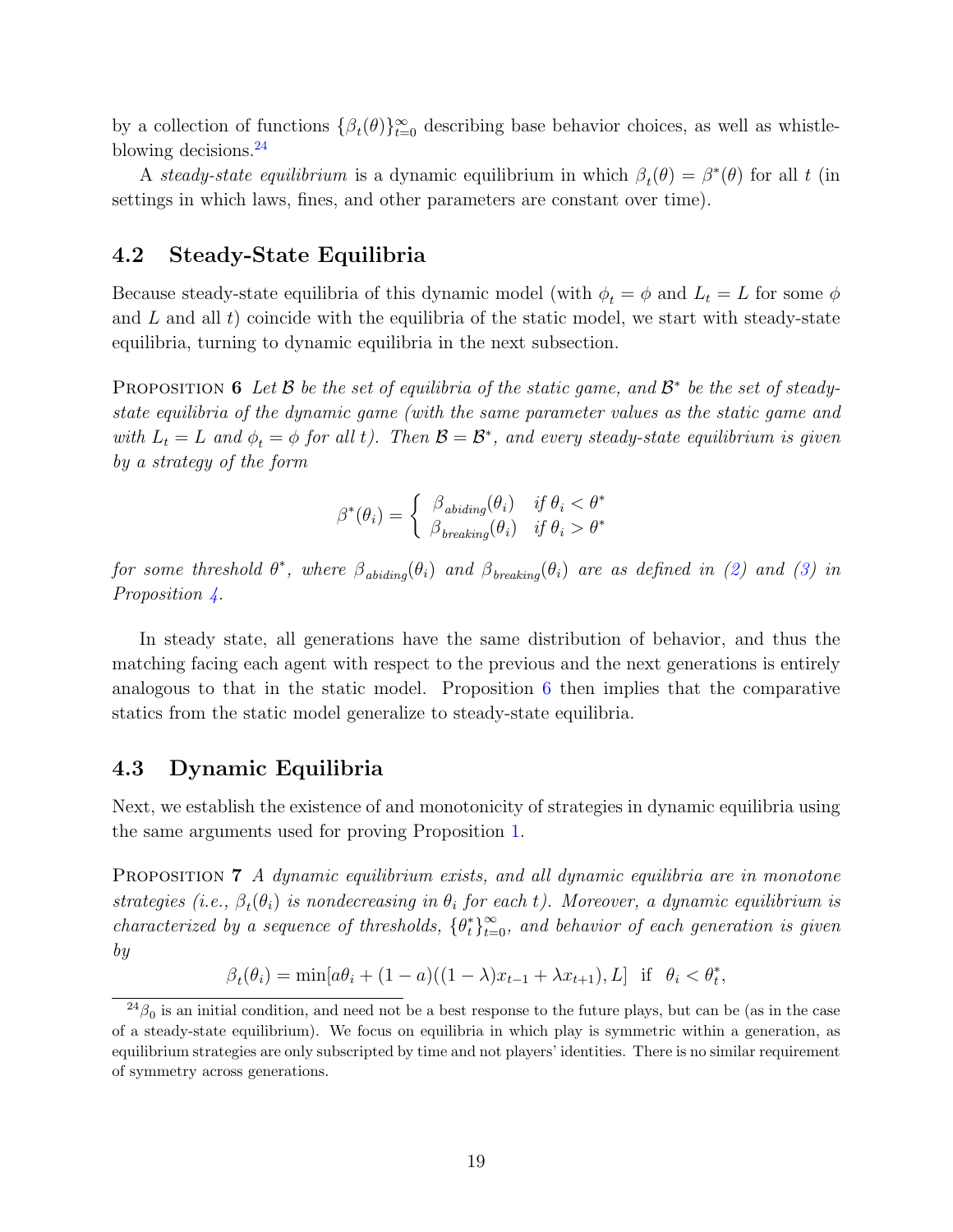by a collection of functions $\{\beta_t(\theta)\}_{t=0}^{\infty}$ describing base behavior choices, as well as whistle-blowing decisions.[24]

A *steady-state equilibrium* is a dynamic equilibrium in which $\beta_t(\theta) = \beta^*(\theta)$ for all $t$ (in settings in which laws, fines, and other parameters are constant over time).

## 4.2 Steady-State Equilibria

Because steady-state equilibria of this dynamic model (with $\phi_t = \phi$ and $L_t = L$ for some $\phi$ and $L$ and all $t$) coincide with the equilibria of the static model, we start with steady-state equilibria, turning to dynamic equilibria in the next subsection.

PROPOSITION 6 *Let $\mathcal{B}$ be the set of equilibria of the static game, and $\mathcal{B}^*$ be the set of steady-state equilibria of the dynamic game (with the same parameter values as the static game and with $L_t = L$ and $\phi_t = \phi$ for all $t$). Then $\mathcal{B} = \mathcal{B}^*$, and every steady-state equilibrium is given by a strategy of the form*

$$\beta^*(\theta_i) = \begin{cases} \beta_{abiding}(\theta_i) & \text{if } \theta_i < \theta^* \\ \beta_{breaking}(\theta_i) & \text{if } \theta_i > \theta^* \end{cases}$$

*for some threshold $\theta^*$, where $\beta_{abiding}(\theta_i)$ and $\beta_{breaking}(\theta_i)$ are as defined in (2) and (3) in Proposition 4.*

In steady state, all generations have the same distribution of behavior, and thus the matching facing each agent with respect to the previous and the next generations is entirely analogous to that in the static model. Proposition 6 then implies that the comparative statics from the static model generalize to steady-state equilibria.

## 4.3 Dynamic Equilibria

Next, we establish the existence of and monotonicity of strategies in dynamic equilibria using the same arguments used for proving Proposition 1.

PROPOSITION 7 *A dynamic equilibrium exists, and all dynamic equilibria are in monotone strategies (i.e., $\beta_t(\theta_i)$ is nondecreasing in $\theta_i$ for each $t$). Moreover, a dynamic equilibrium is characterized by a sequence of thresholds, $\{\theta_t^*\}_{t=0}^{\infty}$, and behavior of each generation is given by*

$$\beta_t(\theta_i) = \min[a\theta_i + (1-a)((1-\lambda)x_{t-1} + \lambda x_{t+1}), L] \text{ if } \theta_i < \theta_t^*,$$

[24] $\beta_0$ is an initial condition, and need not be a best response to the future plays, but can be (as in the case of a steady-state equilibrium). We focus on equilibria in which play is symmetric within a generation, as equilibrium strategies are only subscripted by time and not players' identities. There is no similar requirement of symmetry across generations.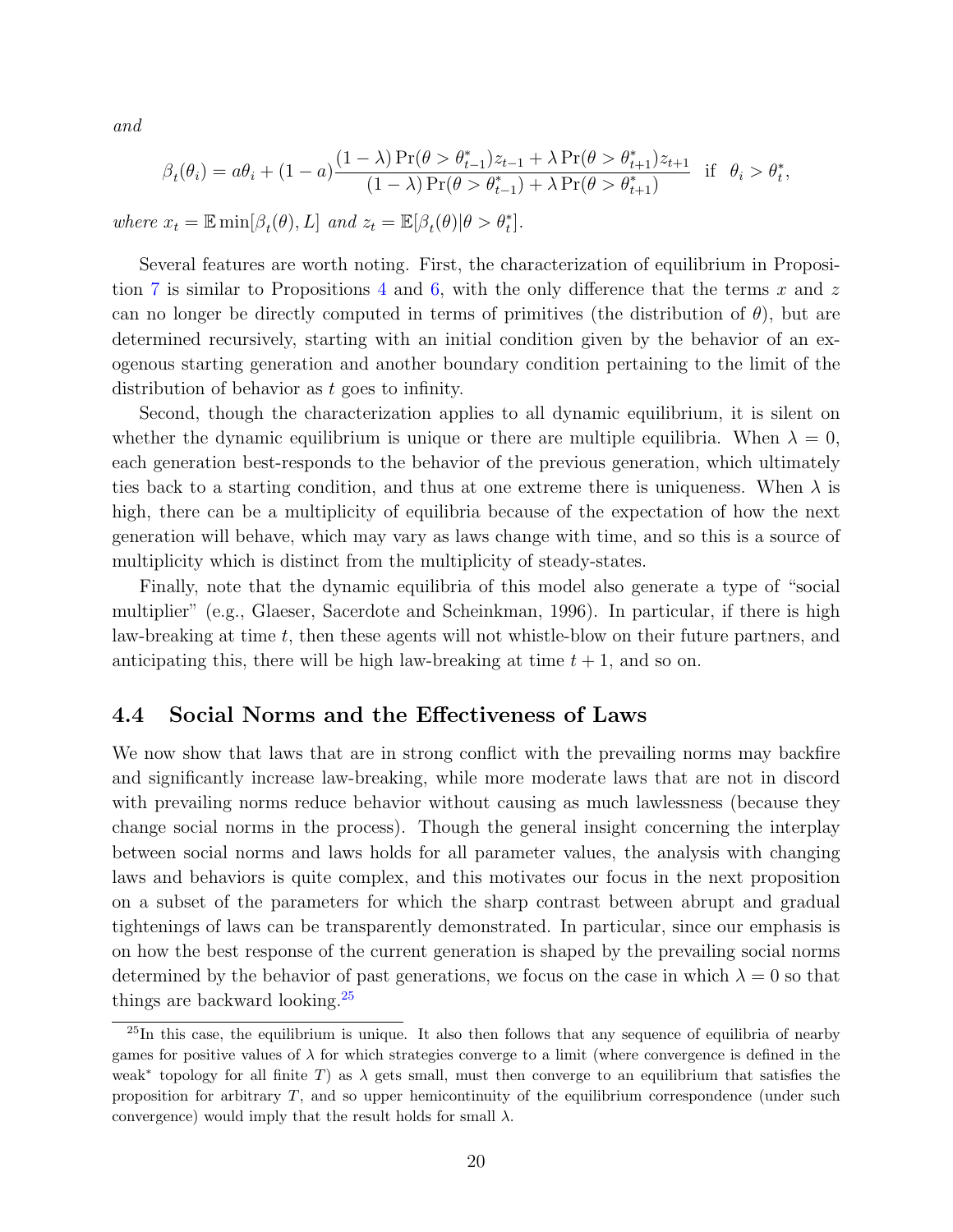*and*

$$\beta_t(\theta_i) = a\theta_i + (1-a)\frac{(1-\lambda)\Pr(\theta > \theta^*_{t-1})z_{t-1} + \lambda \Pr(\theta > \theta^*_{t+1})z_{t+1}}{(1-\lambda)\Pr(\theta > \theta^*_{t-1}) + \lambda \Pr(\theta > \theta^*_{t+1})} \quad \text{if} \quad \theta_i > \theta^*_t,$$

*where* $x_t = \mathbb{E}\min[\beta_t(\theta), L]$ *and* $z_t = \mathbb{E}[\beta_t(\theta)|\theta > \theta^*_t]$.

Several features are worth noting. First, the characterization of equilibrium in Proposition 7 is similar to Propositions 4 and 6, with the only difference that the terms $x$ and $z$ can no longer be directly computed in terms of primitives (the distribution of $\theta$), but are determined recursively, starting with an initial condition given by the behavior of an exogenous starting generation and another boundary condition pertaining to the limit of the distribution of behavior as $t$ goes to infinity.

Second, though the characterization applies to all dynamic equilibrium, it is silent on whether the dynamic equilibrium is unique or there are multiple equilibria. When $\lambda = 0$, each generation best-responds to the behavior of the previous generation, which ultimately ties back to a starting condition, and thus at one extreme there is uniqueness. When $\lambda$ is high, there can be a multiplicity of equilibria because of the expectation of how the next generation will behave, which may vary as laws change with time, and so this is a source of multiplicity which is distinct from the multiplicity of steady-states.

Finally, note that the dynamic equilibria of this model also generate a type of "social multiplier" (e.g., Glaeser, Sacerdote and Scheinkman, 1996). In particular, if there is high law-breaking at time $t$, then these agents will not whistle-blow on their future partners, and anticipating this, there will be high law-breaking at time $t+1$, and so on.

## 4.4 Social Norms and the Effectiveness of Laws

We now show that laws that are in strong conflict with the prevailing norms may backfire and significantly increase law-breaking, while more moderate laws that are not in discord with prevailing norms reduce behavior without causing as much lawlessness (because they change social norms in the process). Though the general insight concerning the interplay between social norms and laws holds for all parameter values, the analysis with changing laws and behaviors is quite complex, and this motivates our focus in the next proposition on a subset of the parameters for which the sharp contrast between abrupt and gradual tightenings of laws can be transparently demonstrated. In particular, since our emphasis is on how the best response of the current generation is shaped by the prevailing social norms determined by the behavior of past generations, we focus on the case in which $\lambda = 0$ so that things are backward looking.[25]

[25] In this case, the equilibrium is unique. It also then follows that any sequence of equilibria of nearby games for positive values of $\lambda$ for which strategies converge to a limit (where convergence is defined in the weak* topology for all finite $T$) as $\lambda$ gets small, must then converge to an equilibrium that satisfies the proposition for arbitrary $T$, and so upper hemicontinuity of the equilibrium correspondence (under such convergence) would imply that the result holds for small $\lambda$.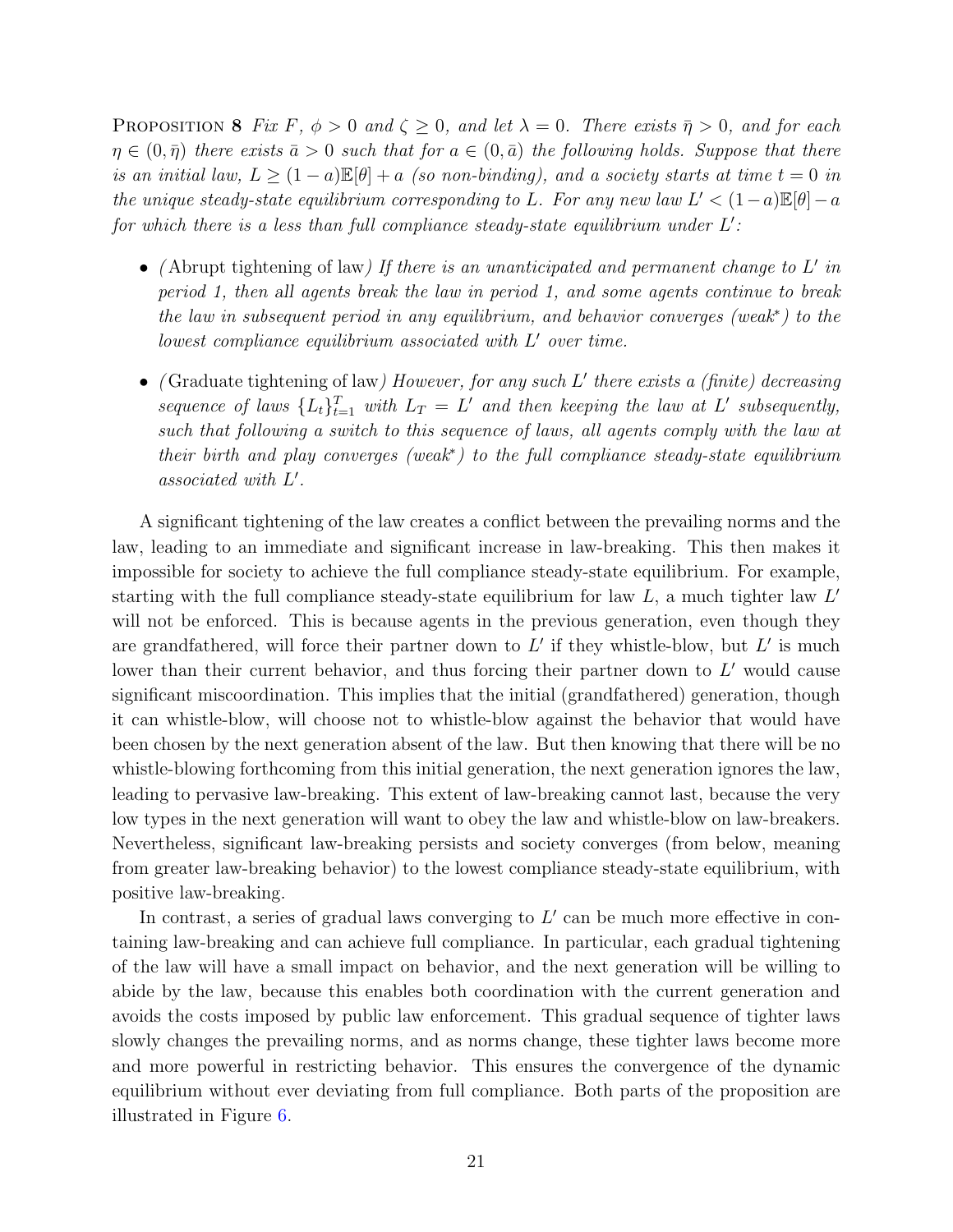**Proposition 8** *Fix $F$, $\phi > 0$ and $\zeta \geq 0$, and let $\lambda = 0$. There exists $\bar{\eta} > 0$, and for each $\eta \in (0, \bar{\eta})$ there exists $\bar{a} > 0$ such that for $a \in (0, \bar{a})$ the following holds. Suppose that there is an initial law, $L \geq (1-a)\mathbb{E}[\theta] + a$ (so non-binding), and a society starts at time $t = 0$ in the unique steady-state equilibrium corresponding to $L$. For any new law $L' < (1-a)\mathbb{E}[\theta] - a$ for which there is a less than full compliance steady-state equilibrium under $L'$:*

- *(*Abrupt tightening of law*) If there is an unanticipated and permanent change to $L'$ in period 1, then all agents break the law in period 1, and some agents continue to break the law in subsequent period in any equilibrium, and behavior converges (weak\*) to the lowest compliance equilibrium associated with $L'$ over time.*
- *(*Graduate tightening of law*) However, for any such $L'$ there exists a (finite) decreasing sequence of laws $\{L_t\}_{t=1}^{T}$ with $L_T = L'$ and then keeping the law at $L'$ subsequently, such that following a switch to this sequence of laws, all agents comply with the law at their birth and play converges (weak\*) to the full compliance steady-state equilibrium associated with $L'$.*

A significant tightening of the law creates a conflict between the prevailing norms and the law, leading to an immediate and significant increase in law-breaking. This then makes it impossible for society to achieve the full compliance steady-state equilibrium. For example, starting with the full compliance steady-state equilibrium for law $L$, a much tighter law $L'$ will not be enforced. This is because agents in the previous generation, even though they are grandfathered, will force their partner down to $L'$ if they whistle-blow, but $L'$ is much lower than their current behavior, and thus forcing their partner down to $L'$ would cause significant miscoordination. This implies that the initial (grandfathered) generation, though it can whistle-blow, will choose not to whistle-blow against the behavior that would have been chosen by the next generation absent of the law. But then knowing that there will be no whistle-blowing forthcoming from this initial generation, the next generation ignores the law, leading to pervasive law-breaking. This extent of law-breaking cannot last, because the very low types in the next generation will want to obey the law and whistle-blow on law-breakers. Nevertheless, significant law-breaking persists and society converges (from below, meaning from greater law-breaking behavior) to the lowest compliance steady-state equilibrium, with positive law-breaking.

In contrast, a series of gradual laws converging to $L'$ can be much more effective in containing law-breaking and can achieve full compliance. In particular, each gradual tightening of the law will have a small impact on behavior, and the next generation will be willing to abide by the law, because this enables both coordination with the current generation and avoids the costs imposed by public law enforcement. This gradual sequence of tighter laws slowly changes the prevailing norms, and as norms change, these tighter laws become more and more powerful in restricting behavior. This ensures the convergence of the dynamic equilibrium without ever deviating from full compliance. Both parts of the proposition are illustrated in Figure 6.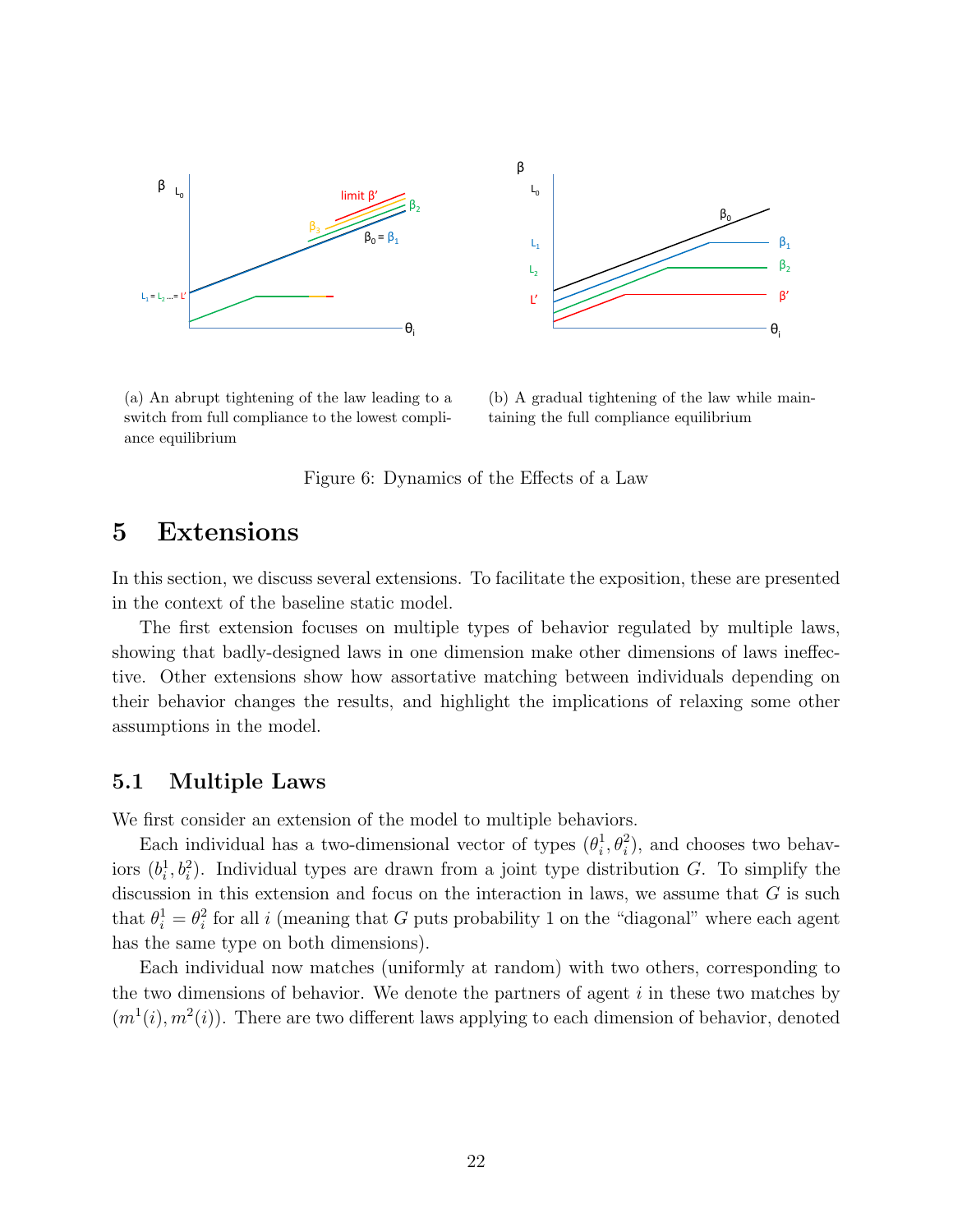(a) An abrupt tightening of the law leading to a switch from full compliance to the lowest compliance equilibrium

(b) A gradual tightening of the law while maintaining the full compliance equilibrium

Figure 6: Dynamics of the Effects of a Law

# 5 Extensions

In this section, we discuss several extensions. To facilitate the exposition, these are presented in the context of the baseline static model.

The first extension focuses on multiple types of behavior regulated by multiple laws, showing that badly-designed laws in one dimension make other dimensions of laws ineffective. Other extensions show how assortative matching between individuals depending on their behavior changes the results, and highlight the implications of relaxing some other assumptions in the model.

## 5.1 Multiple Laws

We first consider an extension of the model to multiple behaviors.

Each individual has a two-dimensional vector of types $(\theta_i^1, \theta_i^2)$, and chooses two behaviors $(b_i^1, b_i^2)$. Individual types are drawn from a joint type distribution $G$. To simplify the discussion in this extension and focus on the interaction in laws, we assume that $G$ is such that $\theta_i^1 = \theta_i^2$ for all $i$ (meaning that $G$ puts probability 1 on the "diagonal" where each agent has the same type on both dimensions).

Each individual now matches (uniformly at random) with two others, corresponding to the two dimensions of behavior. We denote the partners of agent $i$ in these two matches by $(m^1(i), m^2(i))$. There are two different laws applying to each dimension of behavior, denoted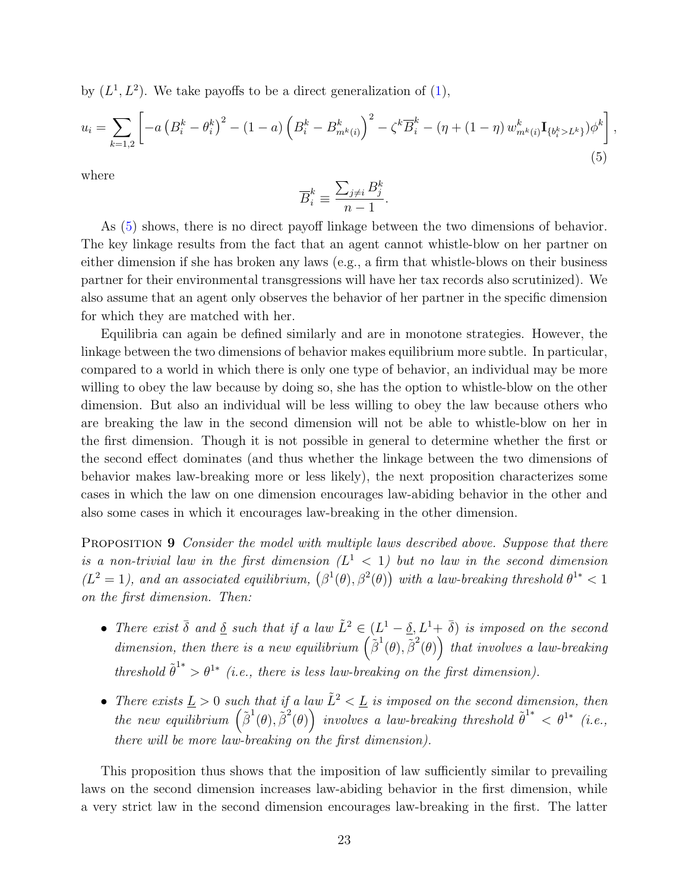by $(L^1, L^2)$. We take payoffs to be a direct generalization of (1),

$$u_i = \sum_{k=1,2} \left[ -a \left(B_i^k - \theta_i^k\right)^2 - (1-a)\left(B_i^k - B_{m^k(i)}^k\right)^2 - \zeta^k \overline{B}_i^k - (\eta + (1-\eta)\, w_{m^k(i)}^k \mathbf{I}_{\{b_i^k > L^k\}})\phi^k \right], \tag{5}$$

where

$$\overline{B}_i^k \equiv \frac{\sum_{j \neq i} B_j^k}{n-1}.$$

As (5) shows, there is no direct payoff linkage between the two dimensions of behavior. The key linkage results from the fact that an agent cannot whistle-blow on her partner on either dimension if she has broken any laws (e.g., a firm that whistle-blows on their business partner for their environmental transgressions will have her tax records also scrutinized). We also assume that an agent only observes the behavior of her partner in the specific dimension for which they are matched with her.

Equilibria can again be defined similarly and are in monotone strategies. However, the linkage between the two dimensions of behavior makes equilibrium more subtle. In particular, compared to a world in which there is only one type of behavior, an individual may be more willing to obey the law because by doing so, she has the option to whistle-blow on the other dimension. But also an individual will be less willing to obey the law because others who are breaking the law in the second dimension will not be able to whistle-blow on her in the first dimension. Though it is not possible in general to determine whether the first or the second effect dominates (and thus whether the linkage between the two dimensions of behavior makes law-breaking more or less likely), the next proposition characterizes some cases in which the law on one dimension encourages law-abiding behavior in the other and also some cases in which it encourages law-breaking in the other dimension.

**Proposition 9** *Consider the model with multiple laws described above. Suppose that there is a non-trivial law in the first dimension ($L^1 < 1$) but no law in the second dimension ($L^2 = 1$), and an associated equilibrium, $\left(\beta^1(\theta), \beta^2(\theta)\right)$ with a law-breaking threshold $\theta^{1*} < 1$ on the first dimension. Then:*

- *There exist $\bar{\delta}$ and $\underline{\delta}$ such that if a law $\tilde{L}^2 \in (L^1 - \underline{\delta}, L^1 + \bar{\delta})$ is imposed on the second dimension, then there is a new equilibrium $\left(\tilde{\beta}^1(\theta), \tilde{\beta}^2(\theta)\right)$ that involves a law-breaking threshold $\tilde{\theta}^{1*} > \theta^{1*}$ (i.e., there is less law-breaking on the first dimension).*
- *There exists $\underline{L} > 0$ such that if a law $\tilde{L}^2 < \underline{L}$ is imposed on the second dimension, then the new equilibrium $\left(\tilde{\beta}^1(\theta), \tilde{\beta}^2(\theta)\right)$ involves a law-breaking threshold $\tilde{\theta}^{1*} < \theta^{1*}$ (i.e., there will be more law-breaking on the first dimension).*

This proposition thus shows that the imposition of law sufficiently similar to prevailing laws on the second dimension increases law-abiding behavior in the first dimension, while a very strict law in the second dimension encourages law-breaking in the first. The latter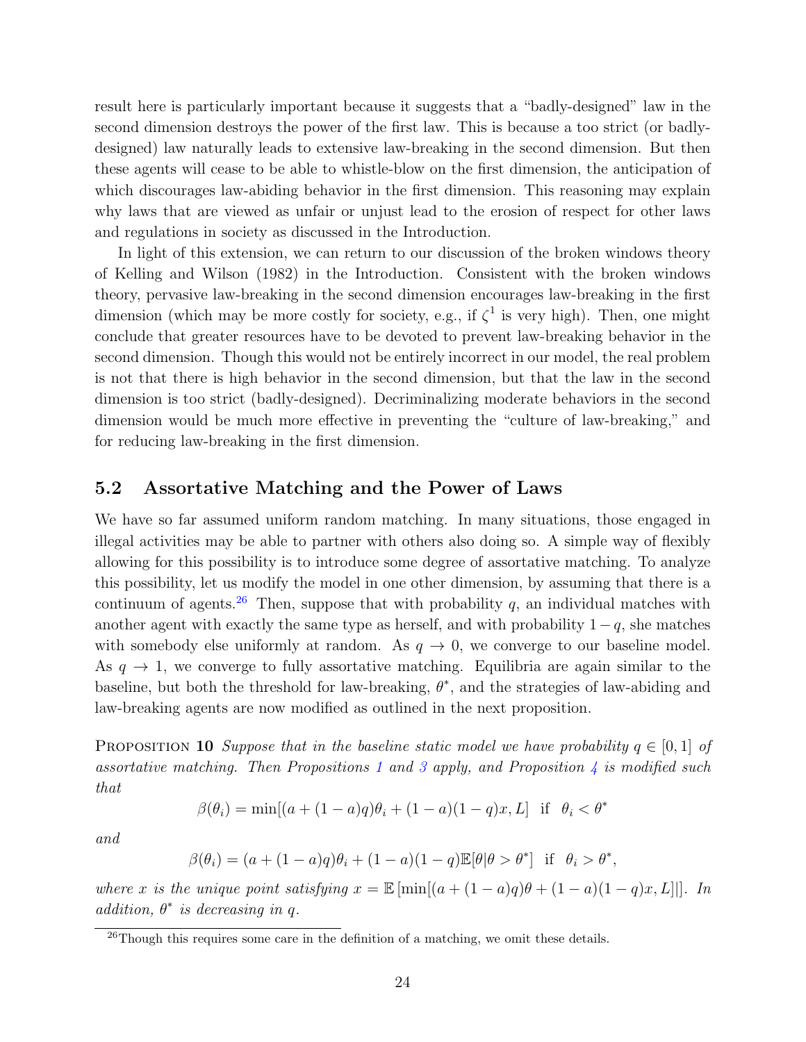result here is particularly important because it suggests that a "badly-designed" law in the second dimension destroys the power of the first law. This is because a too strict (or badly-designed) law naturally leads to extensive law-breaking in the second dimension. But then these agents will cease to be able to whistle-blow on the first dimension, the anticipation of which discourages law-abiding behavior in the first dimension. This reasoning may explain why laws that are viewed as unfair or unjust lead to the erosion of respect for other laws and regulations in society as discussed in the Introduction.

In light of this extension, we can return to our discussion of the broken windows theory of Kelling and Wilson (1982) in the Introduction. Consistent with the broken windows theory, pervasive law-breaking in the second dimension encourages law-breaking in the first dimension (which may be more costly for society, e.g., if $\zeta^1$ is very high). Then, one might conclude that greater resources have to be devoted to prevent law-breaking behavior in the second dimension. Though this would not be entirely incorrect in our model, the real problem is not that there is high behavior in the second dimension, but that the law in the second dimension is too strict (badly-designed). Decriminalizing moderate behaviors in the second dimension would be much more effective in preventing the "culture of law-breaking," and for reducing law-breaking in the first dimension.

## 5.2 Assortative Matching and the Power of Laws

We have so far assumed uniform random matching. In many situations, those engaged in illegal activities may be able to partner with others also doing so. A simple way of flexibly allowing for this possibility is to introduce some degree of assortative matching. To analyze this possibility, let us modify the model in one other dimension, by assuming that there is a continuum of agents.[26] Then, suppose that with probability $q$, an individual matches with another agent with exactly the same type as herself, and with probability $1-q$, she matches with somebody else uniformly at random. As $q \to 0$, we converge to our baseline model. As $q \to 1$, we converge to fully assortative matching. Equilibria are again similar to the baseline, but both the threshold for law-breaking, $\theta^*$, and the strategies of law-abiding and law-breaking agents are now modified as outlined in the next proposition.

Proposition 10 *Suppose that in the baseline static model we have probability $q \in [0,1]$ of assortative matching. Then Propositions 1 and 3 apply, and Proposition 4 is modified such that*

$$\beta(\theta_i) = \min[(a + (1-a)q)\theta_i + (1-a)(1-q)x, L] \text{ if } \theta_i < \theta^*$$

*and*

$$\beta(\theta_i) = (a + (1-a)q)\theta_i + (1-a)(1-q)\mathbb{E}[\theta|\theta > \theta^*] \text{ if } \theta_i > \theta^*,$$

*where $x$ is the unique point satisfying $x = \mathbb{E}[\min[(a + (1-a)q)\theta + (1-a)(1-q)x, L]]$. In addition, $\theta^*$ is decreasing in $q$.*

[26] Though this requires some care in the definition of a matching, we omit these details.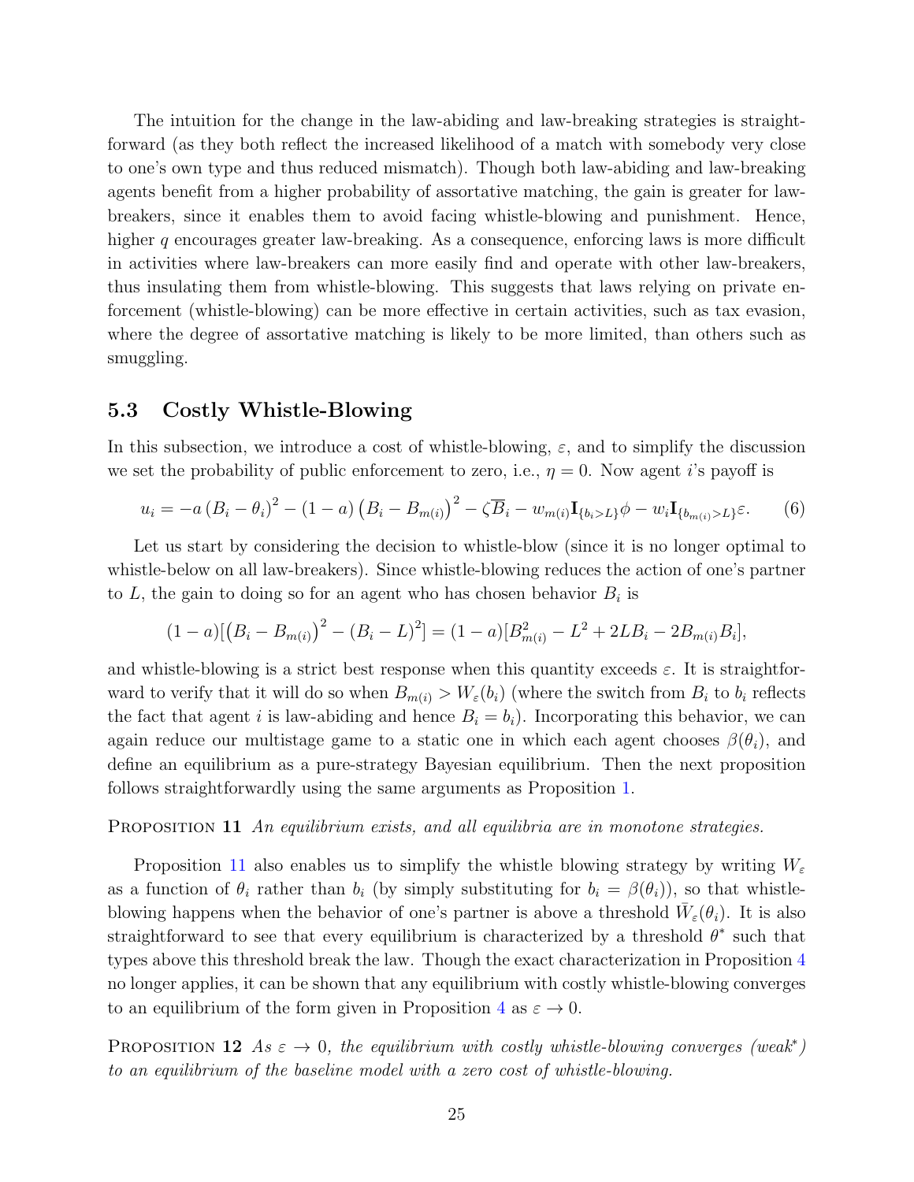The intuition for the change in the law-abiding and law-breaking strategies is straightforward (as they both reflect the increased likelihood of a match with somebody very close to one's own type and thus reduced mismatch). Though both law-abiding and law-breaking agents benefit from a higher probability of assortative matching, the gain is greater for law-breakers, since it enables them to avoid facing whistle-blowing and punishment. Hence, higher $q$ encourages greater law-breaking. As a consequence, enforcing laws is more difficult in activities where law-breakers can more easily find and operate with other law-breakers, thus insulating them from whistle-blowing. This suggests that laws relying on private enforcement (whistle-blowing) can be more effective in certain activities, such as tax evasion, where the degree of assortative matching is likely to be more limited, than others such as smuggling.

## 5.3 Costly Whistle-Blowing

In this subsection, we introduce a cost of whistle-blowing, $\varepsilon$, and to simplify the discussion we set the probability of public enforcement to zero, i.e., $\eta = 0$. Now agent $i$'s payoff is

$$u_i = -a\left(B_i - \theta_i\right)^2 - (1-a)\left(B_i - B_{m(i)}\right)^2 - \zeta\overline{B}_i - w_{m(i)}\mathbf{I}_{\{b_i > L\}}\phi - w_i\mathbf{I}_{\{b_{m(i)} > L\}}\varepsilon. \qquad (6)$$

Let us start by considering the decision to whistle-blow (since it is no longer optimal to whistle-below on all law-breakers). Since whistle-blowing reduces the action of one's partner to $L$, the gain to doing so for an agent who has chosen behavior $B_i$ is

$$(1-a)[\left(B_i - B_{m(i)}\right)^2 - (B_i - L)^2] = (1-a)[B_{m(i)}^2 - L^2 + 2LB_i - 2B_{m(i)}B_i],$$

and whistle-blowing is a strict best response when this quantity exceeds $\varepsilon$. It is straightforward to verify that it will do so when $B_{m(i)} > W_\varepsilon(b_i)$ (where the switch from $B_i$ to $b_i$ reflects the fact that agent $i$ is law-abiding and hence $B_i = b_i$). Incorporating this behavior, we can again reduce our multistage game to a static one in which each agent chooses $\beta(\theta_i)$, and define an equilibrium as a pure-strategy Bayesian equilibrium. Then the next proposition follows straightforwardly using the same arguments as Proposition 1.

**Proposition 11** *An equilibrium exists, and all equilibria are in monotone strategies.*

Proposition 11 also enables us to simplify the whistle blowing strategy by writing $W_\varepsilon$ as a function of $\theta_i$ rather than $b_i$ (by simply substituting for $b_i = \beta(\theta_i)$), so that whistle-blowing happens when the behavior of one's partner is above a threshold $\bar{W}_\varepsilon(\theta_i)$. It is also straightforward to see that every equilibrium is characterized by a threshold $\theta^*$ such that types above this threshold break the law. Though the exact characterization in Proposition 4 no longer applies, it can be shown that any equilibrium with costly whistle-blowing converges to an equilibrium of the form given in Proposition 4 as $\varepsilon \to 0$.

**Proposition 12** *As $\varepsilon \to 0$, the equilibrium with costly whistle-blowing converges (weak\*) to an equilibrium of the baseline model with a zero cost of whistle-blowing.*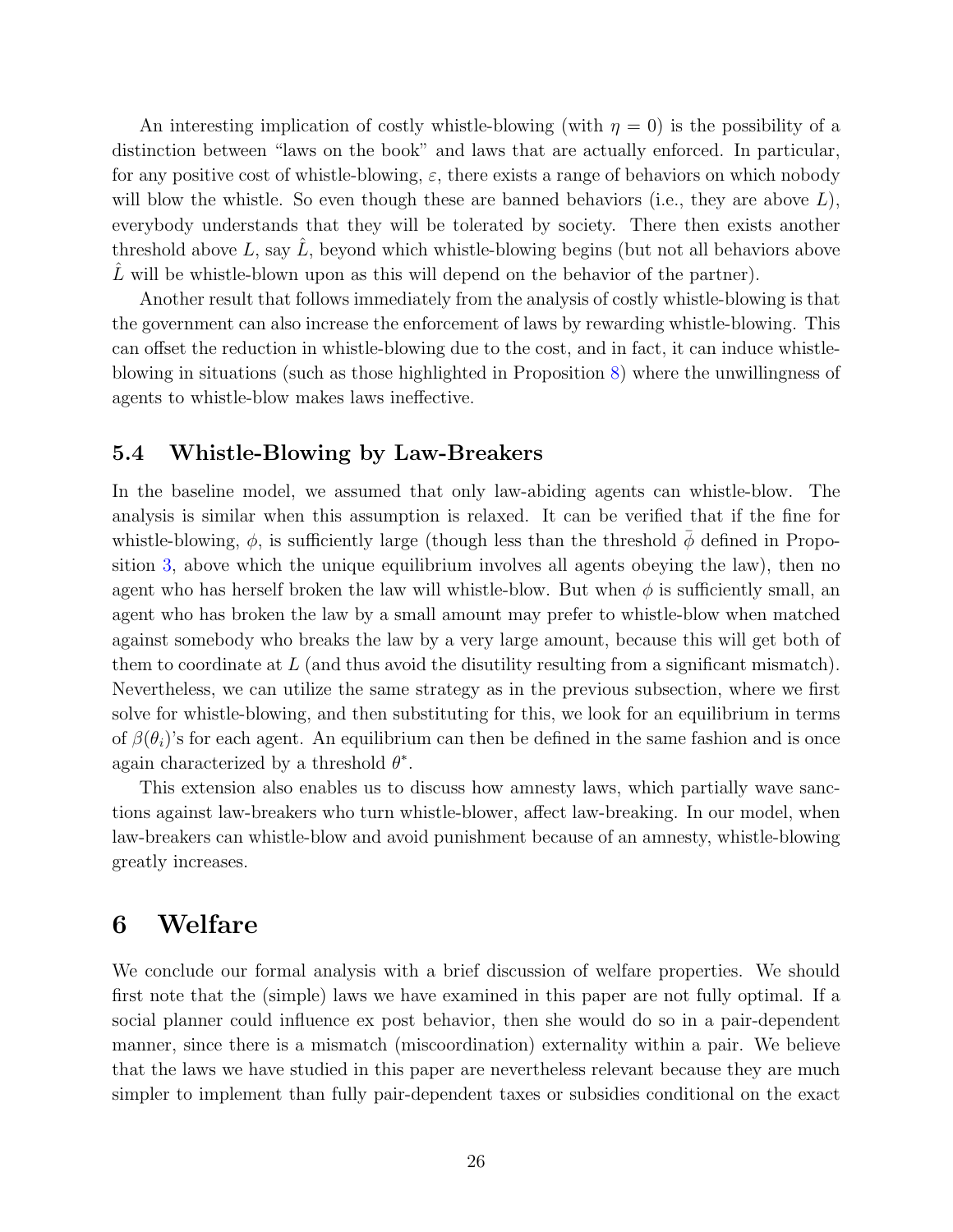An interesting implication of costly whistle-blowing (with $\eta = 0$) is the possibility of a distinction between "laws on the book" and laws that are actually enforced. In particular, for any positive cost of whistle-blowing, $\varepsilon$, there exists a range of behaviors on which nobody will blow the whistle. So even though these are banned behaviors (i.e., they are above $L$), everybody understands that they will be tolerated by society. There then exists another threshold above $L$, say $\hat{L}$, beyond which whistle-blowing begins (but not all behaviors above $\hat{L}$ will be whistle-blown upon as this will depend on the behavior of the partner).

Another result that follows immediately from the analysis of costly whistle-blowing is that the government can also increase the enforcement of laws by rewarding whistle-blowing. This can offset the reduction in whistle-blowing due to the cost, and in fact, it can induce whistle-blowing in situations (such as those highlighted in Proposition 8) where the unwillingness of agents to whistle-blow makes laws ineffective.

### 5.4 Whistle-Blowing by Law-Breakers

In the baseline model, we assumed that only law-abiding agents can whistle-blow. The analysis is similar when this assumption is relaxed. It can be verified that if the fine for whistle-blowing, $\phi$, is sufficiently large (though less than the threshold $\bar{\phi}$ defined in Proposition 3, above which the unique equilibrium involves all agents obeying the law), then no agent who has herself broken the law will whistle-blow. But when $\phi$ is sufficiently small, an agent who has broken the law by a small amount may prefer to whistle-blow when matched against somebody who breaks the law by a very large amount, because this will get both of them to coordinate at $L$ (and thus avoid the disutility resulting from a significant mismatch). Nevertheless, we can utilize the same strategy as in the previous subsection, where we first solve for whistle-blowing, and then substituting for this, we look for an equilibrium in terms of $\beta(\theta_i)$'s for each agent. An equilibrium can then be defined in the same fashion and is once again characterized by a threshold $\theta^*$.

This extension also enables us to discuss how amnesty laws, which partially wave sanctions against law-breakers who turn whistle-blower, affect law-breaking. In our model, when law-breakers can whistle-blow and avoid punishment because of an amnesty, whistle-blowing greatly increases.

## 6 Welfare

We conclude our formal analysis with a brief discussion of welfare properties. We should first note that the (simple) laws we have examined in this paper are not fully optimal. If a social planner could influence ex post behavior, then she would do so in a pair-dependent manner, since there is a mismatch (miscoordination) externality within a pair. We believe that the laws we have studied in this paper are nevertheless relevant because they are much simpler to implement than fully pair-dependent taxes or subsidies conditional on the exact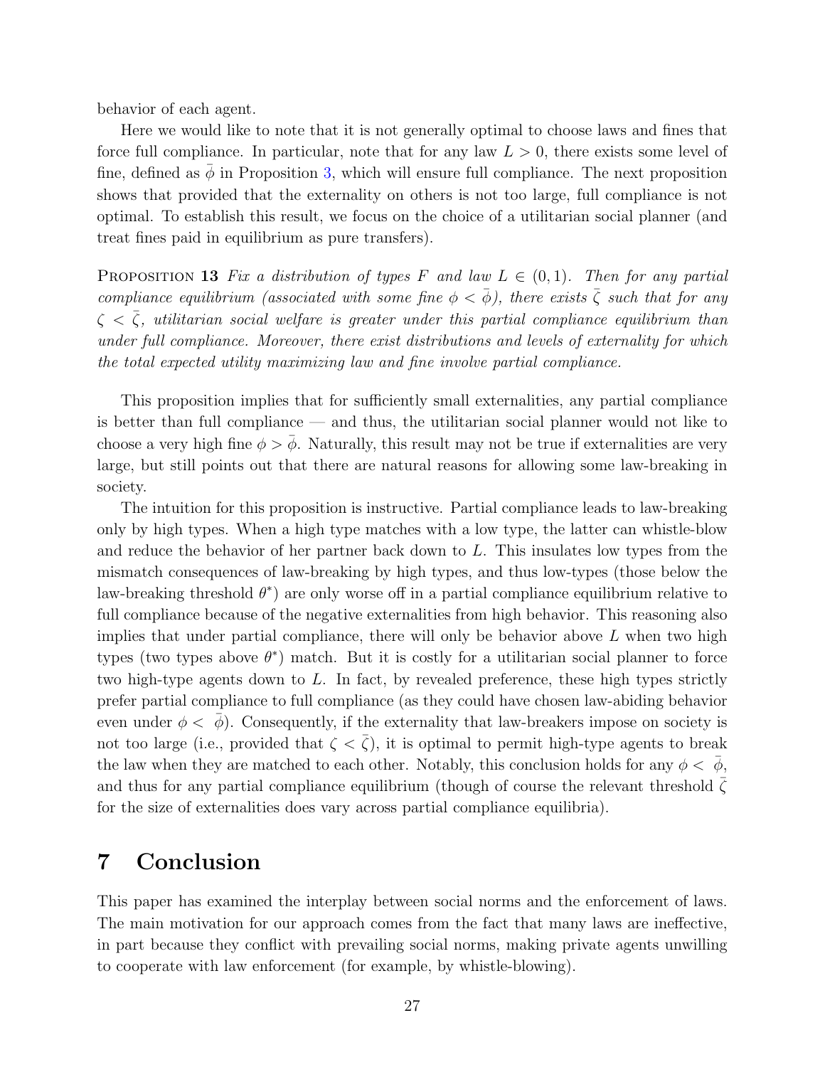behavior of each agent.

Here we would like to note that it is not generally optimal to choose laws and fines that force full compliance. In particular, note that for any law $L > 0$, there exists some level of fine, defined as $\bar{\phi}$ in Proposition 3, which will ensure full compliance. The next proposition shows that provided that the externality on others is not too large, full compliance is not optimal. To establish this result, we focus on the choice of a utilitarian social planner (and treat fines paid in equilibrium as pure transfers).

PROPOSITION 13 *Fix a distribution of types $F$ and law $L \in (0, 1)$. Then for any partial compliance equilibrium (associated with some fine $\phi < \bar{\phi}$), there exists $\bar{\zeta}$ such that for any $\zeta < \bar{\zeta}$, utilitarian social welfare is greater under this partial compliance equilibrium than under full compliance. Moreover, there exist distributions and levels of externality for which the total expected utility maximizing law and fine involve partial compliance.*

This proposition implies that for sufficiently small externalities, any partial compliance is better than full compliance — and thus, the utilitarian social planner would not like to choose a very high fine $\phi > \bar{\phi}$. Naturally, this result may not be true if externalities are very large, but still points out that there are natural reasons for allowing some law-breaking in society.

The intuition for this proposition is instructive. Partial compliance leads to law-breaking only by high types. When a high type matches with a low type, the latter can whistle-blow and reduce the behavior of her partner back down to $L$. This insulates low types from the mismatch consequences of law-breaking by high types, and thus low-types (those below the law-breaking threshold $\theta^*$) are only worse off in a partial compliance equilibrium relative to full compliance because of the negative externalities from high behavior. This reasoning also implies that under partial compliance, there will only be behavior above $L$ when two high types (two types above $\theta^*$) match. But it is costly for a utilitarian social planner to force two high-type agents down to $L$. In fact, by revealed preference, these high types strictly prefer partial compliance to full compliance (as they could have chosen law-abiding behavior even under $\phi < \bar{\phi}$). Consequently, if the externality that law-breakers impose on society is not too large (i.e., provided that $\zeta < \bar{\zeta}$), it is optimal to permit high-type agents to break the law when they are matched to each other. Notably, this conclusion holds for any $\phi < \bar{\phi}$, and thus for any partial compliance equilibrium (though of course the relevant threshold $\bar{\zeta}$ for the size of externalities does vary across partial compliance equilibria).

# 7 Conclusion

This paper has examined the interplay between social norms and the enforcement of laws. The main motivation for our approach comes from the fact that many laws are ineffective, in part because they conflict with prevailing social norms, making private agents unwilling to cooperate with law enforcement (for example, by whistle-blowing).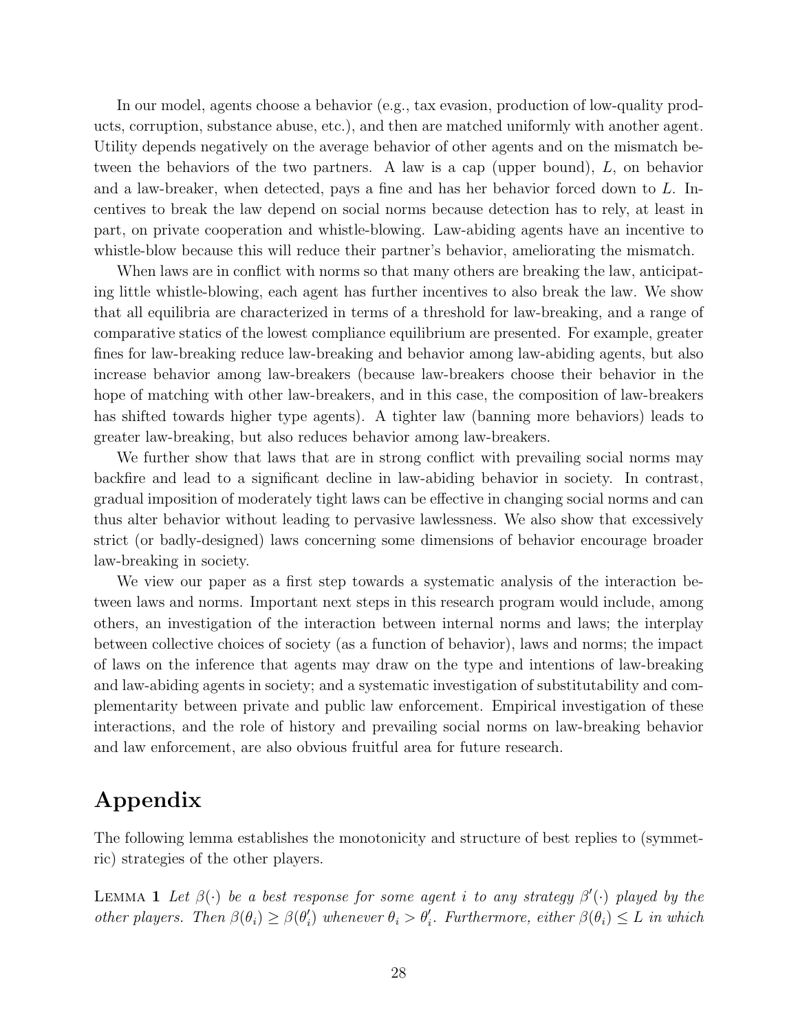In our model, agents choose a behavior (e.g., tax evasion, production of low-quality products, corruption, substance abuse, etc.), and then are matched uniformly with another agent. Utility depends negatively on the average behavior of other agents and on the mismatch between the behaviors of the two partners. A law is a cap (upper bound), $L$, on behavior and a law-breaker, when detected, pays a fine and has her behavior forced down to $L$. Incentives to break the law depend on social norms because detection has to rely, at least in part, on private cooperation and whistle-blowing. Law-abiding agents have an incentive to whistle-blow because this will reduce their partner's behavior, ameliorating the mismatch.

When laws are in conflict with norms so that many others are breaking the law, anticipating little whistle-blowing, each agent has further incentives to also break the law. We show that all equilibria are characterized in terms of a threshold for law-breaking, and a range of comparative statics of the lowest compliance equilibrium are presented. For example, greater fines for law-breaking reduce law-breaking and behavior among law-abiding agents, but also increase behavior among law-breakers (because law-breakers choose their behavior in the hope of matching with other law-breakers, and in this case, the composition of law-breakers has shifted towards higher type agents). A tighter law (banning more behaviors) leads to greater law-breaking, but also reduces behavior among law-breakers.

We further show that laws that are in strong conflict with prevailing social norms may backfire and lead to a significant decline in law-abiding behavior in society. In contrast, gradual imposition of moderately tight laws can be effective in changing social norms and can thus alter behavior without leading to pervasive lawlessness. We also show that excessively strict (or badly-designed) laws concerning some dimensions of behavior encourage broader law-breaking in society.

We view our paper as a first step towards a systematic analysis of the interaction between laws and norms. Important next steps in this research program would include, among others, an investigation of the interaction between internal norms and laws; the interplay between collective choices of society (as a function of behavior), laws and norms; the impact of laws on the inference that agents may draw on the type and intentions of law-breaking and law-abiding agents in society; and a systematic investigation of substitutability and complementarity between private and public law enforcement. Empirical investigation of these interactions, and the role of history and prevailing social norms on law-breaking behavior and law enforcement, are also obvious fruitful area for future research.

# Appendix

The following lemma establishes the monotonicity and structure of best replies to (symmetric) strategies of the other players.

Lemma 1 *Let $\beta(\cdot)$ be a best response for some agent $i$ to any strategy $\beta'(\cdot)$ played by the other players. Then $\beta(\theta_i) \geq \beta(\theta_i')$ whenever $\theta_i > \theta_i'$. Furthermore, either $\beta(\theta_i) \leq L$ in which*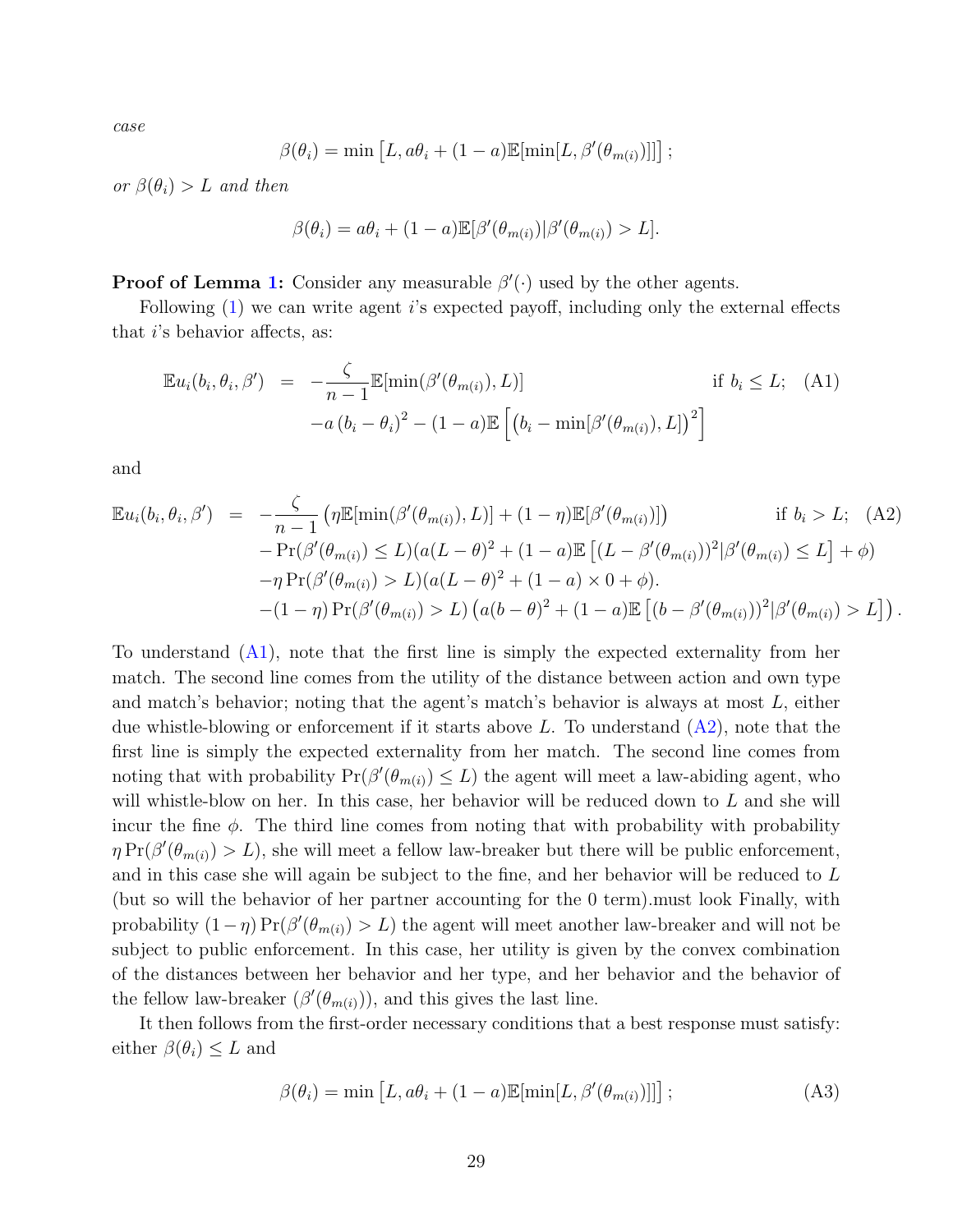*case*

$$\beta(\theta_i) = \min\left[L, a\theta_i + (1-a)\mathbb{E}[\min[L, \beta'(\theta_{m(i)})]]\right];$$

*or* $\beta(\theta_i) > L$ *and then*

$$\beta(\theta_i) = a\theta_i + (1-a)\mathbb{E}[\beta'(\theta_{m(i)}) | \beta'(\theta_{m(i)}) > L].$$

**Proof of Lemma 1:** Consider any measurable $\beta'(\cdot)$ used by the other agents.

Following (1) we can write agent $i$'s expected payoff, including only the external effects that $i$'s behavior affects, as:

$$\begin{aligned}
\mathbb{E}u_i(b_i, \theta_i, \beta') &= -\frac{\zeta}{n-1}\mathbb{E}[\min(\beta'(\theta_{m(i)}), L)] && \text{if } b_i \leq L; \quad \text{(A1)} \\
&\quad -a\,(b_i - \theta_i)^2 - (1-a)\mathbb{E}\left[\left(b_i - \min[\beta'(\theta_{m(i)}), L]\right)^2\right]
\end{aligned}$$

and

$$\begin{aligned}
\mathbb{E}u_i(b_i, \theta_i, \beta') &= -\frac{\zeta}{n-1}\left(\eta\mathbb{E}[\min(\beta'(\theta_{m(i)}), L)] + (1-\eta)\mathbb{E}[\beta'(\theta_{m(i)})]\right) && \text{if } b_i > L; \quad \text{(A2)} \\
&\quad - \Pr(\beta'(\theta_{m(i)}) \leq L)(a(L-\theta)^2 + (1-a)\mathbb{E}\left[(L - \beta'(\theta_{m(i)}))^2 | \beta'(\theta_{m(i)}) \leq L\right] + \phi) \\
&\quad -\eta\Pr(\beta'(\theta_{m(i)}) > L)(a(L-\theta)^2 + (1-a)\times 0 + \phi). \\
&\quad -(1-\eta)\Pr(\beta'(\theta_{m(i)}) > L)\left(a(b-\theta)^2 + (1-a)\mathbb{E}\left[(b - \beta'(\theta_{m(i)}))^2 | \beta'(\theta_{m(i)}) > L\right]\right).
\end{aligned}$$

To understand (A1), note that the first line is simply the expected externality from her match. The second line comes from the utility of the distance between action and own type and match's behavior; noting that the agent's match's behavior is always at most $L$, either due whistle-blowing or enforcement if it starts above $L$. To understand (A2), note that the first line is simply the expected externality from her match. The second line comes from noting that with probability $\Pr(\beta'(\theta_{m(i)}) \leq L)$ the agent will meet a law-abiding agent, who will whistle-blow on her. In this case, her behavior will be reduced down to $L$ and she will incur the fine $\phi$. The third line comes from noting that with probability with probability $\eta\Pr(\beta'(\theta_{m(i)}) > L)$, she will meet a fellow law-breaker but there will be public enforcement, and in this case she will again be subject to the fine, and her behavior will be reduced to $L$ (but so will the behavior of her partner accounting for the 0 term).must look Finally, with probability $(1-\eta)\Pr(\beta'(\theta_{m(i)}) > L)$ the agent will meet another law-breaker and will not be subject to public enforcement. In this case, her utility is given by the convex combination of the distances between her behavior and her type, and her behavior and the behavior of the fellow law-breaker ($\beta'(\theta_{m(i)})$), and this gives the last line.

It then follows from the first-order necessary conditions that a best response must satisfy: either $\beta(\theta_i) \leq L$ and

$$\beta(\theta_i) = \min\left[L, a\theta_i + (1-a)\mathbb{E}[\min[L, \beta'(\theta_{m(i)})]]\right]; \tag{A3}$$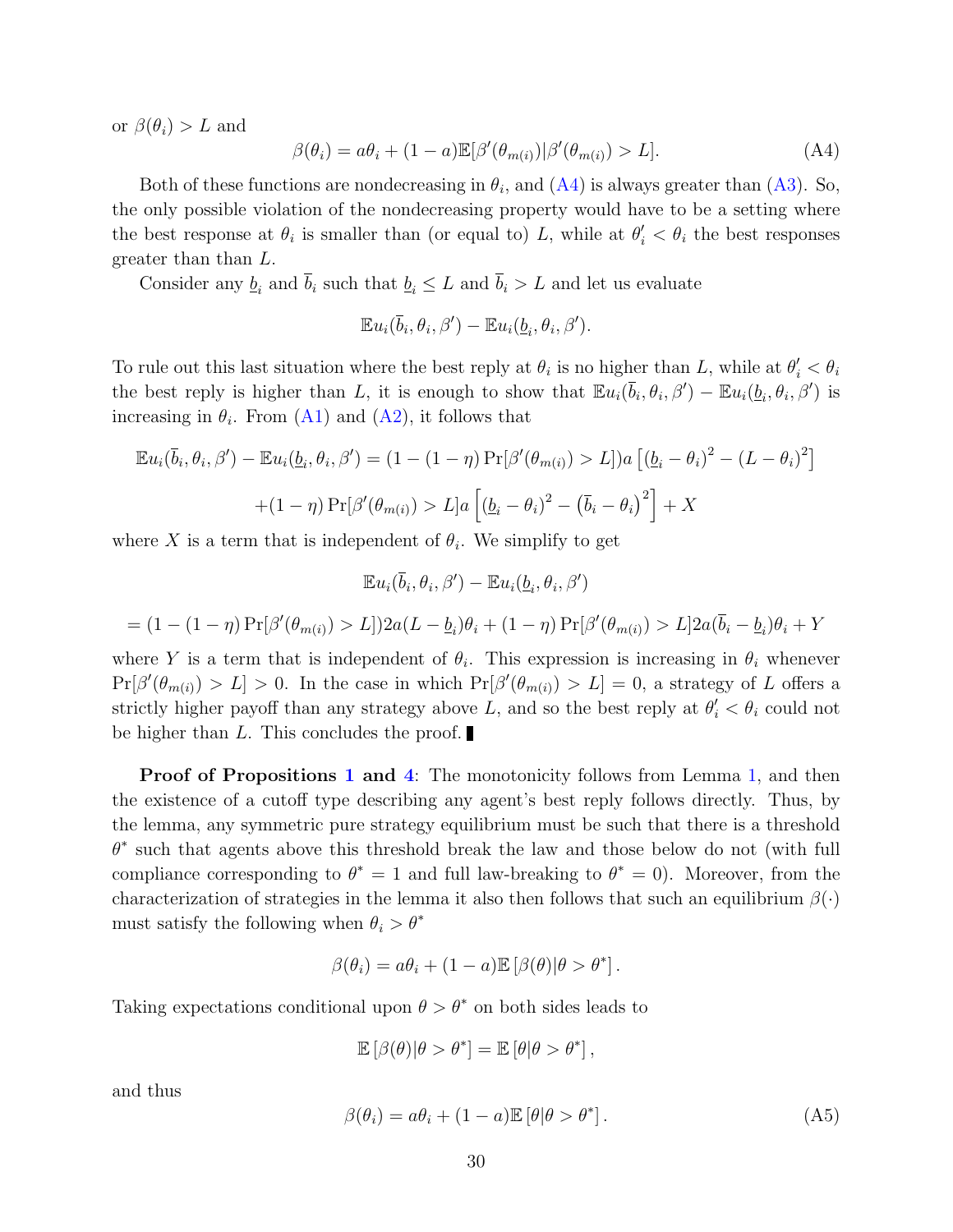or $\beta(\theta_i) > L$ and

$$\beta(\theta_i) = a\theta_i + (1-a)\mathbb{E}[\beta'(\theta_{m(i)})|\beta'(\theta_{m(i)}) > L]. \tag{A4}$$

Both of these functions are nondecreasing in $\theta_i$, and (A4) is always greater than (A3). So, the only possible violation of the nondecreasing property would have to be a setting where the best response at $\theta_i$ is smaller than (or equal to) $L$, while at $\theta_i' < \theta_i$ the best responses greater than than $L$.

Consider any $\underline{b}_i$ and $\overline{b}_i$ such that $\underline{b}_i \leq L$ and $\overline{b}_i > L$ and let us evaluate

$$\mathbb{E}u_i(\overline{b}_i, \theta_i, \beta') - \mathbb{E}u_i(\underline{b}_i, \theta_i, \beta').$$

To rule out this last situation where the best reply at $\theta_i$ is no higher than $L$, while at $\theta_i' < \theta_i$ the best reply is higher than $L$, it is enough to show that $\mathbb{E}u_i(\overline{b}_i, \theta_i, \beta') - \mathbb{E}u_i(\underline{b}_i, \theta_i, \beta')$ is increasing in $\theta_i$. From (A1) and (A2), it follows that

$$\mathbb{E}u_i(\overline{b}_i, \theta_i, \beta') - \mathbb{E}u_i(\underline{b}_i, \theta_i, \beta') = (1-(1-\eta)\Pr[\beta'(\theta_{m(i)}) > L])a\left[(\underline{b}_i - \theta_i)^2 - (L-\theta_i)^2\right]$$
$$+(1-\eta)\Pr[\beta'(\theta_{m(i)}) > L]a\left[(\underline{b}_i - \theta_i)^2 - \left(\overline{b}_i - \theta_i\right)^2\right] + X$$

where $X$ is a term that is independent of $\theta_i$. We simplify to get

$$\mathbb{E}u_i(\overline{b}_i, \theta_i, \beta') - \mathbb{E}u_i(\underline{b}_i, \theta_i, \beta')$$
$$= (1-(1-\eta)\Pr[\beta'(\theta_{m(i)}) > L])2a(L-\underline{b}_i)\theta_i + (1-\eta)\Pr[\beta'(\theta_{m(i)}) > L]2a(\overline{b}_i - \underline{b}_i)\theta_i + Y$$

where $Y$ is a term that is independent of $\theta_i$. This expression is increasing in $\theta_i$ whenever $\Pr[\beta'(\theta_{m(i)}) > L] > 0$. In the case in which $\Pr[\beta'(\theta_{m(i)}) > L] = 0$, a strategy of $L$ offers a strictly higher payoff than any strategy above $L$, and so the best reply at $\theta_i' < \theta_i$ could not be higher than $L$. This concludes the proof. ∎

**Proof of Propositions 1 and 4**: The monotonicity follows from Lemma 1, and then the existence of a cutoff type describing any agent's best reply follows directly. Thus, by the lemma, any symmetric pure strategy equilibrium must be such that there is a threshold $\theta^*$ such that agents above this threshold break the law and those below do not (with full compliance corresponding to $\theta^* = 1$ and full law-breaking to $\theta^* = 0$). Moreover, from the characterization of strategies in the lemma it also then follows that such an equilibrium $\beta(\cdot)$ must satisfy the following when $\theta_i > \theta^*$

$$\beta(\theta_i) = a\theta_i + (1-a)\mathbb{E}\left[\beta(\theta)|\theta > \theta^*\right].$$

Taking expectations conditional upon $\theta > \theta^*$ on both sides leads to

$$\mathbb{E}\left[\beta(\theta)|\theta > \theta^*\right] = \mathbb{E}\left[\theta|\theta > \theta^*\right],$$

and thus

$$\beta(\theta_i) = a\theta_i + (1-a)\mathbb{E}\left[\theta|\theta > \theta^*\right]. \tag{A5}$$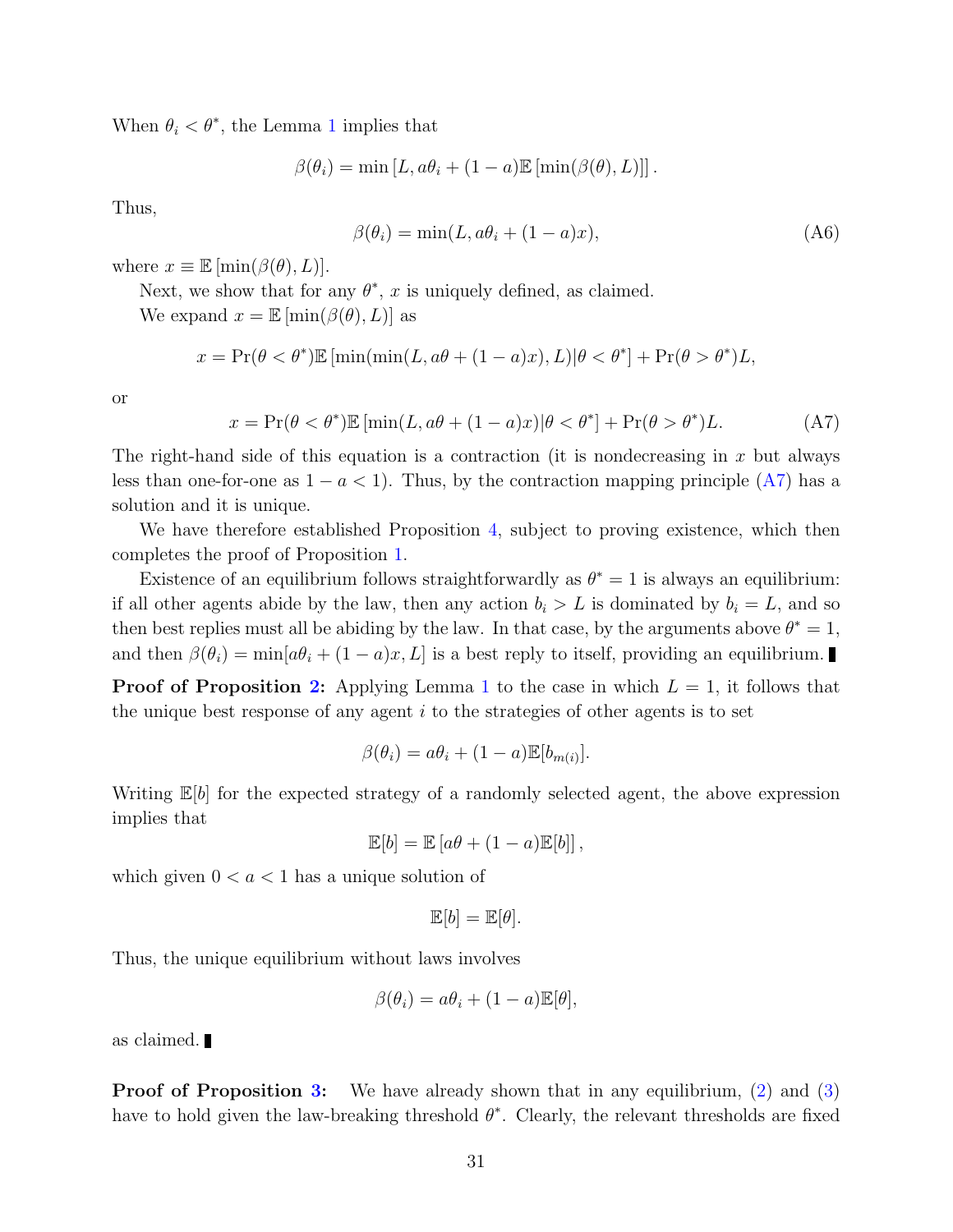When $\theta_i < \theta^*$, the Lemma 1 implies that

$$\beta(\theta_i) = \min\left[L, a\theta_i + (1-a)\mathbb{E}\left[\min(\beta(\theta), L)\right]\right].$$

Thus,

$$\beta(\theta_i) = \min(L, a\theta_i + (1-a)x), \tag{A6}$$

where $x \equiv \mathbb{E}\left[\min(\beta(\theta), L)\right]$.

Next, we show that for any $\theta^*$, $x$ is uniquely defined, as claimed.

We expand $x = \mathbb{E}\left[\min(\beta(\theta), L)\right]$ as

$$x = \Pr(\theta < \theta^*)\mathbb{E}\left[\min(\min(L, a\theta + (1-a)x), L)|\theta < \theta^*\right] + \Pr(\theta > \theta^*)L,$$

or

$$x = \Pr(\theta < \theta^*)\mathbb{E}\left[\min(L, a\theta + (1-a)x)|\theta < \theta^*\right] + \Pr(\theta > \theta^*)L. \tag{A7}$$

The right-hand side of this equation is a contraction (it is nondecreasing in $x$ but always less than one-for-one as $1 - a < 1$). Thus, by the contraction mapping principle (A7) has a solution and it is unique.

We have therefore established Proposition 4, subject to proving existence, which then completes the proof of Proposition 1.

Existence of an equilibrium follows straightforwardly as $\theta^* = 1$ is always an equilibrium: if all other agents abide by the law, then any action $b_i > L$ is dominated by $b_i = L$, and so then best replies must all be abiding by the law. In that case, by the arguments above $\theta^* = 1$, and then $\beta(\theta_i) = \min[a\theta_i + (1-a)x, L]$ is a best reply to itself, providing an equilibrium. ∎

**Proof of Proposition 2:** Applying Lemma 1 to the case in which $L = 1$, it follows that the unique best response of any agent $i$ to the strategies of other agents is to set

$$\beta(\theta_i) = a\theta_i + (1-a)\mathbb{E}[b_{m(i)}].$$

Writing $\mathbb{E}[b]$ for the expected strategy of a randomly selected agent, the above expression implies that

$$\mathbb{E}[b] = \mathbb{E}\left[a\theta + (1-a)\mathbb{E}[b]\right],$$

which given $0 < a < 1$ has a unique solution of

$$\mathbb{E}[b] = \mathbb{E}[\theta].$$

Thus, the unique equilibrium without laws involves

$$\beta(\theta_i) = a\theta_i + (1-a)\mathbb{E}[\theta],$$

as claimed. ∎

**Proof of Proposition 3:** We have already shown that in any equilibrium, (2) and (3) have to hold given the law-breaking threshold $\theta^*$. Clearly, the relevant thresholds are fixed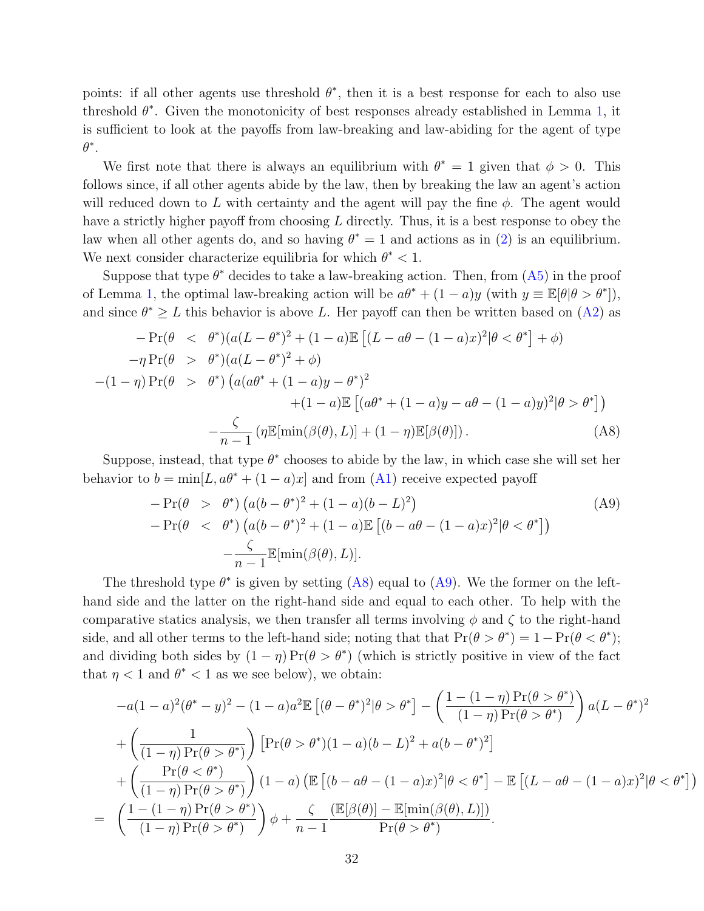points: if all other agents use threshold $\theta^*$, then it is a best response for each to also use threshold $\theta^*$. Given the monotonicity of best responses already established in Lemma 1, it is sufficient to look at the payoffs from law-breaking and law-abiding for the agent of type $\theta^*$.

We first note that there is always an equilibrium with $\theta^* = 1$ given that $\phi > 0$. This follows since, if all other agents abide by the law, then by breaking the law an agent's action will reduced down to $L$ with certainty and the agent will pay the fine $\phi$. The agent would have a strictly higher payoff from choosing $L$ directly. Thus, it is a best response to obey the law when all other agents do, and so having $\theta^* = 1$ and actions as in (2) is an equilibrium. We next consider characterize equilibria for which $\theta^* < 1$.

Suppose that type $\theta^*$ decides to take a law-breaking action. Then, from (A5) in the proof of Lemma 1, the optimal law-breaking action will be $a\theta^* + (1-a)y$ (with $y \equiv \mathbb{E}[\theta|\theta > \theta^*]$), and since $\theta^* \geq L$ this behavior is above $L$. Her payoff can then be written based on (A2) as

$$
\begin{aligned}
-\Pr(\theta &< \theta^*)(a(L-\theta^*)^2 + (1-a)\mathbb{E}\left[(L - a\theta - (1-a)x)^2|\theta < \theta^*\right] + \phi) \\
-\eta \Pr(\theta &> \theta^*)(a(L-\theta^*)^2 + \phi) \\
-(1-\eta)\Pr(\theta &> \theta^*)\left(a(a\theta^* + (1-a)y - \theta^*)^2\right. \\
&\qquad\left. + (1-a)\mathbb{E}\left[(a\theta^* + (1-a)y - a\theta - (1-a)y)^2|\theta > \theta^*\right]\right) \\
&- \frac{\zeta}{n-1}\left(\eta\mathbb{E}[\min(\beta(\theta), L)] + (1-\eta)\mathbb{E}[\beta(\theta)]\right). \qquad \text{(A8)}
\end{aligned}
$$

Suppose, instead, that type $\theta^*$ chooses to abide by the law, in which case she will set her behavior to $b = \min[L, a\theta^* + (1-a)x]$ and from (A1) receive expected payoff

$$
\begin{aligned}
-\Pr(\theta &> \theta^*)\left(a(b-\theta^*)^2 + (1-a)(b-L)^2\right) \qquad \text{(A9)} \\
-\Pr(\theta &< \theta^*)\left(a(b-\theta^*)^2 + (1-a)\mathbb{E}\left[(b - a\theta - (1-a)x)^2|\theta < \theta^*\right]\right) \\
&- \frac{\zeta}{n-1}\mathbb{E}[\min(\beta(\theta), L)].
\end{aligned}
$$

The threshold type $\theta^*$ is given by setting (A8) equal to (A9). We the former on the left-hand side and the latter on the right-hand side and equal to each other. To help with the comparative statics analysis, we then transfer all terms involving $\phi$ and $\zeta$ to the right-hand side, and all other terms to the left-hand side; noting that that $\Pr(\theta > \theta^*) = 1 - \Pr(\theta < \theta^*)$; and dividing both sides by $(1-\eta)\Pr(\theta > \theta^*)$ (which is strictly positive in view of the fact that $\eta < 1$ and $\theta^* < 1$ as we see below), we obtain:

$$
\begin{aligned}
&-a(1-a)^2(\theta^* - y)^2 - (1-a)a^2\mathbb{E}\left[(\theta - \theta^*)^2|\theta > \theta^*\right] - \left(\frac{1-(1-\eta)\Pr(\theta > \theta^*)}{(1-\eta)\Pr(\theta > \theta^*)}\right)a(L-\theta^*)^2 \\
&+ \left(\frac{1}{(1-\eta)\Pr(\theta > \theta^*)}\right)\left[\Pr(\theta > \theta^*)(1-a)(b-L)^2 + a(b-\theta^*)^2\right] \\
&+ \left(\frac{\Pr(\theta < \theta^*)}{(1-\eta)\Pr(\theta > \theta^*)}\right)(1-a)\left(\mathbb{E}\left[(b - a\theta - (1-a)x)^2|\theta < \theta^*\right] - \mathbb{E}\left[(L - a\theta - (1-a)x)^2|\theta < \theta^*\right]\right) \\
= \quad &\left(\frac{1-(1-\eta)\Pr(\theta > \theta^*)}{(1-\eta)\Pr(\theta > \theta^*)}\right)\phi + \frac{\zeta}{n-1}\frac{(\mathbb{E}[\beta(\theta)] - \mathbb{E}[\min(\beta(\theta), L)])}{\Pr(\theta > \theta^*)}.
\end{aligned}
$$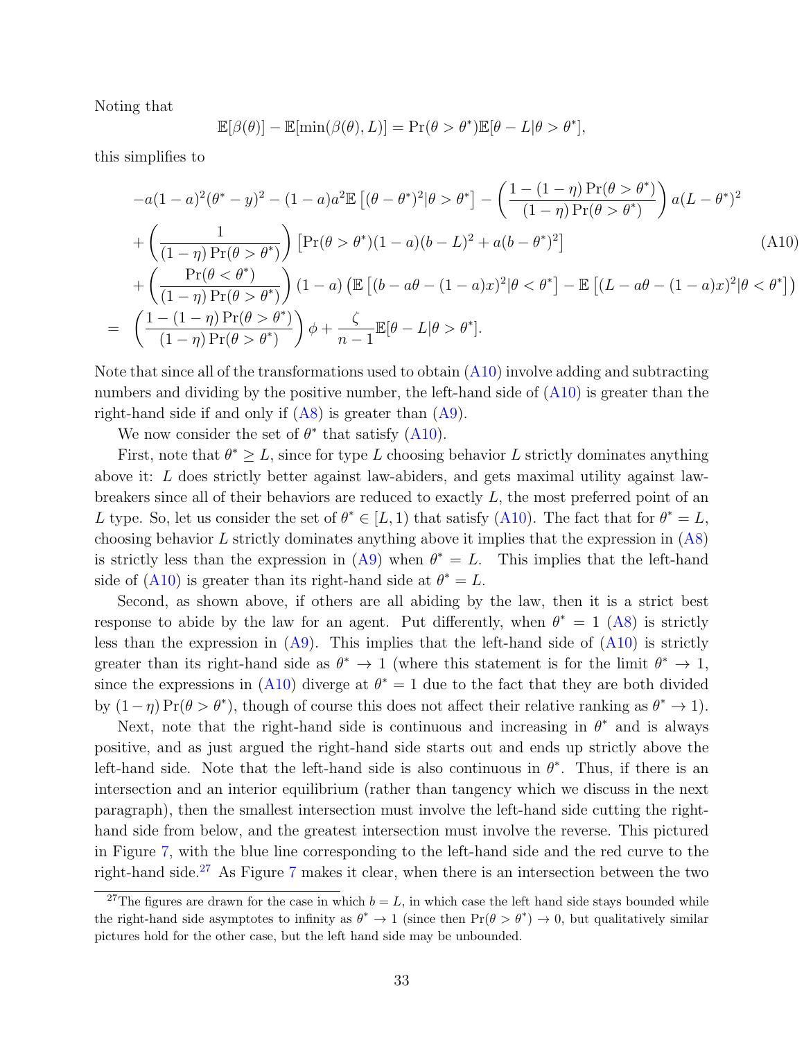Noting that

$$\mathbb{E}[\beta(\theta)] - \mathbb{E}[\min(\beta(\theta), L)] = \Pr(\theta > \theta^*)\mathbb{E}[\theta - L|\theta > \theta^*],$$

this simplifies to

$$\begin{aligned}
&-a(1-a)^2(\theta^* - y)^2 - (1-a)a^2\mathbb{E}\left[(\theta - \theta^*)^2|\theta > \theta^*\right] - \left(\frac{1-(1-\eta)\Pr(\theta > \theta^*)}{(1-\eta)\Pr(\theta > \theta^*)}\right)a(L-\theta^*)^2 \\
&+ \left(\frac{1}{(1-\eta)\Pr(\theta > \theta^*)}\right)\left[\Pr(\theta > \theta^*)(1-a)(b-L)^2 + a(b-\theta^*)^2\right] \\
&+ \left(\frac{\Pr(\theta < \theta^*)}{(1-\eta)\Pr(\theta > \theta^*)}\right)(1-a)\left(\mathbb{E}\left[(b - a\theta - (1-a)x)^2|\theta < \theta^*\right] - \mathbb{E}\left[(L - a\theta - (1-a)x)^2|\theta < \theta^*\right]\right) \\
= \;& \left(\frac{1-(1-\eta)\Pr(\theta > \theta^*)}{(1-\eta)\Pr(\theta > \theta^*)}\right)\phi + \frac{\zeta}{n-1}\mathbb{E}[\theta - L|\theta > \theta^*].
\end{aligned} \tag{A10}$$

Note that since all of the transformations used to obtain (A10) involve adding and subtracting numbers and dividing by the positive number, the left-hand side of (A10) is greater than the right-hand side if and only if (A8) is greater than (A9).

We now consider the set of $\theta^*$ that satisfy (A10).

First, note that $\theta^* \geq L$, since for type $L$ choosing behavior $L$ strictly dominates anything above it: $L$ does strictly better against law-abiders, and gets maximal utility against law-breakers since all of their behaviors are reduced to exactly $L$, the most preferred point of an $L$ type. So, let us consider the set of $\theta^* \in [L, 1)$ that satisfy (A10). The fact that for $\theta^* = L$, choosing behavior $L$ strictly dominates anything above it implies that the expression in (A8) is strictly less than the expression in (A9) when $\theta^* = L$. This implies that the left-hand side of (A10) is greater than its right-hand side at $\theta^* = L$.

Second, as shown above, if others are all abiding by the law, then it is a strict best response to abide by the law for an agent. Put differently, when $\theta^* = 1$ (A8) is strictly less than the expression in (A9). This implies that the left-hand side of (A10) is strictly greater than its right-hand side as $\theta^* \to 1$ (where this statement is for the limit $\theta^* \to 1$, since the expressions in (A10) diverge at $\theta^* = 1$ due to the fact that they are both divided by $(1-\eta)\Pr(\theta > \theta^*)$, though of course this does not affect their relative ranking as $\theta^* \to 1$).

Next, note that the right-hand side is continuous and increasing in $\theta^*$ and is always positive, and as just argued the right-hand side starts out and ends up strictly above the left-hand side. Note that the left-hand side is also continuous in $\theta^*$. Thus, if there is an intersection and an interior equilibrium (rather than tangency which we discuss in the next paragraph), then the smallest intersection must involve the left-hand side cutting the right-hand side from below, and the greatest intersection must involve the reverse. This pictured in Figure 7, with the blue line corresponding to the left-hand side and the red curve to the right-hand side.[27] As Figure 7 makes it clear, when there is an intersection between the two

[27] The figures are drawn for the case in which $b = L$, in which case the left hand side stays bounded while the right-hand side asymptotes to infinity as $\theta^* \to 1$ (since then $\Pr(\theta > \theta^*) \to 0$, but qualitatively similar pictures hold for the other case, but the left hand side may be unbounded.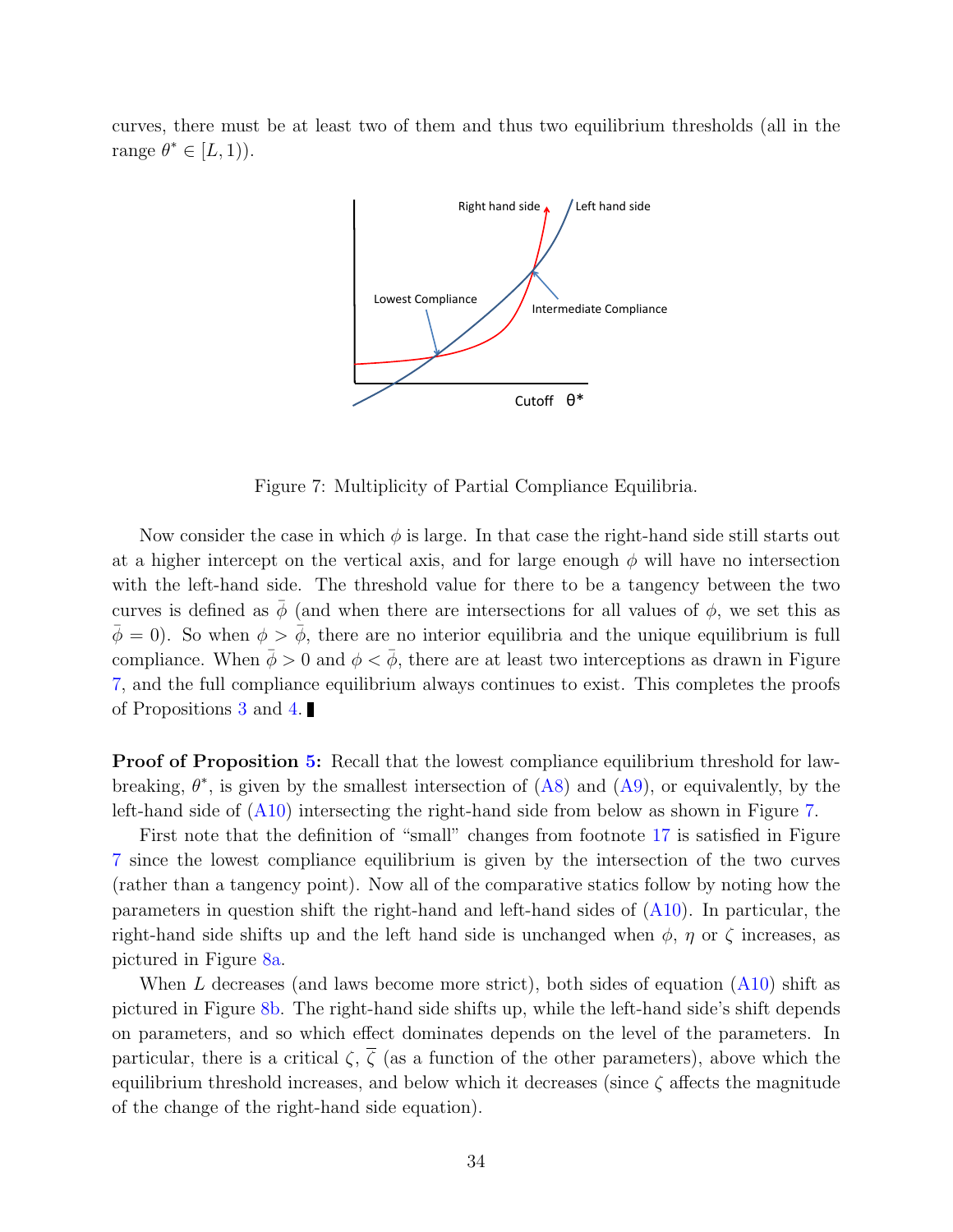curves, there must be at least two of them and thus two equilibrium thresholds (all in the range $\theta^* \in [L, 1)$).

Figure 7: Multiplicity of Partial Compliance Equilibria.

Now consider the case in which $\phi$ is large. In that case the right-hand side still starts out at a higher intercept on the vertical axis, and for large enough $\phi$ will have no intersection with the left-hand side. The threshold value for there to be a tangency between the two curves is defined as $\bar{\phi}$ (and when there are intersections for all values of $\phi$, we set this as $\bar{\phi} = 0$). So when $\phi > \bar{\phi}$, there are no interior equilibria and the unique equilibrium is full compliance. When $\bar{\phi} > 0$ and $\phi < \bar{\phi}$, there are at least two interceptions as drawn in Figure 7, and the full compliance equilibrium always continues to exist. This completes the proofs of Propositions 3 and 4. ∎

**Proof of Proposition 5:** Recall that the lowest compliance equilibrium threshold for law-breaking, $\theta^*$, is given by the smallest intersection of (A8) and (A9), or equivalently, by the left-hand side of (A10) intersecting the right-hand side from below as shown in Figure 7.

First note that the definition of "small" changes from footnote 17 is satisfied in Figure 7 since the lowest compliance equilibrium is given by the intersection of the two curves (rather than a tangency point). Now all of the comparative statics follow by noting how the parameters in question shift the right-hand and left-hand sides of (A10). In particular, the right-hand side shifts up and the left hand side is unchanged when $\phi$, $\eta$ or $\zeta$ increases, as pictured in Figure 8a.

When $L$ decreases (and laws become more strict), both sides of equation (A10) shift as pictured in Figure 8b. The right-hand side shifts up, while the left-hand side's shift depends on parameters, and so which effect dominates depends on the level of the parameters. In particular, there is a critical $\zeta$, $\overline{\zeta}$ (as a function of the other parameters), above which the equilibrium threshold increases, and below which it decreases (since $\zeta$ affects the magnitude of the change of the right-hand side equation).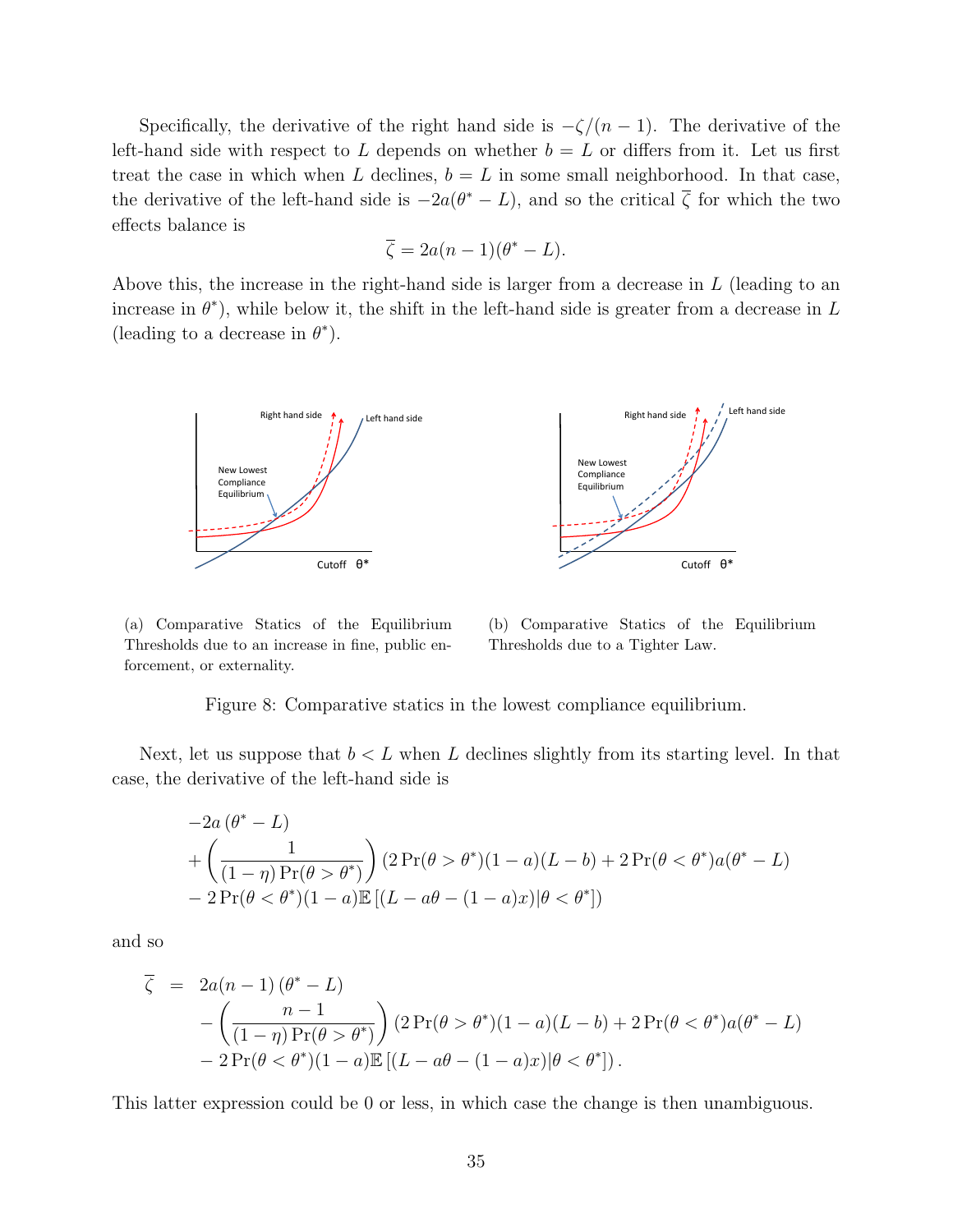Specifically, the derivative of the right hand side is $-\zeta/(n-1)$. The derivative of the left-hand side with respect to $L$ depends on whether $b = L$ or differs from it. Let us first treat the case in which when $L$ declines, $b = L$ in some small neighborhood. In that case, the derivative of the left-hand side is $-2a(\theta^* - L)$, and so the critical $\overline{\zeta}$ for which the two effects balance is

$$\overline{\zeta} = 2a(n-1)(\theta^* - L).$$

Above this, the increase in the right-hand side is larger from a decrease in $L$ (leading to an increase in $\theta^*$), while below it, the shift in the left-hand side is greater from a decrease in $L$ (leading to a decrease in $\theta^*$).

(a) Comparative Statics of the Equilibrium Thresholds due to an increase in fine, public enforcement, or externality.

(b) Comparative Statics of the Equilibrium Thresholds due to a Tighter Law.

Figure 8: Comparative statics in the lowest compliance equilibrium.

Next, let us suppose that $b < L$ when $L$ declines slightly from its starting level. In that case, the derivative of the left-hand side is

$$\begin{aligned}
&-2a\left(\theta^* - L\right) \\
&+\left(\frac{1}{(1-\eta)\Pr(\theta > \theta^*)}\right)\left(2\Pr(\theta > \theta^*)(1-a)(L-b) + 2\Pr(\theta < \theta^*)a(\theta^* - L)\right. \\
&\left. - 2\Pr(\theta < \theta^*)(1-a)\mathbb{E}\left[(L - a\theta - (1-a)x)|\theta < \theta^*\right]\right)
\end{aligned}$$

and so

$$\begin{aligned}
\overline{\zeta} \;=\;& 2a(n-1)\left(\theta^* - L\right) \\
&-\left(\frac{n-1}{(1-\eta)\Pr(\theta > \theta^*)}\right)\left(2\Pr(\theta > \theta^*)(1-a)(L-b) + 2\Pr(\theta < \theta^*)a(\theta^* - L)\right. \\
&\left. - 2\Pr(\theta < \theta^*)(1-a)\mathbb{E}\left[(L - a\theta - (1-a)x)|\theta < \theta^*\right]\right).
\end{aligned}$$

This latter expression could be 0 or less, in which case the change is then unambiguous.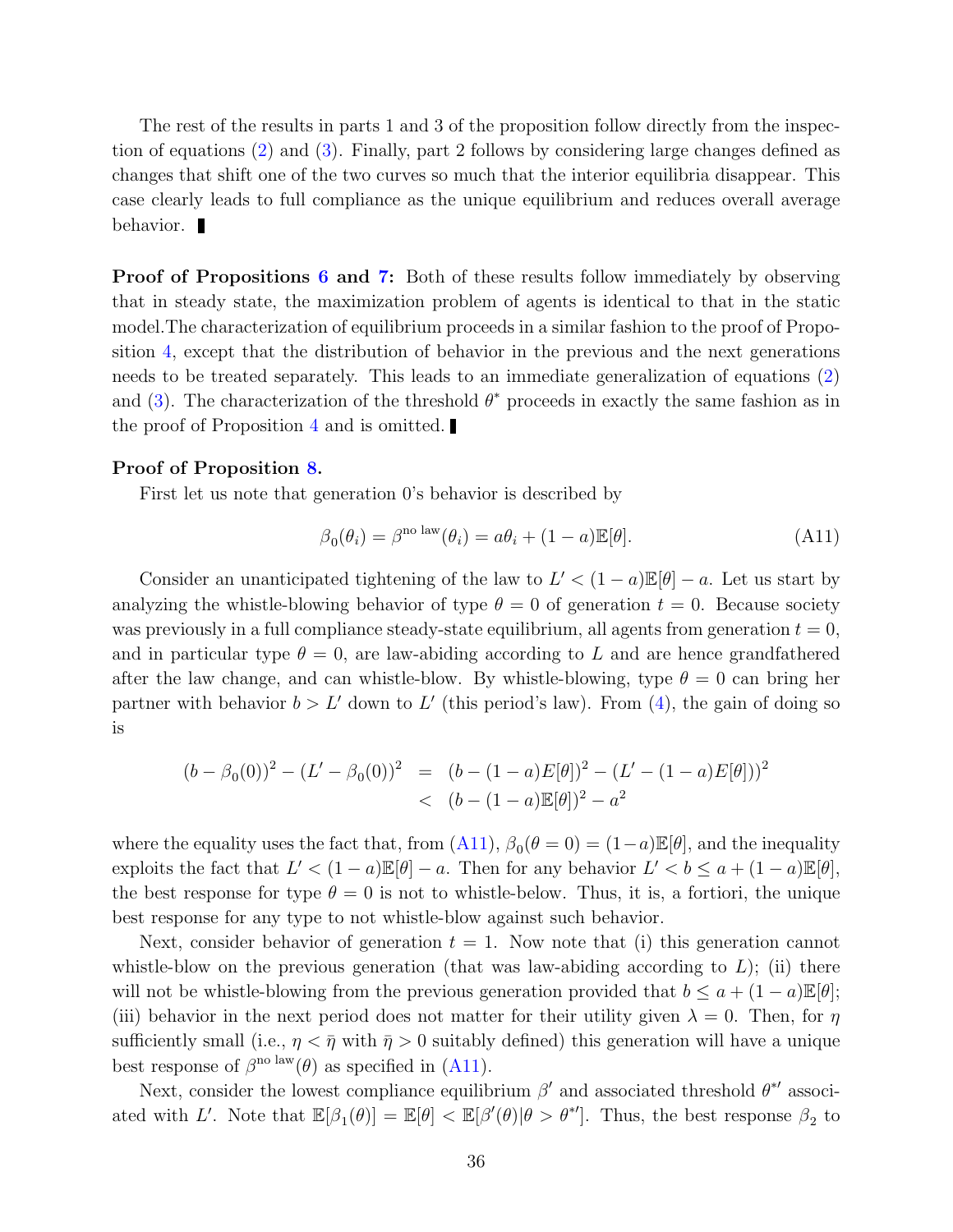The rest of the results in parts 1 and 3 of the proposition follow directly from the inspection of equations (2) and (3). Finally, part 2 follows by considering large changes defined as changes that shift one of the two curves so much that the interior equilibria disappear. This case clearly leads to full compliance as the unique equilibrium and reduces overall average behavior. ∎

**Proof of Propositions 6 and 7:** Both of these results follow immediately by observing that in steady state, the maximization problem of agents is identical to that in the static model.The characterization of equilibrium proceeds in a similar fashion to the proof of Proposition 4, except that the distribution of behavior in the previous and the next generations needs to be treated separately. This leads to an immediate generalization of equations (2) and (3). The characterization of the threshold $\theta^*$ proceeds in exactly the same fashion as in the proof of Proposition 4 and is omitted. ∎

**Proof of Proposition 8.**

First let us note that generation 0's behavior is described by

$$\beta_0(\theta_i) = \beta^{\text{no law}}(\theta_i) = a\theta_i + (1-a)\mathbb{E}[\theta]. \tag{A11}$$

Consider an unanticipated tightening of the law to $L' < (1-a)\mathbb{E}[\theta] - a$. Let us start by analyzing the whistle-blowing behavior of type $\theta = 0$ of generation $t = 0$. Because society was previously in a full compliance steady-state equilibrium, all agents from generation $t = 0$, and in particular type $\theta = 0$, are law-abiding according to $L$ and are hence grandfathered after the law change, and can whistle-blow. By whistle-blowing, type $\theta = 0$ can bring her partner with behavior $b > L'$ down to $L'$ (this period's law). From (4), the gain of doing so is

$$\begin{aligned}
(b - \beta_0(0))^2 - (L' - \beta_0(0))^2 &= (b - (1-a)E[\theta])^2 - (L' - (1-a)E[\theta]))^2 \\
&< (b - (1-a)\mathbb{E}[\theta])^2 - a^2
\end{aligned}$$

where the equality uses the fact that, from (A11), $\beta_0(\theta = 0) = (1-a)\mathbb{E}[\theta]$, and the inequality exploits the fact that $L' < (1-a)\mathbb{E}[\theta] - a$. Then for any behavior $L' < b \leq a + (1-a)\mathbb{E}[\theta]$, the best response for type $\theta = 0$ is not to whistle-below. Thus, it is, a fortiori, the unique best response for any type to not whistle-blow against such behavior.

Next, consider behavior of generation $t = 1$. Now note that (i) this generation cannot whistle-blow on the previous generation (that was law-abiding according to $L$); (ii) there will not be whistle-blowing from the previous generation provided that $b \leq a + (1-a)\mathbb{E}[\theta]$; (iii) behavior in the next period does not matter for their utility given $\lambda = 0$. Then, for $\eta$ sufficiently small (i.e., $\eta < \bar{\eta}$ with $\bar{\eta} > 0$ suitably defined) this generation will have a unique best response of $\beta^{\text{no law}}(\theta)$ as specified in (A11).

Next, consider the lowest compliance equilibrium $\beta'$ and associated threshold $\theta^{*\prime}$ associated with $L'$. Note that $\mathbb{E}[\beta_1(\theta)] = \mathbb{E}[\theta] < \mathbb{E}[\beta'(\theta)|\theta > \theta^{*\prime}]$. Thus, the best response $\beta_2$ to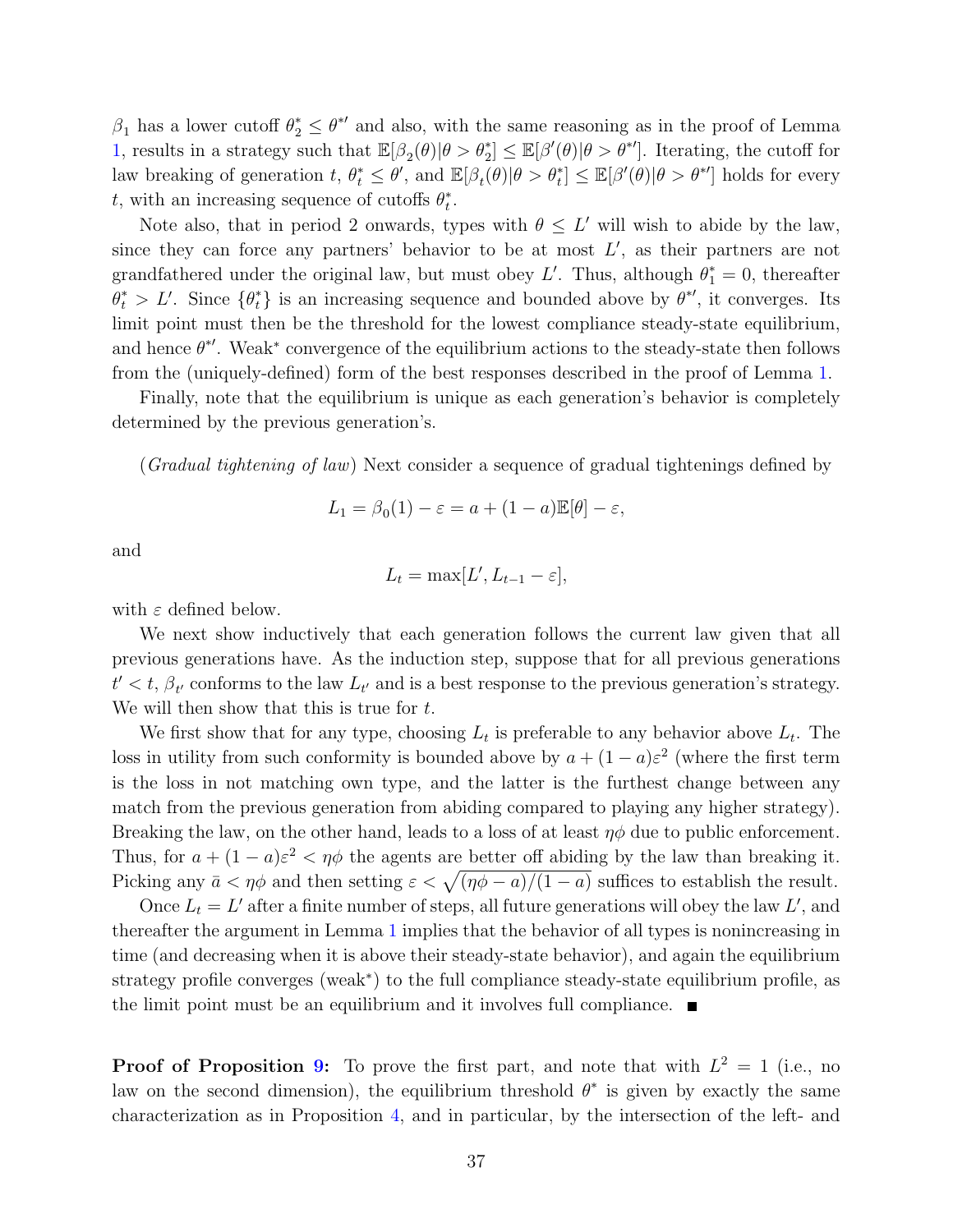$\beta_1$ has a lower cutoff $\theta_2^* \leq \theta^{*\prime}$ and also, with the same reasoning as in the proof of Lemma 1, results in a strategy such that $\mathbb{E}[\beta_2(\theta)|\theta > \theta_2^*] \leq \mathbb{E}[\beta'(\theta)|\theta > \theta^{*\prime}]$. Iterating, the cutoff for law breaking of generation $t$, $\theta_t^* \leq \theta'$, and $\mathbb{E}[\beta_t(\theta)|\theta > \theta_t^*] \leq \mathbb{E}[\beta'(\theta)|\theta > \theta^{*\prime}]$ holds for every $t$, with an increasing sequence of cutoffs $\theta_t^*$.

Note also, that in period 2 onwards, types with $\theta \leq L'$ will wish to abide by the law, since they can force any partners' behavior to be at most $L'$, as their partners are not grandfathered under the original law, but must obey $L'$. Thus, although $\theta_1^* = 0$, thereafter $\theta_t^* > L'$. Since $\{\theta_t^*\}$ is an increasing sequence and bounded above by $\theta^{*\prime}$, it converges. Its limit point must then be the threshold for the lowest compliance steady-state equilibrium, and hence $\theta^{*\prime}$. Weak* convergence of the equilibrium actions to the steady-state then follows from the (uniquely-defined) form of the best responses described in the proof of Lemma 1.

Finally, note that the equilibrium is unique as each generation's behavior is completely determined by the previous generation's.

(*Gradual tightening of law*) Next consider a sequence of gradual tightenings defined by

$$L_1 = \beta_0(1) - \varepsilon = a + (1-a)\mathbb{E}[\theta] - \varepsilon,$$

and

$$L_t = \max[L', L_{t-1} - \varepsilon],$$

with $\varepsilon$ defined below.

We next show inductively that each generation follows the current law given that all previous generations have. As the induction step, suppose that for all previous generations $t' < t$, $\beta_{t'}$ conforms to the law $L_{t'}$ and is a best response to the previous generation's strategy. We will then show that this is true for $t$.

We first show that for any type, choosing $L_t$ is preferable to any behavior above $L_t$. The loss in utility from such conformity is bounded above by $a + (1-a)\varepsilon^2$ (where the first term is the loss in not matching own type, and the latter is the furthest change between any match from the previous generation from abiding compared to playing any higher strategy). Breaking the law, on the other hand, leads to a loss of at least $\eta\phi$ due to public enforcement. Thus, for $a + (1-a)\varepsilon^2 < \eta\phi$ the agents are better off abiding by the law than breaking it. Picking any $\bar{a} < \eta\phi$ and then setting $\varepsilon < \sqrt{(\eta\phi - a)/(1-a)}$ suffices to establish the result.

Once $L_t = L'$ after a finite number of steps, all future generations will obey the law $L'$, and thereafter the argument in Lemma 1 implies that the behavior of all types is nonincreasing in time (and decreasing when it is above their steady-state behavior), and again the equilibrium strategy profile converges (weak*) to the full compliance steady-state equilibrium profile, as the limit point must be an equilibrium and it involves full compliance. ■

**Proof of Proposition 9:** To prove the first part, and note that with $L^2 = 1$ (i.e., no law on the second dimension), the equilibrium threshold $\theta^*$ is given by exactly the same characterization as in Proposition 4, and in particular, by the intersection of the left- and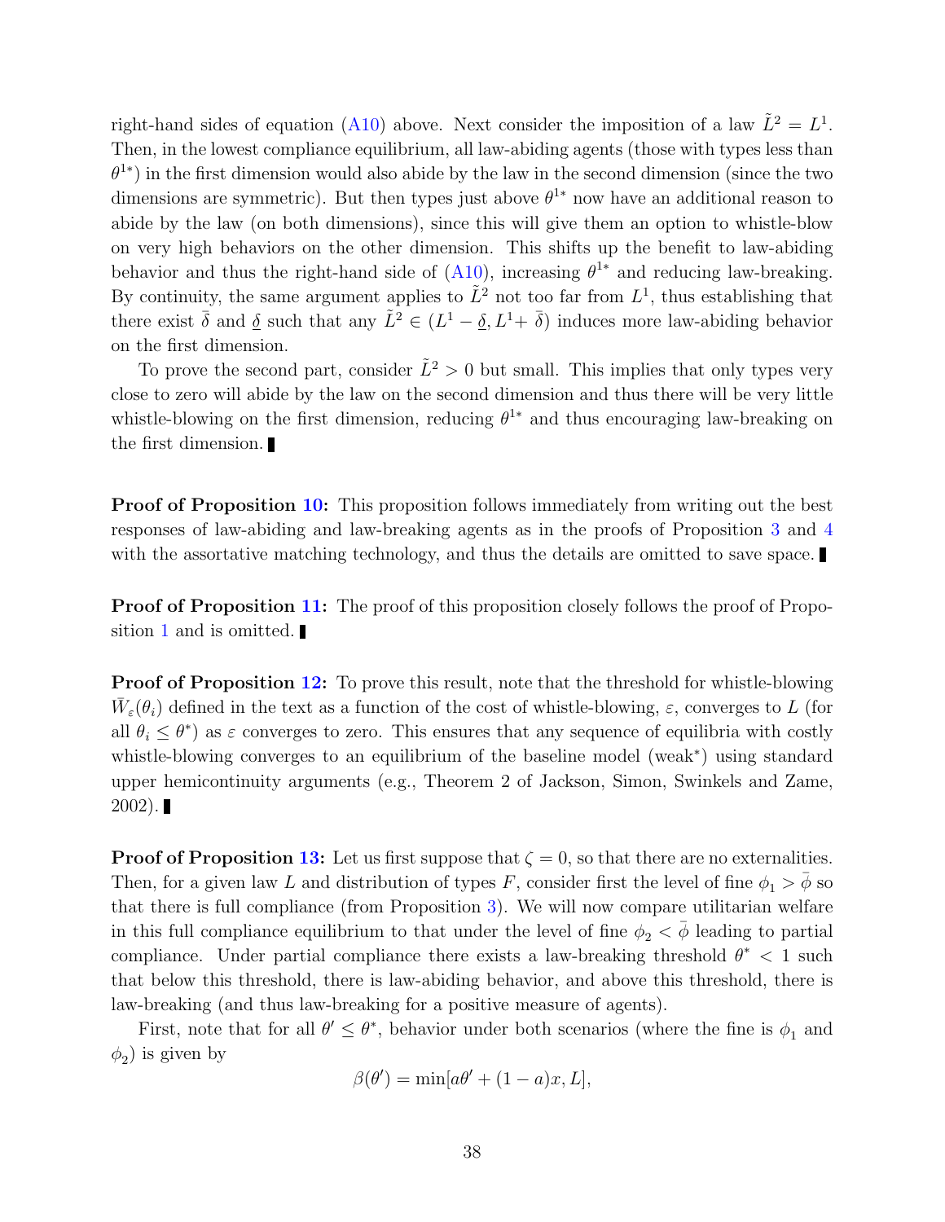right-hand sides of equation (A10) above. Next consider the imposition of a law $\tilde{L}^2 = L^1$. Then, in the lowest compliance equilibrium, all law-abiding agents (those with types less than $\theta^{1*}$) in the first dimension would also abide by the law in the second dimension (since the two dimensions are symmetric). But then types just above $\theta^{1*}$ now have an additional reason to abide by the law (on both dimensions), since this will give them an option to whistle-blow on very high behaviors on the other dimension. This shifts up the benefit to law-abiding behavior and thus the right-hand side of (A10), increasing $\theta^{1*}$ and reducing law-breaking. By continuity, the same argument applies to $\tilde{L}^2$ not too far from $L^1$, thus establishing that there exist $\bar{\delta}$ and $\underline{\delta}$ such that any $\tilde{L}^2 \in (L^1 - \underline{\delta}, L^1 + \bar{\delta})$ induces more law-abiding behavior on the first dimension.

To prove the second part, consider $\tilde{L}^2 > 0$ but small. This implies that only types very close to zero will abide by the law on the second dimension and thus there will be very little whistle-blowing on the first dimension, reducing $\theta^{1*}$ and thus encouraging law-breaking on the first dimension. ∎

**Proof of Proposition 10:** This proposition follows immediately from writing out the best responses of law-abiding and law-breaking agents as in the proofs of Proposition 3 and 4 with the assortative matching technology, and thus the details are omitted to save space. ∎

**Proof of Proposition 11:** The proof of this proposition closely follows the proof of Proposition 1 and is omitted. ∎

**Proof of Proposition 12:** To prove this result, note that the threshold for whistle-blowing $\bar{W}_\varepsilon(\theta_i)$ defined in the text as a function of the cost of whistle-blowing, $\varepsilon$, converges to $L$ (for all $\theta_i \leq \theta^*$) as $\varepsilon$ converges to zero. This ensures that any sequence of equilibria with costly whistle-blowing converges to an equilibrium of the baseline model (weak*) using standard upper hemicontinuity arguments (e.g., Theorem 2 of Jackson, Simon, Swinkels and Zame, 2002). ∎

**Proof of Proposition 13:** Let us first suppose that $\zeta = 0$, so that there are no externalities. Then, for a given law $L$ and distribution of types $F$, consider first the level of fine $\phi_1 > \bar{\phi}$ so that there is full compliance (from Proposition 3). We will now compare utilitarian welfare in this full compliance equilibrium to that under the level of fine $\phi_2 < \bar{\phi}$ leading to partial compliance. Under partial compliance there exists a law-breaking threshold $\theta^* < 1$ such that below this threshold, there is law-abiding behavior, and above this threshold, there is law-breaking (and thus law-breaking for a positive measure of agents).

First, note that for all $\theta' \leq \theta^*$, behavior under both scenarios (where the fine is $\phi_1$ and $\phi_2$) is given by

$$\beta(\theta') = \min[a\theta' + (1-a)x, L],$$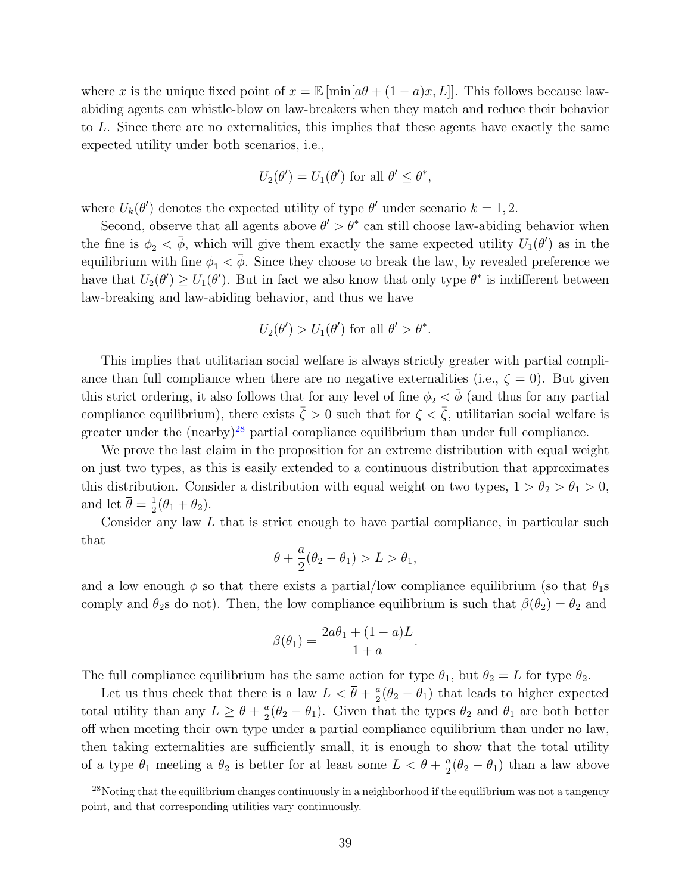where $x$ is the unique fixed point of $x = \mathbb{E}[\min[a\theta + (1-a)x, L]]$. This follows because law-abiding agents can whistle-blow on law-breakers when they match and reduce their behavior to $L$. Since there are no externalities, this implies that these agents have exactly the same expected utility under both scenarios, i.e.,

$$U_2(\theta') = U_1(\theta') \text{ for all } \theta' \leq \theta^*,$$

where $U_k(\theta')$ denotes the expected utility of type $\theta'$ under scenario $k = 1, 2$.

Second, observe that all agents above $\theta' > \theta^*$ can still choose law-abiding behavior when the fine is $\phi_2 < \bar{\phi}$, which will give them exactly the same expected utility $U_1(\theta')$ as in the equilibrium with fine $\phi_1 < \bar{\phi}$. Since they choose to break the law, by revealed preference we have that $U_2(\theta') \geq U_1(\theta')$. But in fact we also know that only type $\theta^*$ is indifferent between law-breaking and law-abiding behavior, and thus we have

$$U_2(\theta') > U_1(\theta') \text{ for all } \theta' > \theta^*.$$

This implies that utilitarian social welfare is always strictly greater with partial compliance than full compliance when there are no negative externalities (i.e., $\zeta = 0$). But given this strict ordering, it also follows that for any level of fine $\phi_2 < \bar{\phi}$ (and thus for any partial compliance equilibrium), there exists $\bar{\zeta} > 0$ such that for $\zeta < \bar{\zeta}$, utilitarian social welfare is greater under the (nearby)[28] partial compliance equilibrium than under full compliance.

We prove the last claim in the proposition for an extreme distribution with equal weight on just two types, as this is easily extended to a continuous distribution that approximates this distribution. Consider a distribution with equal weight on two types, $1 > \theta_2 > \theta_1 > 0$, and let $\overline{\theta} = \frac{1}{2}(\theta_1 + \theta_2)$.

Consider any law $L$ that is strict enough to have partial compliance, in particular such that

$$\overline{\theta} + \frac{a}{2}(\theta_2 - \theta_1) > L > \theta_1,$$

and a low enough $\phi$ so that there exists a partial/low compliance equilibrium (so that $\theta_1$s comply and $\theta_2$s do not). Then, the low compliance equilibrium is such that $\beta(\theta_2) = \theta_2$ and

$$\beta(\theta_1) = \frac{2a\theta_1 + (1-a)L}{1+a}.$$

The full compliance equilibrium has the same action for type $\theta_1$, but $\theta_2 = L$ for type $\theta_2$.

Let us thus check that there is a law $L < \overline{\theta} + \frac{a}{2}(\theta_2 - \theta_1)$ that leads to higher expected total utility than any $L \geq \overline{\theta} + \frac{a}{2}(\theta_2 - \theta_1)$. Given that the types $\theta_2$ and $\theta_1$ are both better off when meeting their own type under a partial compliance equilibrium than under no law, then taking externalities are sufficiently small, it is enough to show that the total utility of a type $\theta_1$ meeting a $\theta_2$ is better for at least some $L < \overline{\theta} + \frac{a}{2}(\theta_2 - \theta_1)$ than a law above

[28] Noting that the equilibrium changes continuously in a neighborhood if the equilibrium was not a tangency point, and that corresponding utilities vary continuously.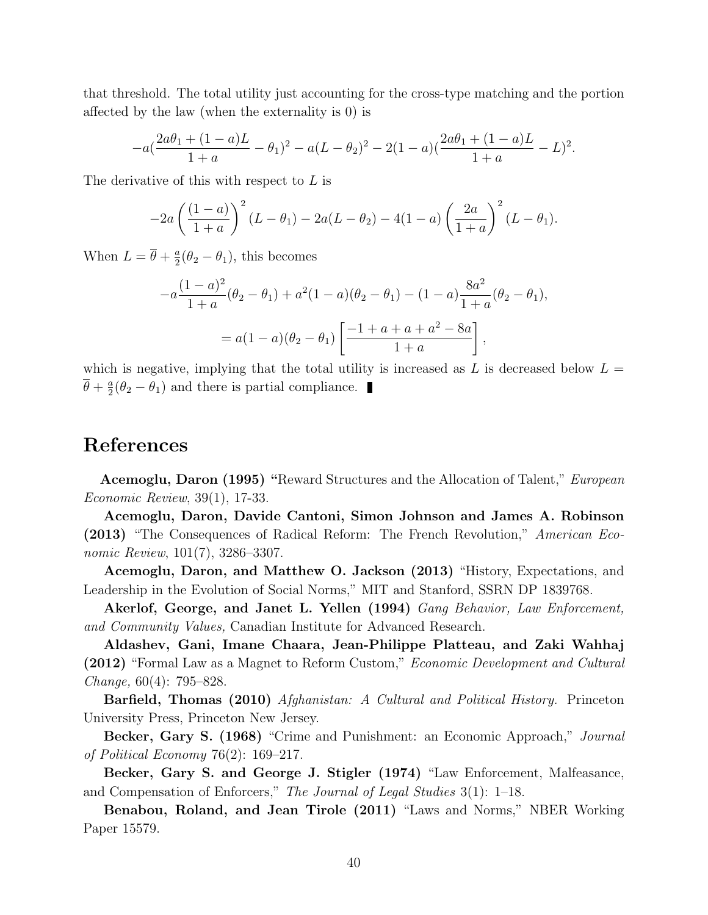that threshold. The total utility just accounting for the cross-type matching and the portion affected by the law (when the externality is 0) is

$$-a(\frac{2a\theta_1 + (1-a)L}{1+a} - \theta_1)^2 - a(L - \theta_2)^2 - 2(1-a)(\frac{2a\theta_1 + (1-a)L}{1+a} - L)^2.$$

The derivative of this with respect to $L$ is

$$-2a\left(\frac{(1-a)}{1+a}\right)^2 (L - \theta_1) - 2a(L - \theta_2) - 4(1-a)\left(\frac{2a}{1+a}\right)^2 (L - \theta_1).$$

When $L = \overline{\theta} + \frac{a}{2}(\theta_2 - \theta_1)$, this becomes

$$-a\frac{(1-a)^2}{1+a}(\theta_2 - \theta_1) + a^2(1-a)(\theta_2 - \theta_1) - (1-a)\frac{8a^2}{1+a}(\theta_2 - \theta_1),$$

$$= a(1-a)(\theta_2 - \theta_1)\left[\frac{-1 + a + a + a^2 - 8a}{1+a}\right],$$

which is negative, implying that the total utility is increased as $L$ is decreased below $L = \overline{\theta} + \frac{a}{2}(\theta_2 - \theta_1)$ and there is partial compliance. ∎

# References

**Acemoglu, Daron (1995)** "Reward Structures and the Allocation of Talent," *European Economic Review*, 39(1), 17-33.

**Acemoglu, Daron, Davide Cantoni, Simon Johnson and James A. Robinson (2013)** "The Consequences of Radical Reform: The French Revolution," *American Economic Review*, 101(7), 3286–3307.

**Acemoglu, Daron, and Matthew O. Jackson (2013)** "History, Expectations, and Leadership in the Evolution of Social Norms," MIT and Stanford, SSRN DP 1839768.

**Akerlof, George, and Janet L. Yellen (1994)** *Gang Behavior, Law Enforcement, and Community Values,* Canadian Institute for Advanced Research.

**Aldashev, Gani, Imane Chaara, Jean-Philippe Platteau, and Zaki Wahhaj (2012)** "Formal Law as a Magnet to Reform Custom," *Economic Development and Cultural Change,* 60(4): 795–828.

**Barfield, Thomas (2010)** *Afghanistan: A Cultural and Political History.* Princeton University Press, Princeton New Jersey.

**Becker, Gary S. (1968)** "Crime and Punishment: an Economic Approach," *Journal of Political Economy* 76(2): 169–217.

**Becker, Gary S. and George J. Stigler (1974)** "Law Enforcement, Malfeasance, and Compensation of Enforcers," *The Journal of Legal Studies* 3(1): 1–18.

**Benabou, Roland, and Jean Tirole (2011)** "Laws and Norms," NBER Working Paper 15579.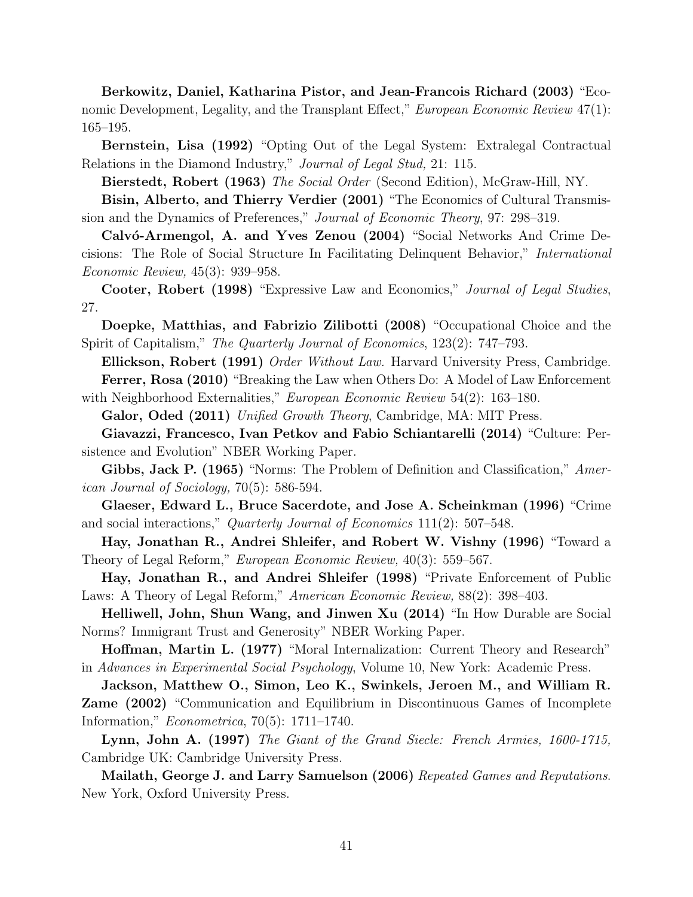**Berkowitz, Daniel, Katharina Pistor, and Jean-Francois Richard (2003)** "Economic Development, Legality, and the Transplant Effect," *European Economic Review* 47(1): 165–195.

**Bernstein, Lisa (1992)** "Opting Out of the Legal System: Extralegal Contractual Relations in the Diamond Industry," *Journal of Legal Stud,* 21: 115.

**Bierstedt, Robert (1963)** *The Social Order* (Second Edition), McGraw-Hill, NY.

**Bisin, Alberto, and Thierry Verdier (2001)** "The Economics of Cultural Transmission and the Dynamics of Preferences," *Journal of Economic Theory*, 97: 298–319.

**Calvó-Armengol, A. and Yves Zenou (2004)** "Social Networks And Crime Decisions: The Role of Social Structure In Facilitating Delinquent Behavior," *International Economic Review,* 45(3): 939–958.

**Cooter, Robert (1998)** "Expressive Law and Economics," *Journal of Legal Studies*, 27.

**Doepke, Matthias, and Fabrizio Zilibotti (2008)** "Occupational Choice and the Spirit of Capitalism," *The Quarterly Journal of Economics*, 123(2): 747–793.

**Ellickson, Robert (1991)** *Order Without Law.* Harvard University Press, Cambridge.

**Ferrer, Rosa (2010)** "Breaking the Law when Others Do: A Model of Law Enforcement with Neighborhood Externalities," *European Economic Review* 54(2): 163–180.

**Galor, Oded (2011)** *Unified Growth Theory*, Cambridge, MA: MIT Press.

**Giavazzi, Francesco, Ivan Petkov and Fabio Schiantarelli (2014)** "Culture: Persistence and Evolution" NBER Working Paper.

**Gibbs, Jack P. (1965)** "Norms: The Problem of Definition and Classification," *American Journal of Sociology,* 70(5): 586-594.

**Glaeser, Edward L., Bruce Sacerdote, and Jose A. Scheinkman (1996)** "Crime and social interactions," *Quarterly Journal of Economics* 111(2): 507–548.

**Hay, Jonathan R., Andrei Shleifer, and Robert W. Vishny (1996)** "Toward a Theory of Legal Reform," *European Economic Review,* 40(3): 559–567.

**Hay, Jonathan R., and Andrei Shleifer (1998)** "Private Enforcement of Public Laws: A Theory of Legal Reform," *American Economic Review,* 88(2): 398–403.

**Helliwell, John, Shun Wang, and Jinwen Xu (2014)** "In How Durable are Social Norms? Immigrant Trust and Generosity" NBER Working Paper.

**Hoffman, Martin L. (1977)** "Moral Internalization: Current Theory and Research" in *Advances in Experimental Social Psychology*, Volume 10, New York: Academic Press.

**Jackson, Matthew O., Simon, Leo K., Swinkels, Jeroen M., and William R. Zame (2002)** "Communication and Equilibrium in Discontinuous Games of Incomplete Information," *Econometrica*, 70(5): 1711–1740.

**Lynn, John A. (1997)** *The Giant of the Grand Siecle: French Armies, 1600-1715,* Cambridge UK: Cambridge University Press.

**Mailath, George J. and Larry Samuelson (2006)** *Repeated Games and Reputations*. New York, Oxford University Press.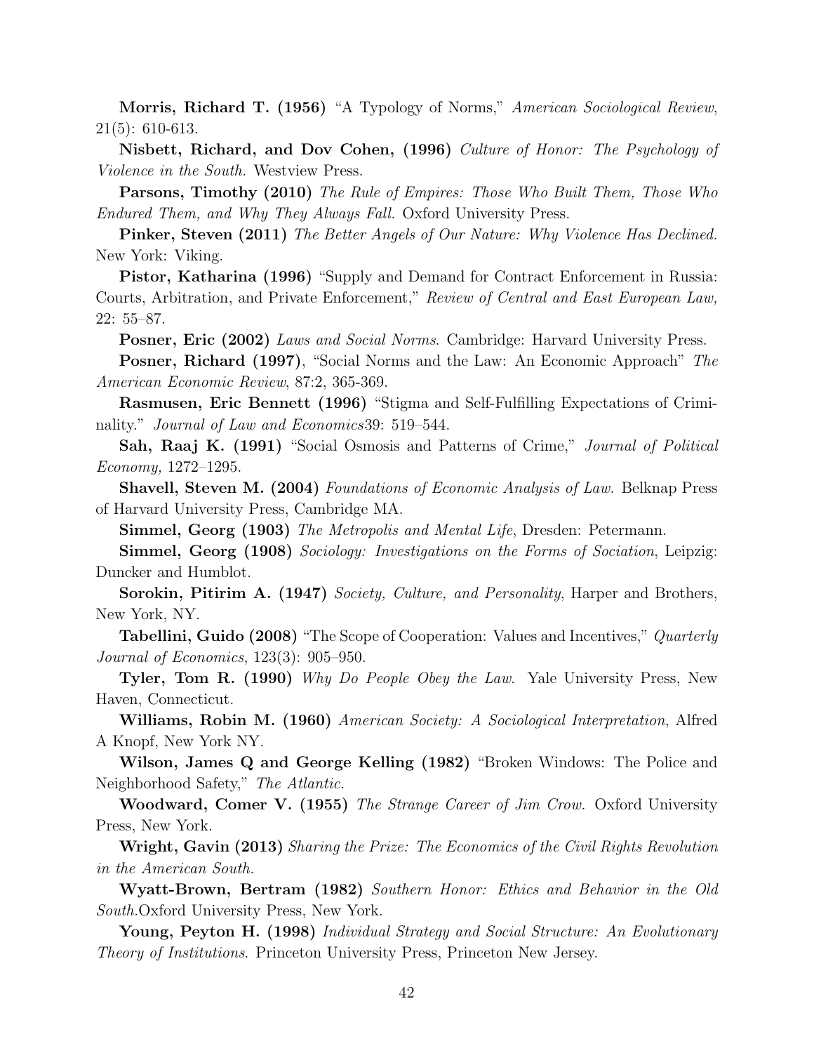**Morris, Richard T. (1956)** "A Typology of Norms," *American Sociological Review*, 21(5): 610-613.

**Nisbett, Richard, and Dov Cohen, (1996)** *Culture of Honor: The Psychology of Violence in the South.* Westview Press.

**Parsons, Timothy (2010)** *The Rule of Empires: Those Who Built Them, Those Who Endured Them, and Why They Always Fall.* Oxford University Press.

**Pinker, Steven (2011)** *The Better Angels of Our Nature: Why Violence Has Declined.* New York: Viking.

**Pistor, Katharina (1996)** "Supply and Demand for Contract Enforcement in Russia: Courts, Arbitration, and Private Enforcement," *Review of Central and East European Law,* 22: 55–87.

**Posner, Eric (2002)** *Laws and Social Norms*. Cambridge: Harvard University Press.

**Posner, Richard (1997)**, "Social Norms and the Law: An Economic Approach" *The American Economic Review*, 87:2, 365-369.

**Rasmusen, Eric Bennett (1996)** "Stigma and Self-Fulfilling Expectations of Criminality." *Journal of Law and Economics*39: 519–544.

**Sah, Raaj K. (1991)** "Social Osmosis and Patterns of Crime," *Journal of Political Economy,* 1272–1295.

**Shavell, Steven M. (2004)** *Foundations of Economic Analysis of Law.* Belknap Press of Harvard University Press, Cambridge MA.

**Simmel, Georg (1903)** *The Metropolis and Mental Life*, Dresden: Petermann.

**Simmel, Georg (1908)** *Sociology: Investigations on the Forms of Sociation*, Leipzig: Duncker and Humblot.

**Sorokin, Pitirim A. (1947)** *Society, Culture, and Personality*, Harper and Brothers, New York, NY.

**Tabellini, Guido (2008)** "The Scope of Cooperation: Values and Incentives," *Quarterly Journal of Economics*, 123(3): 905–950.

**Tyler, Tom R. (1990)** *Why Do People Obey the Law.* Yale University Press, New Haven, Connecticut.

**Williams, Robin M. (1960)** *American Society: A Sociological Interpretation*, Alfred A Knopf, New York NY.

**Wilson, James Q and George Kelling (1982)** "Broken Windows: The Police and Neighborhood Safety," *The Atlantic.*

**Woodward, Comer V. (1955)** *The Strange Career of Jim Crow.* Oxford University Press, New York.

**Wright, Gavin (2013)** *Sharing the Prize: The Economics of the Civil Rights Revolution in the American South.*

**Wyatt-Brown, Bertram (1982)** *Southern Honor: Ethics and Behavior in the Old South.*Oxford University Press, New York.

**Young, Peyton H. (1998)** *Individual Strategy and Social Structure: An Evolutionary Theory of Institutions*. Princeton University Press, Princeton New Jersey.